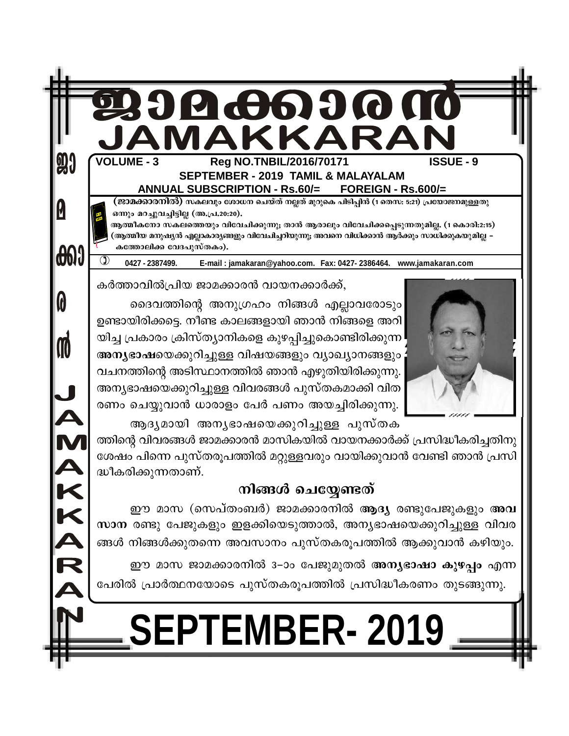# ജാമക്കാരൻ
# JAMAKKARAN

**VOLUME - 3** **Reg NO.TNBIL/2016/70171** **ISSUE - 9**

**SEPTEMBER - 2019 TAMIL & MALAYALAM**

**ANNUAL SUBSCRIPTION - Rs.60/= FOREIGN - Rs.600/=**

**(ജാമക്കാരനിൽ)** സകലവും ശോധന ചെയ്ത് നല്ലത് മുറുകെ പിടിപ്പിൻ (1 തെസ: 5:21) പ്രയോജനമുള്ളതു ഒന്നും മറച്ചുവച്ചിട്ടില്ല (അ.പ്ര.20:20).
ആത്മീകനോ സകലത്തെയും വിവേചിക്കുന്നു; താൻ ആരാലും വിവേചിക്കപ്പെടുന്നതുമില്ല. (1 കൊരി:2:15)
(ആത്മീയ മനുഷ്യൻ എല്ലാകാര്യങ്ങളും വിവേചിച്ചറിയുന്നു; അവനെ വിധിക്കാൻ ആർക്കും സാധിക്കുകയുമില്ല – കത്തോലിക്ക വേദപുസ്തകം).

0427 - 2387499. E-mail : jamakaran@yahoo.com. Fax: 0427- 2386464. www.jamakaran.com

കർത്താവിൽപ്രിയ ജാമക്കാരൻ വായനക്കാർക്ക്,

ദൈവത്തിന്റെ അനുഗ്രഹം നിങ്ങൾ എല്ലാവരോടും ഉണ്ടായിരിക്കട്ടെ. നീണ്ട കാലങ്ങളായി ഞാൻ നിങ്ങളെ അറിയിച്ച പ്രകാരം ക്രിസ്ത്യാനികളെ കുഴപ്പിച്ചുകൊണ്ടിരിക്കുന്ന **അന്യഭാഷ**യെക്കുറിച്ചുള്ള വിഷയങ്ങളും വ്യാഖ്യാനങ്ങളും വചനത്തിന്റെ അടിസ്ഥാനത്തിൽ ഞാൻ എഴുതിയിരിക്കുന്നു. അന്യഭാഷയെക്കുറിച്ചുള്ള വിവരങ്ങൾ പുസ്തകമാക്കി വിതരണം ചെയ്യുവാൻ ധാരാളം പേർ പണം അയച്ചിരിക്കുന്നു.

ആദ്യമായി അന്യഭാഷയെക്കുറിച്ചുള്ള പുസ്തകത്തിന്റെ വിവരങ്ങൾ ജാമക്കാരൻ മാസികയിൽ വായനക്കാർക്ക് പ്രസിദ്ധീകരിച്ചതിനു ശേഷം പിന്നെ പുസ്തരൂപത്തിൽ മറ്റുള്ളവരും വായിക്കുവാൻ വേണ്ടി ഞാൻ പ്രസിദ്ധീകരിക്കുന്നതാണ്.

## നിങ്ങൾ ചെയ്യേണ്ടത്

ഈ മാസ (സെപ്തംബർ) ജാമക്കാരനിൽ **ആദ്യ** രണ്ടുപേജുകളും **അവസാന** രണ്ടു പേജുകളും ഇളക്കിയെടുത്താൽ, അന്യഭാഷയെക്കുറിച്ചുള്ള വിവരങ്ങൾ നിങ്ങൾക്കുതന്നെ അവസാനം പുസ്തകരൂപത്തിൽ ആക്കുവാൻ കഴിയും.

ഈ മാസ ജാമക്കാരനിൽ 3–ാം പേജുമുതൽ **അന്യഭാഷാ കുഴപ്പം** എന്ന പേരിൽ പ്രാർത്ഥനയോടെ പുസ്തകരൂപത്തിൽ പ്രസിദ്ധീകരണം തുടങ്ങുന്നു.

# SEPTEMBER- 2019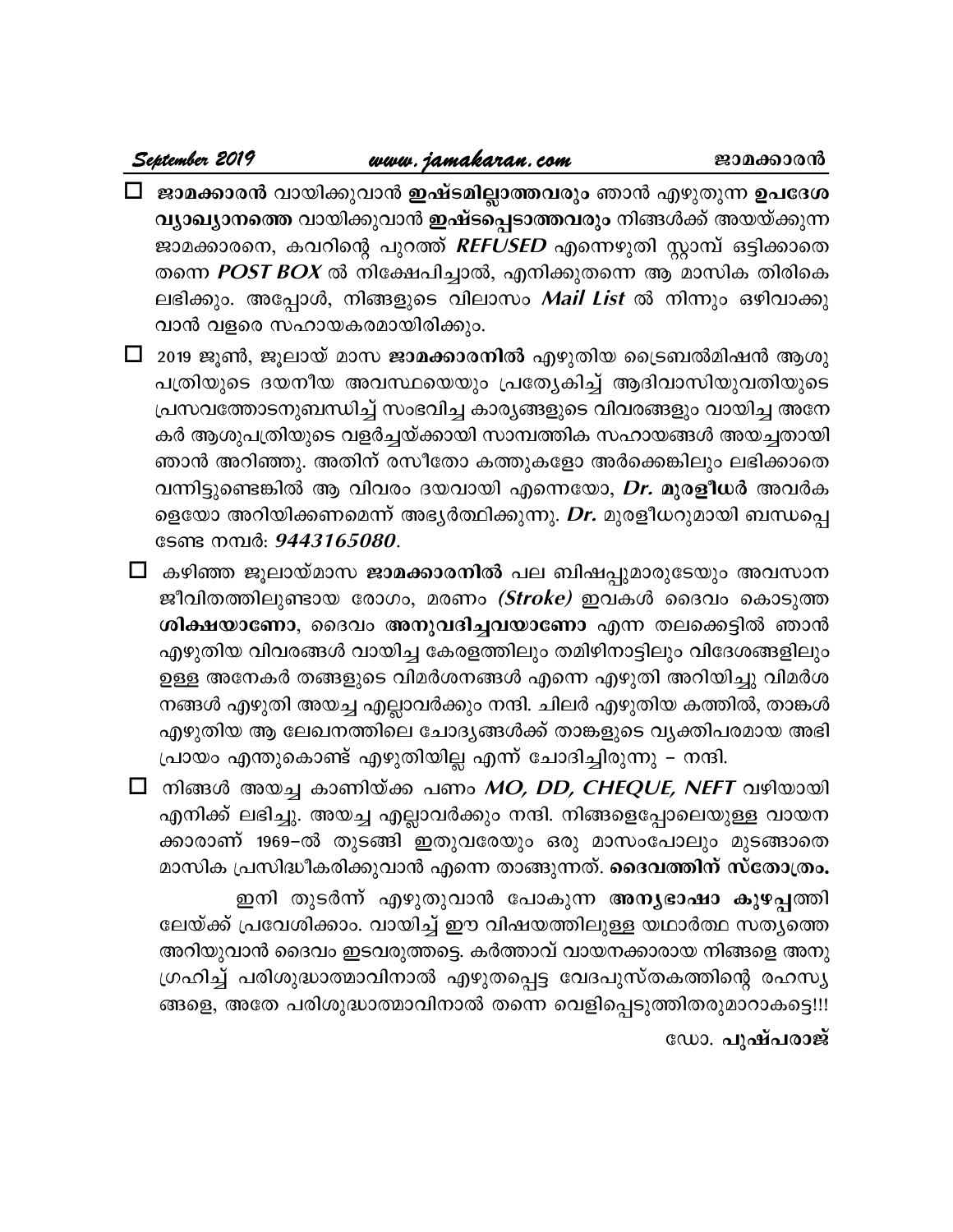- **ജാമക്കാരൻ** വായിക്കുവാൻ **ഇഷ്ടമില്ലാത്തവരും** ഞാൻ എഴുതുന്ന **ഉപദേശ വ്യാഖ്യാനത്തെ** വായിക്കുവാൻ **ഇഷ്ടപ്പെടാത്തവരും** നിങ്ങൾക്ക് അയയ്ക്കുന്ന ജാമക്കാരനെ, കവറിന്റെ പുറത്ത് ***REFUSED*** എന്നെഴുതി സ്റ്റാമ്പ് ഒട്ടിക്കാതെ തന്നെ ***POST BOX*** ൽ നിക്ഷേപിച്ചാൽ, എനിക്കുതന്നെ ആ മാസിക തിരികെ ലഭിക്കും. അപ്പോൾ, നിങ്ങളുടെ വിലാസം ***Mail List*** ൽ നിന്നും ഒഴിവാക്കുവാൻ വളരെ സഹായകരമായിരിക്കും.

- 2019 ജൂൺ, ജൂലായ് മാസ **ജാമക്കാരനിൽ** എഴുതിയ ട്രൈബൽമിഷൻ ആശുപത്രിയുടെ ദയനീയ അവസ്ഥയെയും പ്രത്യേകിച്ച് ആദിവാസിയുവതിയുടെ പ്രസവത്തോടനുബന്ധിച്ച് സംഭവിച്ച കാര്യങ്ങളുടെ വിവരങ്ങളും വായിച്ച അനേകർ ആശുപത്രിയുടെ വളർച്ചയ്ക്കായി സാമ്പത്തിക സഹായങ്ങൾ അയച്ചതായി ഞാൻ അറിഞ്ഞു. അതിന് രസീതോ കത്തുകളോ അർക്കെങ്കിലും ലഭിക്കാതെ വന്നിട്ടുണ്ടെങ്കിൽ ആ വിവരം ദയവായി എന്നെയോ, ***Dr.* മുരളീധർ** അവർകളെയോ അറിയിക്കണമെന്ന് അഭ്യർത്ഥിക്കുന്നു. ***Dr.*** മുരളീധറുമായി ബന്ധപ്പെടേണ്ട നമ്പർ: ***9443165080***.

- കഴിഞ്ഞ ജൂലായ്മാസ **ജാമക്കാരനിൽ** പല ബിഷപ്പുമാരുടേയും അവസാന ജീവിതത്തിലുണ്ടായ രോഗം, മരണം ***(Stroke)*** ഇവകൾ ദൈവം കൊടുത്ത **ശിക്ഷയാണോ**, ദൈവം **അനുവദിച്ചവയാണോ** എന്ന തലക്കെട്ടിൽ ഞാൻ എഴുതിയ വിവരങ്ങൾ വായിച്ച കേരളത്തിലും തമിഴ്നാട്ടിലും വിദേശങ്ങളിലും ഉള്ള അനേകർ തങ്ങളുടെ വിമർശനങ്ങൾ എന്നെ എഴുതി അറിയിച്ചു. വിമർശനങ്ങൾ എഴുതി അയച്ച എല്ലാവർക്കും നന്ദി. ചിലർ എഴുതിയ കത്തിൽ, താങ്കൾ എഴുതിയ ആ ലേഖനത്തിലെ ചോദ്യങ്ങൾക്ക് താങ്കളുടെ വ്യക്തിപരമായ അഭിപ്രായം എന്തുകൊണ്ട് എഴുതിയില്ല എന്ന് ചോദിച്ചിരുന്നു – നന്ദി.

- നിങ്ങൾ അയച്ച കാണിയ്ക്ക പണം ***MO, DD, CHEQUE, NEFT*** വഴിയായി എനിക്ക് ലഭിച്ചു. അയച്ച എല്ലാവർക്കും നന്ദി. നിങ്ങളെപ്പോലെയുള്ള വായനക്കാരാണ് 1969–ൽ തുടങ്ങി ഇതുവരേയും ഒരു മാസംപോലും മുടങ്ങാതെ മാസിക പ്രസിദ്ധീകരിക്കുവാൻ എന്നെ താങ്ങുന്നത്. **ദൈവത്തിന് സ്തോത്രം.**

ഇനി തുടർന്ന് എഴുതുവാൻ പോകുന്ന **അന്യഭാഷാ കുഴപ്പ**ത്തിലേയ്ക്ക് പ്രവേശിക്കാം. വായിച്ച് ഈ വിഷയത്തിലുള്ള യഥാർത്ഥ സത്യത്തെ അറിയുവാൻ ദൈവം ഇടവരുത്തട്ടെ. കർത്താവ് വായനക്കാരായ നിങ്ങളെ അനുഗ്രഹിച്ച് പരിശുദ്ധാത്മാവിനാൽ എഴുതപ്പെട്ട വേദപുസ്തകത്തിന്റെ രഹസ്യങ്ങളെ, അതേ പരിശുദ്ധാത്മാവിനാൽ തന്നെ വെളിപ്പെടുത്തിതരുമാറാകട്ടെ!!!

ഡോ. **പുഷ്പരാജ്**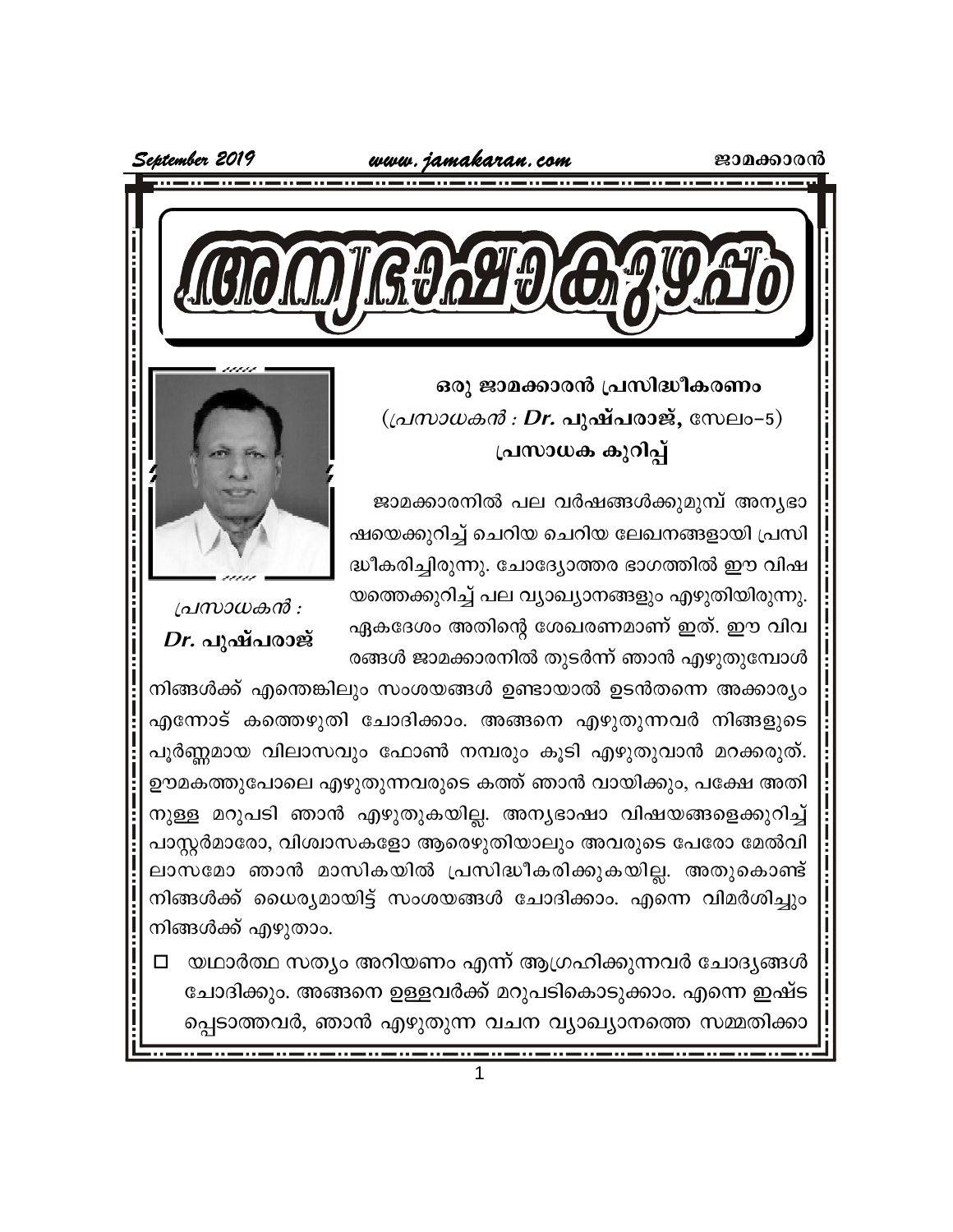# അന്യഭാഷാകുഴപ്പം

**ഒരു ജാമക്കാരൻ പ്രസിദ്ധീകരണം**

(*പ്രസാധകൻ : **Dr. പുഷ്പരാജ്,*** സേലം–5)

**പ്രസാധക കുറിപ്പ്**

*പ്രസാധകൻ :*
***Dr. പുഷ്പരാജ്***

ജാമക്കാരനിൽ പല വർഷങ്ങൾക്കുമുമ്പ് അന്യഭാഷയെക്കുറിച്ച് ചെറിയ ചെറിയ ലേഖനങ്ങളായി പ്രസിദ്ധീകരിച്ചിരുന്നു. ചോദ്യോത്തര ഭാഗത്തിൽ ഈ വിഷയത്തെക്കുറിച്ച് പല വ്യാഖ്യാനങ്ങളും എഴുതിയിരുന്നു. ഏകദേശം അതിന്റെ ശേഖരണമാണ് ഇത്. ഈ വിവരങ്ങൾ ജാമക്കാരനിൽ തുടർന്ന് ഞാൻ എഴുതുമ്പോൾ നിങ്ങൾക്ക് എന്തെങ്കിലും സംശയങ്ങൾ ഉണ്ടായാൽ ഉടൻതന്നെ അക്കാര്യം എന്നോട് കത്തെഴുതി ചോദിക്കാം. അങ്ങനെ എഴുതുന്നവർ നിങ്ങളുടെ പൂർണ്ണമായ വിലാസവും ഫോൺ നമ്പരും കൂടി എഴുതുവാൻ മറക്കരുത്. ഊമകത്തുപോലെ എഴുതുന്നവരുടെ കത്ത് ഞാൻ വായിക്കും, പക്ഷേ അതിനുള്ള മറുപടി ഞാൻ എഴുതുകയില്ല. അന്യഭാഷാ വിഷയങ്ങളെക്കുറിച്ച് പാസ്റ്റർമാരോ, വിശ്വാസകളോ ആരെഴുതിയാലും അവരുടെ പേരോ മേൽവിലാസമോ ഞാൻ മാസികയിൽ പ്രസിദ്ധീകരിക്കുകയില്ല. അതുകൊണ്ട് നിങ്ങൾക്ക് ധൈര്യമായിട്ട് സംശയങ്ങൾ ചോദിക്കാം. എന്നെ വിമർശിച്ചും നിങ്ങൾക്ക് എഴുതാം.

- യഥാർത്ഥ സത്യം അറിയണം എന്ന് ആഗ്രഹിക്കുന്നവർ ചോദ്യങ്ങൾ ചോദിക്കും. അങ്ങനെ ഉള്ളവർക്ക് മറുപടികൊടുക്കാം. എന്നെ ഇഷ്ടപ്പെടാത്തവർ, ഞാൻ എഴുതുന്ന വചന വ്യാഖ്യാനത്തെ സമ്മതിക്കാ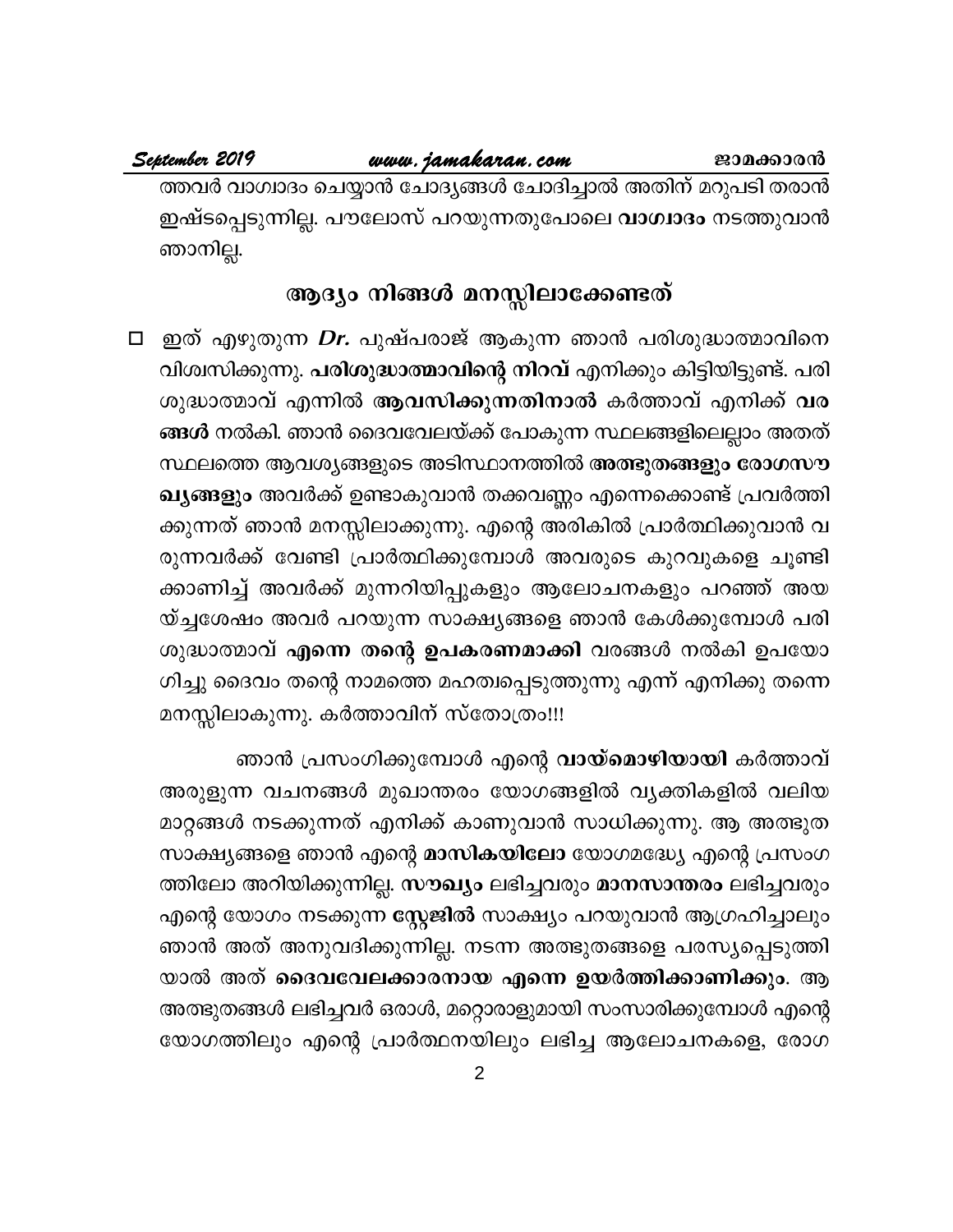ത്തവർ വാഗ്വാദം ചെയ്യാൻ ചോദ്യങ്ങൾ ചോദിച്ചാൽ അതിന് മറുപടി തരാൻ ഇഷ്ടപ്പെടുന്നില്ല. പൗലോസ് പറയുന്നതുപോലെ **വാഗ്വാദം** നടത്തുവാൻ ഞാനില്ല.

## ആദ്യം നിങ്ങൾ മനസ്സിലാക്കേണ്ടത്

☐ ഇത് എഴുതുന്ന ***Dr.*** പുഷ്പരാജ് ആകുന്ന ഞാൻ പരിശുദ്ധാത്മാവിനെ വിശ്വസിക്കുന്നു. **പരിശുദ്ധാത്മാവിന്റെ നിറവ്** എനിക്കും കിട്ടിയിട്ടുണ്ട്. പരിശുദ്ധാത്മാവ് എന്നിൽ **ആവസിക്കുന്നതിനാൽ** കർത്താവ് എനിക്ക് **വരങ്ങൾ** നൽകി. ഞാൻ ദൈവവേലയ്ക്ക് പോകുന്ന സ്ഥലങ്ങളിലെല്ലാം അതത് സ്ഥലത്തെ ആവശ്യങ്ങളുടെ അടിസ്ഥാനത്തിൽ **അത്ഭുതങ്ങളും രോഗസൗഖ്യങ്ങളും** അവർക്ക് ഉണ്ടാകുവാൻ തക്കവണ്ണം എന്നെക്കൊണ്ട് പ്രവർത്തിക്കുന്നത് ഞാൻ മനസ്സിലാക്കുന്നു. എന്റെ അരികിൽ പ്രാർത്ഥിക്കുവാൻ വരുന്നവർക്ക് വേണ്ടി പ്രാർത്ഥിക്കുമ്പോൾ അവരുടെ കുറവുകളെ ചൂണ്ടിക്കാണിച്ച് അവർക്ക് മുന്നറിയിപ്പുകളും ആലോചനകളും പറഞ്ഞ് അയയ്ച്ചശേഷം അവർ പറയുന്ന സാക്ഷ്യങ്ങളെ ഞാൻ കേൾക്കുമ്പോൾ പരിശുദ്ധാത്മാവ് **എന്നെ തന്റെ ഉപകരണമാക്കി** വരങ്ങൾ നൽകി ഉപയോഗിച്ചു ദൈവം തന്റെ നാമത്തെ മഹത്വപ്പെടുത്തുന്നു എന്ന് എനിക്കു തന്നെ മനസ്സിലാകുന്നു. കർത്താവിന് സ്തോത്രം!!!

ഞാൻ പ്രസംഗിക്കുമ്പോൾ എന്റെ **വായ്മൊഴിയായി** കർത്താവ് അരുളുന്ന വചനങ്ങൾ മുഖാന്തരം യോഗങ്ങളിൽ വ്യക്തികളിൽ വലിയ മാറ്റങ്ങൾ നടക്കുന്നത് എനിക്ക് കാണുവാൻ സാധിക്കുന്നു. ആ അത്ഭുത സാക്ഷ്യങ്ങളെ ഞാൻ എന്റെ **മാസികയിലോ** യോഗമദ്ധ്യേ എന്റെ പ്രസംഗത്തിലോ അറിയിക്കുന്നില്ല. **സൗഖ്യം** ലഭിച്ചവരും **മാനസാന്തരം** ലഭിച്ചവരും എന്റെ യോഗം നടക്കുന്ന **സ്റ്റേജിൽ** സാക്ഷ്യം പറയുവാൻ ആഗ്രഹിച്ചാലും ഞാൻ അത് അനുവദിക്കുന്നില്ല. നടന്ന അത്ഭുതങ്ങളെ പരസ്യപ്പെടുത്തിയാൽ അത് **ദൈവവേലക്കാരനായ എന്നെ ഉയർത്തിക്കാണിക്കും**. ആ അത്ഭുതങ്ങൾ ലഭിച്ചവർ ഒരാൾ, മറ്റൊരാളുമായി സംസാരിക്കുമ്പോൾ എന്റെ യോഗത്തിലും എന്റെ പ്രാർത്ഥനയിലും ലഭിച്ച ആലോചനകളെ, രോഗ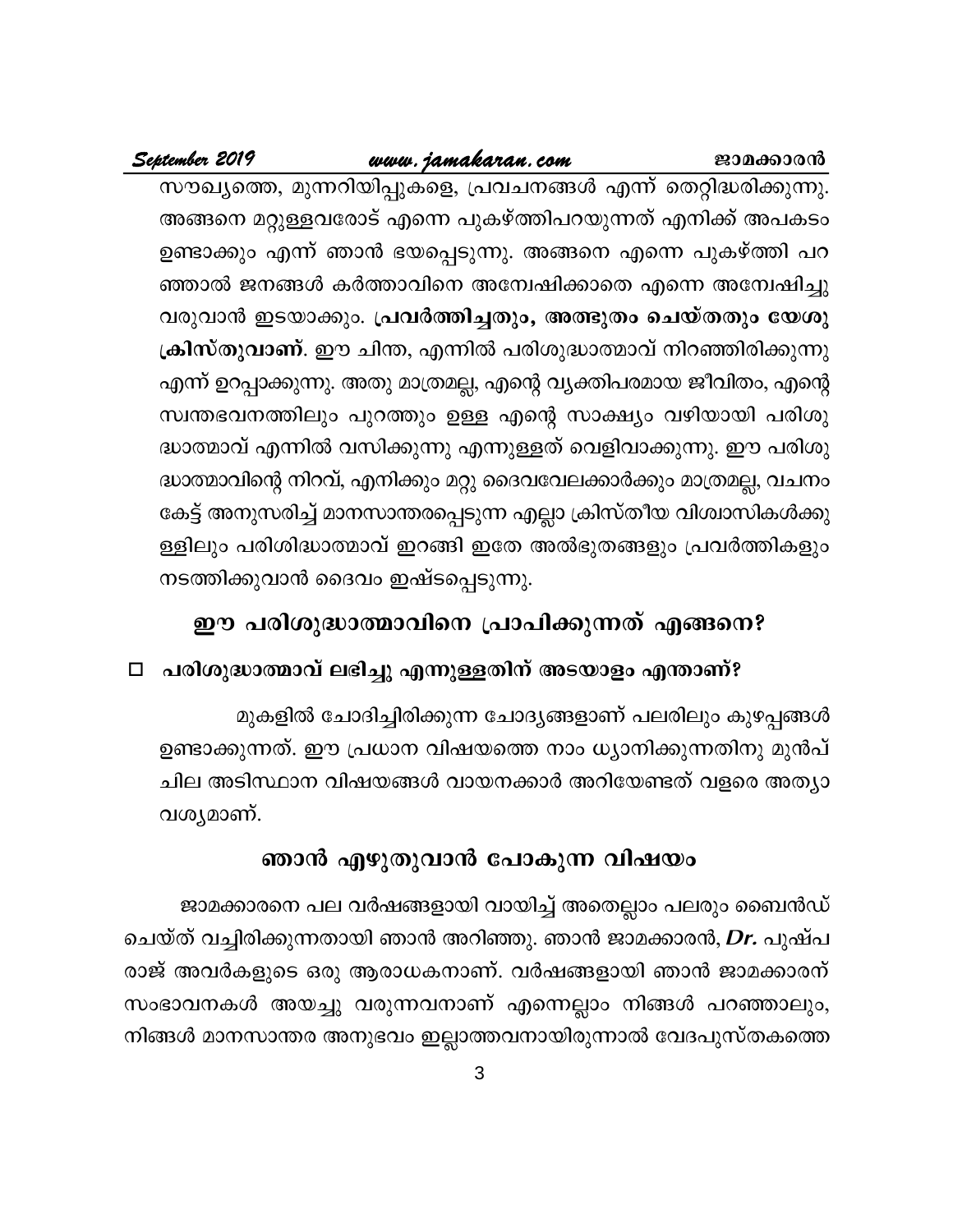സൗഖ്യത്തെ, മുന്നറിയിപ്പുകളെ, പ്രവചനങ്ങൾ എന്ന് തെറ്റിദ്ധരിക്കുന്നു. അങ്ങനെ മറ്റുള്ളവരോട് എന്നെ പുകഴ്ത്തിപറയുന്നത് എനിക്ക് അപകടം ഉണ്ടാക്കും എന്ന് ഞാൻ ഭയപ്പെടുന്നു. അങ്ങനെ എന്നെ പുകഴ്ത്തി പറഞ്ഞാൽ ജനങ്ങൾ കർത്താവിനെ അന്വേഷിക്കാതെ എന്നെ അന്വേഷിച്ചു വരുവാൻ ഇടയാക്കും. **പ്രവർത്തിച്ചതും, അത്ഭുതം ചെയ്തതും യേശു ക്രിസ്തുവാണ്**. ഈ ചിന്ത, എന്നിൽ പരിശുദ്ധാത്മാവ് നിറഞ്ഞിരിക്കുന്നു എന്ന് ഉറപ്പാക്കുന്നു. അതു മാത്രമല്ല, എന്റെ വ്യക്തിപരമായ ജീവിതം, എന്റെ സ്വന്തഭവനത്തിലും പുറത്തും ഉള്ള എന്റെ സാക്ഷ്യം വഴിയായി പരിശുദ്ധാത്മാവ് എന്നിൽ വസിക്കുന്നു എന്നുള്ളത് വെളിവാക്കുന്നു. ഈ പരിശുദ്ധാത്മാവിന്റെ നിറവ്, എനിക്കും മറ്റു ദൈവവേലക്കാർക്കും മാത്രമല്ല, വചനം കേട്ട് അനുസരിച്ച് മാനസാന്തരപ്പെടുന്ന എല്ലാ ക്രിസ്തീയ വിശ്വാസികൾക്കുള്ളിലും പരിശിദ്ധാത്മാവ് ഇറങ്ങി ഇതേ അൽഭുതങ്ങളും പ്രവർത്തികളും നടത്തിക്കുവാൻ ദൈവം ഇഷ്ടപ്പെടുന്നു.

## ഈ പരിശുദ്ധാത്മാവിനെ പ്രാപിക്കുന്നത് എങ്ങനെ?

- ☐ **പരിശുദ്ധാത്മാവ് ലഭിച്ചു എന്നുള്ളതിന് അടയാളം എന്താണ്?**

മുകളിൽ ചോദിച്ചിരിക്കുന്ന ചോദ്യങ്ങളാണ് പലരിലും കുഴപ്പങ്ങൾ ഉണ്ടാക്കുന്നത്. ഈ പ്രധാന വിഷയത്തെ നാം ധ്യാനിക്കുന്നതിനു മുൻപ് ചില അടിസ്ഥാന വിഷയങ്ങൾ വായനക്കാർ അറിയേണ്ടത് വളരെ അത്യാവശ്യമാണ്.

## ഞാൻ എഴുതുവാൻ പോകുന്ന വിഷയം

ജാമക്കാരനെ പല വർഷങ്ങളായി വായിച്ച് അതെല്ലാം പലരും ബൈൻഡ് ചെയ്ത് വച്ചിരിക്കുന്നതായി ഞാൻ അറിഞ്ഞു. ഞാൻ ജാമക്കാരൻ, ***Dr.*** പുഷ്പ രാജ് അവർകളുടെ ഒരു ആരാധകനാണ്. വർഷങ്ങളായി ഞാൻ ജാമക്കാരന് സംഭാവനകൾ അയച്ചു വരുന്നവനാണ് എന്നെല്ലാം നിങ്ങൾ പറഞ്ഞാലും, നിങ്ങൾ മാനസാന്തര അനുഭവം ഇല്ലാത്തവനായിരുന്നാൽ വേദപുസ്തകത്തെ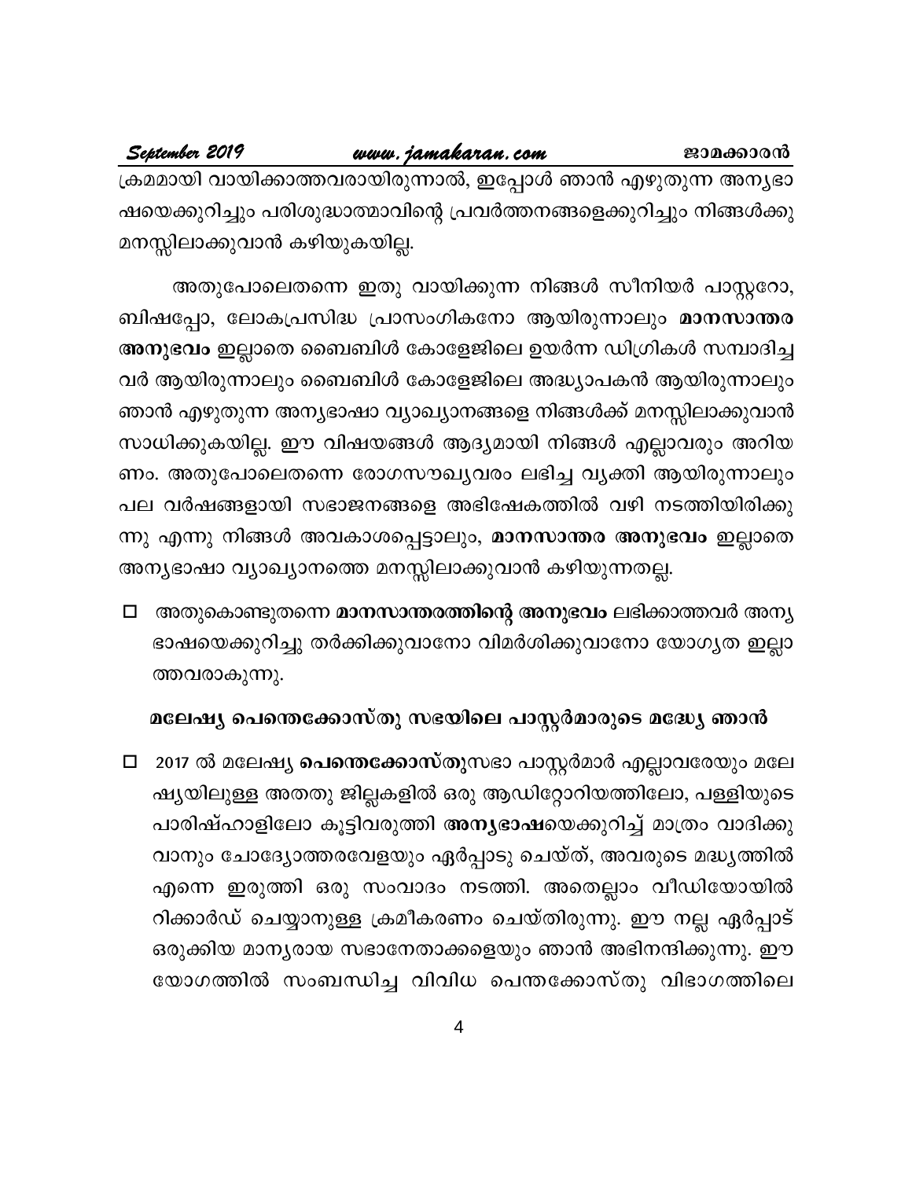ക്രമമായി വായിക്കാത്തവരായിരുന്നാൽ, ഇപ്പോൾ ഞാൻ എഴുതുന്ന അന്യഭാഷയെക്കുറിച്ചും പരിശുദ്ധാത്മാവിന്റെ പ്രവർത്തനങ്ങളെക്കുറിച്ചും നിങ്ങൾക്കു മനസ്സിലാക്കുവാൻ കഴിയുകയില്ല.

അതുപോലെതന്നെ ഇതു വായിക്കുന്ന നിങ്ങൾ സീനിയർ പാസ്റ്ററോ, ബിഷപ്പോ, ലോകപ്രസിദ്ധ പ്രാസംഗികനോ ആയിരുന്നാലും **മാനസാന്തര അനുഭവം** ഇല്ലാതെ ബൈബിൾ കോളേജിലെ ഉയർന്ന ഡിഗ്രികൾ സമ്പാദിച്ചവർ ആയിരുന്നാലും ബൈബിൾ കോളേജിലെ അദ്ധ്യാപകൻ ആയിരുന്നാലും ഞാൻ എഴുതുന്ന അന്യഭാഷാ വ്യാഖ്യാനങ്ങളെ നിങ്ങൾക്ക് മനസ്സിലാക്കുവാൻ സാധിക്കുകയില്ല. ഈ വിഷയങ്ങൾ ആദ്യമായി നിങ്ങൾ എല്ലാവരും അറിയണം. അതുപോലെതന്നെ രോഗസൗഖ്യവരം ലഭിച്ച വ്യക്തി ആയിരുന്നാലും പല വർഷങ്ങളായി സഭാജനങ്ങളെ അഭിഷേകത്തിൽ വഴി നടത്തിയിരിക്കുന്നു എന്നു നിങ്ങൾ അവകാശപ്പെട്ടാലും, **മാനസാന്തര അനുഭവം** ഇല്ലാതെ അന്യഭാഷാ വ്യാഖ്യാനത്തെ മനസ്സിലാക്കുവാൻ കഴിയുന്നതല്ല.

- അതുകൊണ്ടുതന്നെ **മാനസാന്തരത്തിന്റെ അനുഭവം** ലഭിക്കാത്തവർ അന്യഭാഷയെക്കുറിച്ചു തർക്കിക്കുവാനോ വിമർശിക്കുവാനോ യോഗ്യത ഇല്ലാത്തവരാകുന്നു.

### മലേഷ്യ പെന്തെക്കോസ്തു സഭയിലെ പാസ്റ്റർമാരുടെ മദ്ധ്യേ ഞാൻ

- 2017 ൽ മലേഷ്യ **പെന്തെക്കോസ്തു**സഭാ പാസ്റ്റർമാർ എല്ലാവരേയും മലേഷ്യയിലുള്ള അതതു ജില്ലകളിൽ ഒരു ആഡിറ്റോറിയത്തിലോ, പള്ളിയുടെ പാരിഷ്ഹാളിലോ കൂട്ടിവരുത്തി **അന്യഭാഷ**യെക്കുറിച്ച് മാത്രം വാദിക്കുവാനും ചോദ്യോത്തരവേളയും ഏർപ്പാടു ചെയ്ത്, അവരുടെ മദ്ധ്യത്തിൽ എന്നെ ഇരുത്തി ഒരു സംവാദം നടത്തി. അതെല്ലാം വീഡിയോയിൽ റിക്കാർഡ് ചെയ്യാനുള്ള ക്രമീകരണം ചെയ്തിരുന്നു. ഈ നല്ല ഏർപ്പാട് ഒരുക്കിയ മാന്യരായ സഭാനേതാക്കളെയും ഞാൻ അഭിനന്ദിക്കുന്നു. ഈ യോഗത്തിൽ സംബന്ധിച്ച വിവിധ പെന്തക്കോസ്തു വിഭാഗത്തിലെ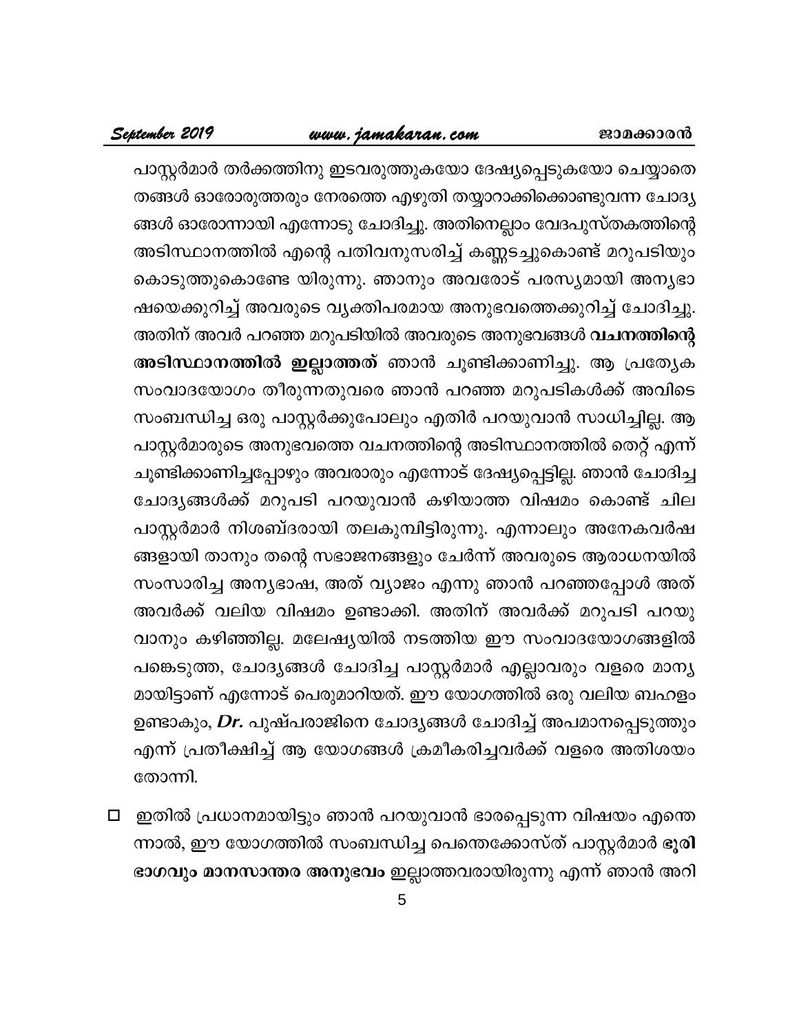പാസ്റ്റർമാർ തർക്കത്തിനു ഇടവരുത്തുകയോ ദേഷ്യപ്പെടുകയോ ചെയ്യാതെ തങ്ങൾ ഓരോരുത്തരും നേരത്തെ എഴുതി തയ്യാറാക്കിക്കൊണ്ടുവന്ന ചോദ്യങ്ങൾ ഓരോന്നായി എന്നോടു ചോദിച്ചു. അതിനെല്ലാം വേദപുസ്തകത്തിന്റെ അടിസ്ഥാനത്തിൽ എന്റെ പതിവനുസരിച്ച് കണ്ണടച്ചുകൊണ്ട് മറുപടിയും കൊടുത്തുകൊണ്ടേ യിരുന്നു. ഞാനും അവരോട് പരസ്യമായി അന്യഭാഷയെക്കുറിച്ച് അവരുടെ വ്യക്തിപരമായ അനുഭവത്തെക്കുറിച്ച് ചോദിച്ചു. അതിന് അവർ പറഞ്ഞ മറുപടിയിൽ അവരുടെ അനുഭവങ്ങൾ **വചനത്തിന്റെ അടിസ്ഥാനത്തിൽ ഇല്ലാത്തത്** ഞാൻ ചൂണ്ടിക്കാണിച്ചു. ആ പ്രത്യേക സംവാദയോഗം തീരുന്നതുവരെ ഞാൻ പറഞ്ഞ മറുപടികൾക്ക് അവിടെ സംബന്ധിച്ച ഒരു പാസ്റ്റർക്കുപോലും എതിർ പറയുവാൻ സാധിച്ചില്ല. ആ പാസ്റ്റർമാരുടെ അനുഭവത്തെ വചനത്തിന്റെ അടിസ്ഥാനത്തിൽ തെറ്റ് എന്ന് ചൂണ്ടിക്കാണിച്ചപ്പോഴും അവരാരും എന്നോട് ദേഷ്യപ്പെട്ടില്ല. ഞാൻ ചോദിച്ച ചോദ്യങ്ങൾക്ക് മറുപടി പറയുവാൻ കഴിയാത്ത വിഷമം കൊണ്ട് ചില പാസ്റ്റർമാർ നിശബ്ദരായി തലകുമ്പിട്ടിരുന്നു. എന്നാലും അനേകവർഷങ്ങളായി താനും തന്റെ സഭാജനങ്ങളും ചേർന്ന് അവരുടെ ആരാധനയിൽ സംസാരിച്ച അന്യഭാഷ, അത് വ്യാജം എന്നു ഞാൻ പറഞ്ഞപ്പോൾ അത് അവർക്ക് വലിയ വിഷമം ഉണ്ടാക്കി. അതിന് അവർക്ക് മറുപടി പറയുവാനും കഴിഞ്ഞില്ല. മലേഷ്യയിൽ നടത്തിയ ഈ സംവാദയോഗങ്ങളിൽ പങ്കെടുത്ത, ചോദ്യങ്ങൾ ചോദിച്ച പാസ്റ്റർമാർ എല്ലാവരും വളരെ മാന്യമായിട്ടാണ് എന്നോട് പെരുമാറിയത്. ഈ യോഗത്തിൽ ഒരു വലിയ ബഹളം ഉണ്ടാകും, ***Dr.*** പുഷ്പരാജിനെ ചോദ്യങ്ങൾ ചോദിച്ച് അപമാനപ്പെടുത്തും എന്ന് പ്രതീക്ഷിച്ച് ആ യോഗങ്ങൾ ക്രമീകരിച്ചവർക്ക് വളരെ അതിശയം തോന്നി.

- ഇതിൽ പ്രധാനമായിട്ടും ഞാൻ പറയുവാൻ ഭാരപ്പെടുന്ന വിഷയം എന്തെന്നാൽ, ഈ യോഗത്തിൽ സംബന്ധിച്ച പെന്തെക്കോസ്ത് പാസ്റ്റർമാർ **ഭൂരിഭാഗവും മാനസാന്തര അനുഭവം** ഇല്ലാത്തവരായിരുന്നു എന്ന് ഞാൻ അറി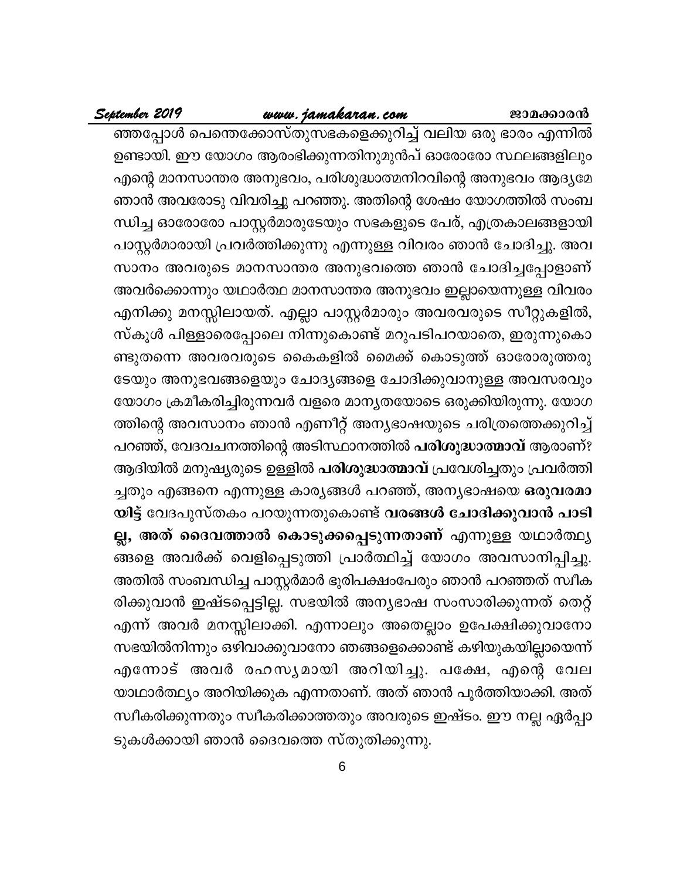ഞപ്പോൾ പെന്തെക്കോസ്തുസഭകളെക്കുറിച്ച് വലിയ ഒരു ഭാരം എന്നിൽ ഉണ്ടായി. ഈ യോഗം ആരംഭിക്കുന്നതിനുമുൻപ് ഓരോരോ സ്ഥലങ്ങളിലും എന്റെ മാനസാന്തര അനുഭവം, പരിശുദ്ധാത്മനിറവിന്റെ അനുഭവം ആദ്യമേ ഞാൻ അവരോടു വിവരിച്ചു പറഞ്ഞു. അതിന്റെ ശേഷം യോഗത്തിൽ സംബന്ധിച്ച ഓരോരോ പാസ്റ്റർമാരുടേയും സഭകളുടെ പേര്, എത്രകാലങ്ങളായി പാസ്റ്റർമാരായി പ്രവർത്തിക്കുന്നു എന്നുള്ള വിവരം ഞാൻ ചോദിച്ചു. അവസാനം അവരുടെ മാനസാന്തര അനുഭവത്തെ ഞാൻ ചോദിച്ചപ്പോളാണ് അവർക്കൊന്നും യഥാർത്ഥ മാനസാന്തര അനുഭവം ഇല്ലായെന്നുള്ള വിവരം എനിക്കു മനസ്സിലായത്. എല്ലാ പാസ്റ്റർമാരും അവരവരുടെ സീറ്റുകളിൽ, സ്കൂൾ പിള്ളാരെപ്പോലെ നിന്നുകൊണ്ട് മറുപടിപറയാതെ, ഇരുന്നുകൊണ്ടുതന്നെ അവരവരുടെ കൈകളിൽ മൈക്ക് കൊടുത്ത് ഓരോരുത്തരുടേയും അനുഭവങ്ങളെയും ചോദ്യങ്ങളെ ചോദിക്കുവാനുള്ള അവസരവും യോഗം ക്രമീകരിച്ചിരുന്നവർ വളരെ മാന്യതയോടെ ഒരുക്കിയിരുന്നു. യോഗത്തിന്റെ അവസാനം ഞാൻ എണീറ്റ് അന്യഭാഷയുടെ ചരിത്രത്തെക്കുറിച്ച് പറഞ്ഞ്, വേദവചനത്തിന്റെ അടിസ്ഥാനത്തിൽ **പരിശുദ്ധാത്മാവ്** ആരാണ്? ആദിയിൽ മനുഷ്യരുടെ ഉള്ളിൽ **പരിശുദ്ധാത്മാവ്** പ്രവേശിച്ചതും പ്രവർത്തിച്ചതും എങ്ങനെ എന്നുള്ള കാര്യങ്ങൾ പറഞ്ഞ്, അന്യഭാഷയെ **ഒരുവരമായിട്ട്** വേദപുസ്തകം പറയുന്നതുകൊണ്ട് **വരങ്ങൾ ചോദിക്കുവാൻ പാടില്ല, അത് ദൈവത്താൽ കൊടുക്കപ്പെടുന്നതാണ്** എന്നുള്ള യഥാർത്ഥ്യങ്ങളെ അവർക്ക് വെളിപ്പെടുത്തി പ്രാർത്ഥിച്ച് യോഗം അവസാനിപ്പിച്ചു. അതിൽ സംബന്ധിച്ച പാസ്റ്റർമാർ ഭൂരിപക്ഷംപേരും ഞാൻ പറഞ്ഞത് സ്വീകരിക്കുവാൻ ഇഷ്ടപ്പെട്ടില്ല. സഭയിൽ അന്യഭാഷ സംസാരിക്കുന്നത് തെറ്റ് എന്ന് അവർ മനസ്സിലാക്കി. എന്നാലും അതെല്ലാം ഉപേക്ഷിക്കുവാനോ സഭയിൽനിന്നും ഒഴിവാക്കുവാനോ ഞങ്ങളെക്കൊണ്ട് കഴിയുകയില്ലായെന്ന് എന്നോട് അവർ രഹസ്യമായി അറിയിച്ചു. പക്ഷേ, എന്റെ വേല യാഥാർത്ഥ്യം അറിയിക്കുക എന്നതാണ്. അത് ഞാൻ പൂർത്തിയാക്കി. അത് സ്വീകരിക്കുന്നതും സ്വീകരിക്കാത്തതും അവരുടെ ഇഷ്ടം. ഈ നല്ല ഏർപ്പാടുകൾക്കായി ഞാൻ ദൈവത്തെ സ്തുതിക്കുന്നു.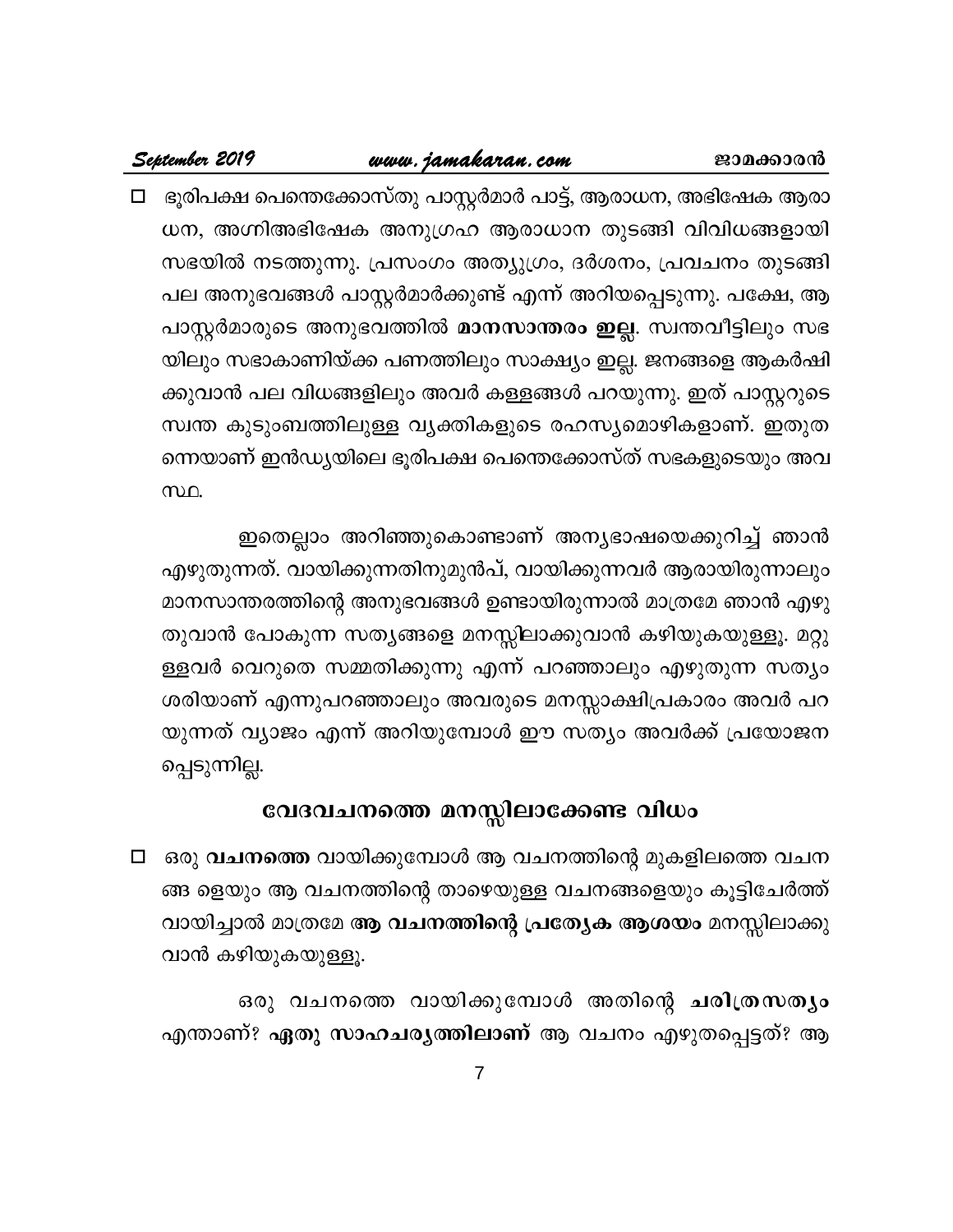- ഭൂരിപക്ഷ പെന്തെക്കോസ്തു പാസ്റ്റർമാർ പാട്ട്, ആരാധന, അഭിഷേക ആരാധന, അഗ്നിഅഭിഷേക അനുഗ്രഹ ആരാധാന തുടങ്ങി വിവിധങ്ങളായി സഭയിൽ നടത്തുന്നു. പ്രസംഗം അത്യുഗ്രം, ദർശനം, പ്രവചനം തുടങ്ങി പല അനുഭവങ്ങൾ പാസ്റ്റർമാർക്കുണ്ട് എന്ന് അറിയപ്പെടുന്നു. പക്ഷേ, ആ പാസ്റ്റർമാരുടെ അനുഭവത്തിൽ **മാനസാന്തരം ഇല്ല**. സ്വന്തവീട്ടിലും സഭയിലും സഭാകാണിയ്ക്ക പണത്തിലും സാക്ഷ്യം ഇല്ല. ജനങ്ങളെ ആകർഷിക്കുവാൻ പല വിധങ്ങളിലും അവർ കള്ളങ്ങൾ പറയുന്നു. ഇത് പാസ്റ്ററുടെ സ്വന്ത കുടുംബത്തിലുള്ള വ്യക്തികളുടെ രഹസ്യമൊഴികളാണ്. ഇതുതന്നെയാണ് ഇൻഡ്യയിലെ ഭൂരിപക്ഷ പെന്തെക്കോസ്ത് സഭകളുടെയും അവസ്ഥ.

ഇതെല്ലാം അറിഞ്ഞുകൊണ്ടാണ് അന്യഭാഷയെക്കുറിച്ച് ഞാൻ എഴുതുന്നത്. വായിക്കുന്നതിനുമുൻപ്, വായിക്കുന്നവർ ആരായിരുന്നാലും മാനസാന്തരത്തിന്റെ അനുഭവങ്ങൾ ഉണ്ടായിരുന്നാൽ മാത്രമേ ഞാൻ എഴുതുവാൻ പോകുന്ന സത്യങ്ങളെ മനസ്സിലാക്കുവാൻ കഴിയുകയുള്ളൂ. മറ്റുള്ളവർ വെറുതെ സമ്മതിക്കുന്നു എന്ന് പറഞ്ഞാലും എഴുതുന്ന സത്യം ശരിയാണ് എന്നുപറഞ്ഞാലും അവരുടെ മനസ്സാക്ഷിപ്രകാരം അവർ പറയുന്നത് വ്യാജം എന്ന് അറിയുമ്പോൾ ഈ സത്യം അവർക്ക് പ്രയോജനപ്പെടുന്നില്ല.

## വേദവചനത്തെ മനസ്സിലാക്കേണ്ട വിധം

- ഒരു **വചനത്തെ** വായിക്കുമ്പോൾ ആ വചനത്തിന്റെ മുകളിലത്തെ വചനങ്ങ ളെയും ആ വചനത്തിന്റെ താഴെയുള്ള വചനങ്ങളെയും കൂട്ടിചേർത്ത് വായിച്ചാൽ മാത്രമേ **ആ വചനത്തിന്റെ പ്രത്യേക ആശയം** മനസ്സിലാക്കുവാൻ കഴിയുകയുള്ളൂ.

ഒരു വചനത്തെ വായിക്കുമ്പോൾ അതിന്റെ **ചരിത്രസത്യം** എന്താണ്? **ഏതു സാഹചര്യത്തിലാണ്** ആ വചനം എഴുതപ്പെട്ടത്? ആ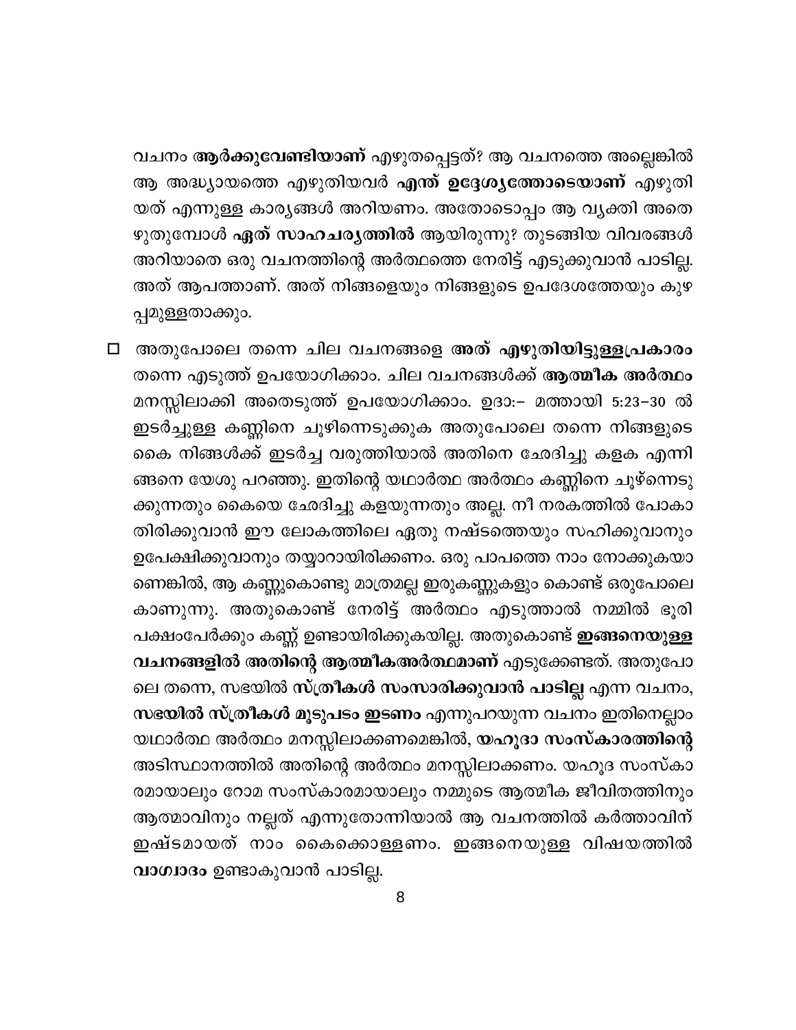വചനം **ആർക്കുവേണ്ടിയാണ്** എഴുതപ്പെട്ടത്? ആ വചനത്തെ അല്ലെങ്കിൽ ആ അദ്ധ്യായത്തെ എഴുതിയവർ **എന്ത് ഉദ്ദേശ്യത്തോടെയാണ്** എഴുതിയത് എന്നുള്ള കാര്യങ്ങൾ അറിയണം. അതോടൊപ്പം ആ വ്യക്തി അതെഴുതുമ്പോൾ **ഏത് സാഹചര്യത്തിൽ** ആയിരുന്നു? തുടങ്ങിയ വിവരങ്ങൾ അറിയാതെ ഒരു വചനത്തിന്റെ അർത്ഥത്തെ നേരിട്ട് എടുക്കുവാൻ പാടില്ല. അത് ആപത്താണ്. അത് നിങ്ങളെയും നിങ്ങളുടെ ഉപദേശത്തേയും കുഴപ്പമുള്ളതാക്കും.

- അതുപോലെ തന്നെ ചില വചനങ്ങളെ **അത് എഴുതിയിട്ടുള്ളപ്രകാരം** തന്നെ എടുത്ത് ഉപയോഗിക്കാം. ചില വചനങ്ങൾക്ക് **ആത്മീക അർത്ഥം** മനസ്സിലാക്കി അതെടുത്ത് ഉപയോഗിക്കാം. ഉദാ:– മത്തായി 5:23–30 ൽ ഇടർച്ചുള്ള കണ്ണിനെ ചൂഴിന്നെടുക്കുക അതുപോലെ തന്നെ നിങ്ങളുടെ കൈ നിങ്ങൾക്ക് ഇടർച്ച വരുത്തിയാൽ അതിനെ ഛേദിച്ചു കളക എന്നിങ്ങനെ യേശു പറഞ്ഞു. ഇതിന്റെ യഥാർത്ഥ അർത്ഥം കണ്ണിനെ ചൂഴ്ന്നെടുക്കുന്നതും കൈയെ ഛേദിച്ചു കളയുന്നതും അല്ല. നീ നരകത്തിൽ പോകാതിരിക്കുവാൻ ഈ ലോകത്തിലെ ഏതു നഷ്ടത്തെയും സഹിക്കുവാനും ഉപേക്ഷിക്കുവാനും തയ്യാറായിരിക്കണം. ഒരു പാപത്തെ നാം നോക്കുകയാണെങ്കിൽ, ആ കണ്ണുകൊണ്ടു മാത്രമല്ല ഇരുകണ്ണുകളും കൊണ്ട് ഒരുപോലെ കാണുന്നു. അതുകൊണ്ട് നേരിട്ട് അർത്ഥം എടുത്താൽ നമ്മിൽ ഭൂരിപക്ഷംപേർക്കും കണ്ണ് ഉണ്ടായിരിക്കുകയില്ല. അതുകൊണ്ട് **ഇങ്ങനെയുള്ള വചനങ്ങളിൽ അതിന്റെ ആത്മീകഅർത്ഥമാണ്** എടുക്കേണ്ടത്. അതുപോലെ തന്നെ, സഭയിൽ **സ്ത്രീകൾ സംസാരിക്കുവാൻ പാടില്ല** എന്ന വചനം, **സഭയിൽ സ്ത്രീകൾ മൂടുപടം ഇടണം** എന്നുപറയുന്ന വചനം ഇതിനെല്ലാം യഥാർത്ഥ അർത്ഥം മനസ്സിലാക്കണമെങ്കിൽ, **യഹൂദാ സംസ്കാരത്തിന്റെ** അടിസ്ഥാനത്തിൽ അതിന്റെ അർത്ഥം മനസ്സിലാക്കണം. യഹൂദ സംസ്കാരമായാലും റോമ സംസ്കാരമായാലും നമ്മുടെ ആത്മീക ജീവിതത്തിനും ആത്മാവിനും നല്ലത് എന്നുതോന്നിയാൽ ആ വചനത്തിൽ കർത്താവിന് ഇഷ്ടമായത് നാം കൈക്കൊള്ളണം. ഇങ്ങനെയുള്ള വിഷയത്തിൽ **വാഗ്വാദം** ഉണ്ടാകുവാൻ പാടില്ല.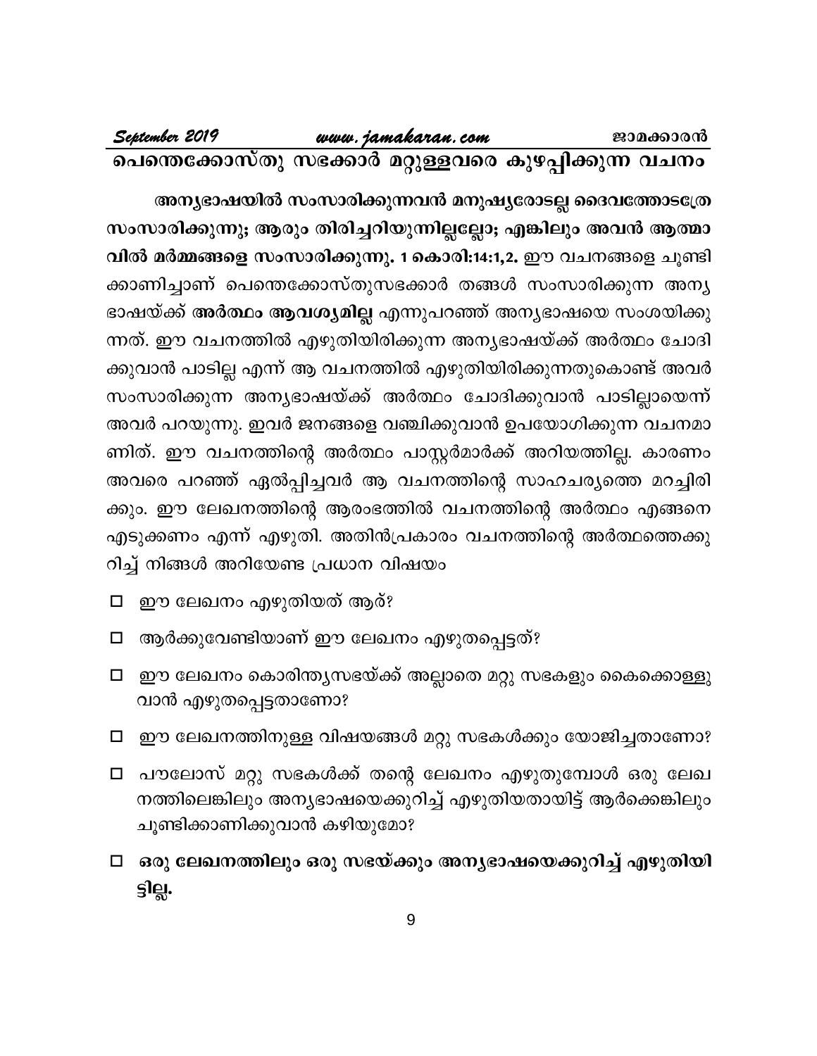## പെന്തെക്കോസ്തു സഭക്കാർ മറ്റുള്ളവരെ കുഴപ്പിക്കുന്ന വചനം

**അന്യഭാഷയിൽ സംസാരിക്കുന്നവൻ മനുഷ്യരോടല്ല ദൈവത്തോടത്രേ സംസാരിക്കുന്നു; ആരും തിരിച്ചറിയുന്നില്ലല്ലോ; എങ്കിലും അവൻ ആത്മാവിൽ മർമ്മങ്ങളെ സംസാരിക്കുന്നു. 1 കൊരി:14:1,2.** ഈ വചനങ്ങളെ ചൂണ്ടിക്കാണിച്ചാണ് പെന്തെക്കോസ്തുസഭക്കാർ തങ്ങൾ സംസാരിക്കുന്ന അന്യഭാഷയ്ക്ക് **അർത്ഥം ആവശ്യമില്ല** എന്നുപറഞ്ഞ് അന്യഭാഷയെ സംശയിക്കുന്നത്. ഈ വചനത്തിൽ എഴുതിയിരിക്കുന്ന അന്യഭാഷയ്ക്ക് അർത്ഥം ചോദിക്കുവാൻ പാടില്ല എന്ന് ആ വചനത്തിൽ എഴുതിയിരിക്കുന്നതുകൊണ്ട് അവർ സംസാരിക്കുന്ന അന്യഭാഷയ്ക്ക് അർത്ഥം ചോദിക്കുവാൻ പാടില്ലായെന്ന് അവർ പറയുന്നു. ഇവർ ജനങ്ങളെ വഞ്ചിക്കുവാൻ ഉപയോഗിക്കുന്ന വചനമാണിത്. ഈ വചനത്തിന്റെ അർത്ഥം പാസ്റ്റർമാർക്ക് അറിയത്തില്ല. കാരണം അവരെ പറഞ്ഞ് ഏൽപ്പിച്ചവർ ആ വചനത്തിന്റെ സാഹചര്യത്തെ മറച്ചിരിക്കും. ഈ ലേഖനത്തിന്റെ ആരംഭത്തിൽ വചനത്തിന്റെ അർത്ഥം എങ്ങനെ എടുക്കണം എന്ന് എഴുതി. അതിൻപ്രകാരം വചനത്തിന്റെ അർത്ഥത്തെക്കുറിച്ച് നിങ്ങൾ അറിയേണ്ട പ്രധാന വിഷയം

- ☐ ഈ ലേഖനം എഴുതിയത് ആര്?
- ☐ ആർക്കുവേണ്ടിയാണ് ഈ ലേഖനം എഴുതപ്പെട്ടത്?
- ☐ ഈ ലേഖനം കൊരിന്ത്യസഭയ്ക്ക് അല്ലാതെ മറ്റു സഭകളും കൈക്കൊള്ളുവാൻ എഴുതപ്പെട്ടതാണോ?
- ☐ ഈ ലേഖനത്തിനുള്ള വിഷയങ്ങൾ മറ്റു സഭകൾക്കും യോജിച്ചതാണോ?
- ☐ പൗലോസ് മറ്റു സഭകൾക്ക് തന്റെ ലേഖനം എഴുതുമ്പോൾ ഒരു ലേഖനത്തിലെങ്കിലും അന്യഭാഷയെക്കുറിച്ച് എഴുതിയതായിട്ട് ആർക്കെങ്കിലും ചൂണ്ടിക്കാണിക്കുവാൻ കഴിയുമോ?
- ☐ **ഒരു ലേഖനത്തിലും ഒരു സഭയ്ക്കും അന്യഭാഷയെക്കുറിച്ച് എഴുതിയിട്ടില്ല.**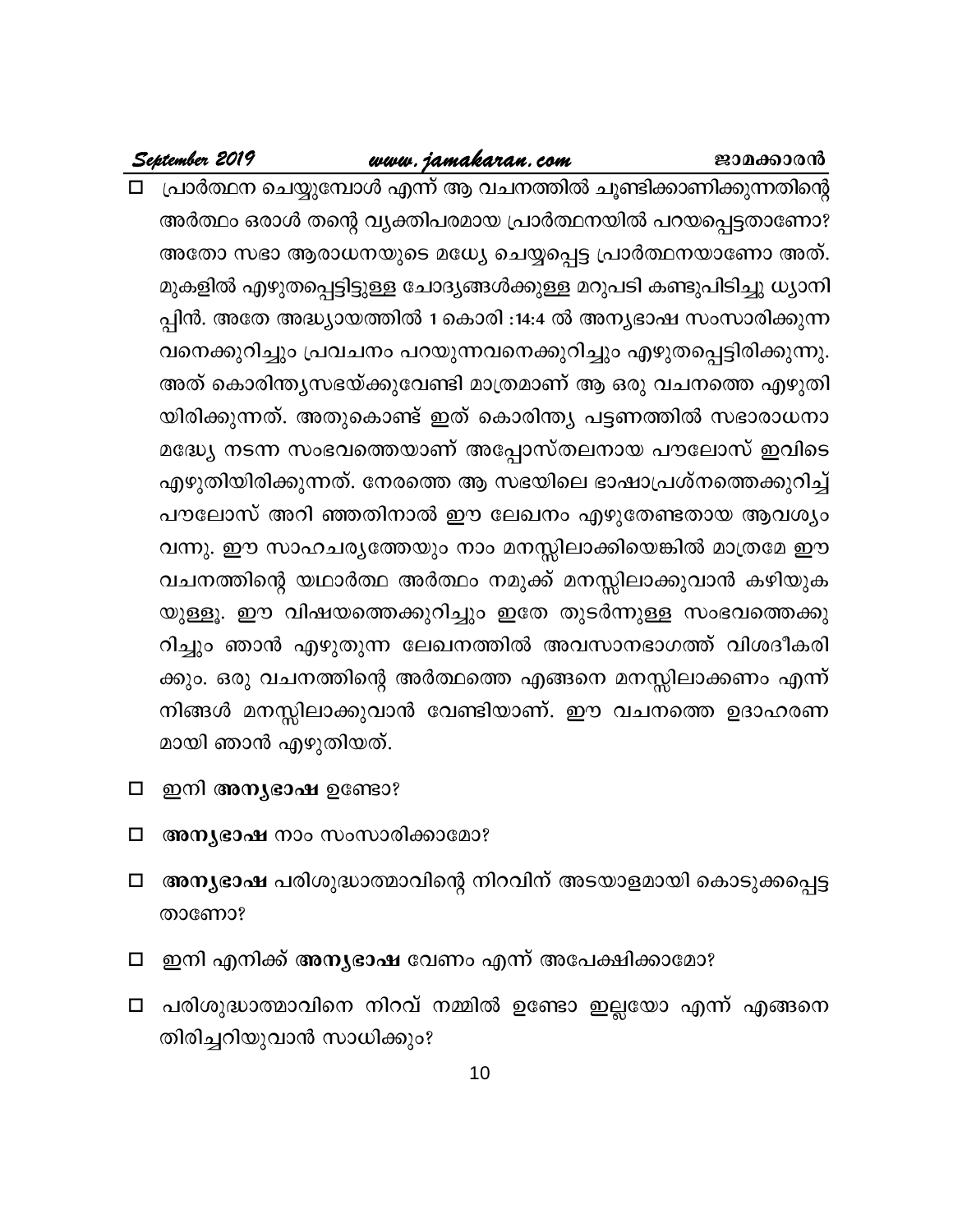- ☐ പ്രാർത്ഥന ചെയ്യുമ്പോൾ എന്ന് ആ വചനത്തിൽ ചൂണ്ടിക്കാണിക്കുന്നതിന്റെ അർത്ഥം ഒരാൾ തന്റെ വ്യക്തിപരമായ പ്രാർത്ഥനയിൽ പറയപ്പെട്ടതാണോ? അതോ സഭാ ആരാധനയുടെ മധ്യേ ചെയ്യപ്പെട്ട പ്രാർത്ഥനയാണോ അത്. മുകളിൽ എഴുതപ്പെട്ടിട്ടുള്ള ചോദ്യങ്ങൾക്കുള്ള മറുപടി കണ്ടുപിടിച്ചു ധ്യാനിപ്പിൻ. അതേ അദ്ധ്യായത്തിൽ 1 കൊരി :14:4 ൽ അന്യഭാഷ സംസാരിക്കുന്നവനെക്കുറിച്ചും പ്രവചനം പറയുന്നവനെക്കുറിച്ചും എഴുതപ്പെട്ടിരിക്കുന്നു. അത് കൊരിന്ത്യസഭയ്ക്കുവേണ്ടി മാത്രമാണ് ആ ഒരു വചനത്തെ എഴുതിയിരിക്കുന്നത്. അതുകൊണ്ട് ഇത് കൊരിന്ത്യ പട്ടണത്തിൽ സഭാരാധനാ മദ്ധ്യേ നടന്ന സംഭവത്തെയാണ് അപ്പോസ്തലനായ പൗലോസ് ഇവിടെ എഴുതിയിരിക്കുന്നത്. നേരത്തെ ആ സഭയിലെ ഭാഷാപ്രശ്നത്തെക്കുറിച്ച് പൗലോസ് അറി ഞ്ഞതിനാൽ ഈ ലേഖനം എഴുതേണ്ടതായ ആവശ്യം വന്നു. ഈ സാഹചര്യത്തേയും നാം മനസ്സിലാക്കിയെങ്കിൽ മാത്രമേ ഈ വചനത്തിന്റെ യഥാർത്ഥ അർത്ഥം നമുക്ക് മനസ്സിലാക്കുവാൻ കഴിയുകയുള്ളൂ. ഈ വിഷയത്തെക്കുറിച്ചും ഇതേ തുടർന്നുള്ള സംഭവത്തെക്കുറിച്ചും ഞാൻ എഴുതുന്ന ലേഖനത്തിൽ അവസാനഭാഗത്ത് വിശദീകരിക്കും. ഒരു വചനത്തിന്റെ അർത്ഥത്തെ എങ്ങനെ മനസ്സിലാക്കണം എന്ന് നിങ്ങൾ മനസ്സിലാക്കുവാൻ വേണ്ടിയാണ്. ഈ വചനത്തെ ഉദാഹരണമായി ഞാൻ എഴുതിയത്.

- ☐ ഇനി **അന്യഭാഷ** ഉണ്ടോ?

- ☐ **അന്യഭാഷ** നാം സംസാരിക്കാമോ?

- ☐ **അന്യഭാഷ** പരിശുദ്ധാത്മാവിന്റെ നിറവിന് അടയാളമായി കൊടുക്കപ്പെട്ടതാണോ?

- ☐ ഇനി എനിക്ക് **അന്യഭാഷ** വേണം എന്ന് അപേക്ഷിക്കാമോ?

- ☐ പരിശുദ്ധാത്മാവിനെ നിറവ് നമ്മിൽ ഉണ്ടോ ഇല്ലയോ എന്ന് എങ്ങനെ തിരിച്ചറിയുവാൻ സാധിക്കും?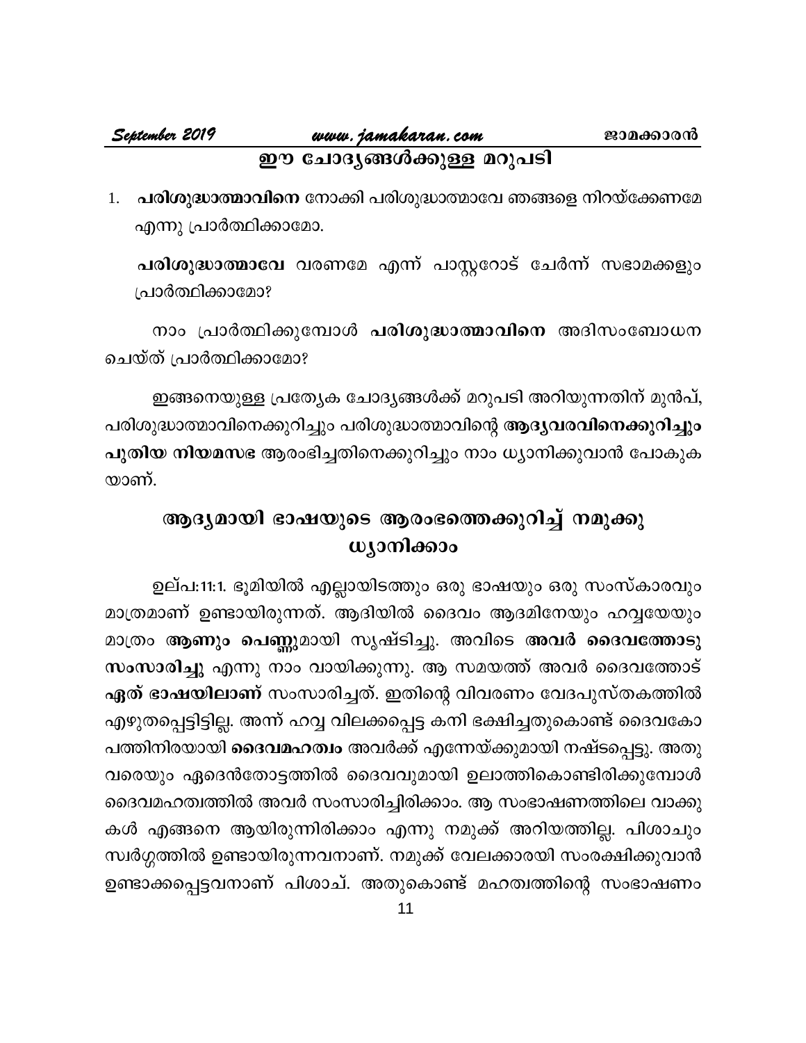## ഈ ചോദ്യങ്ങൾക്കുള്ള മറുപടി

1. **പരിശുദ്ധാത്മാവിനെ** നോക്കി പരിശുദ്ധാത്മാവേ ഞങ്ങളെ നിറയ്ക്കേണമേ എന്നു പ്രാർത്ഥിക്കാമോ.

   **പരിശുദ്ധാത്മാവേ** വരണമേ എന്ന് പാസ്റ്ററോട് ചേർന്ന് സഭാമക്കളും പ്രാർത്ഥിക്കാമോ?

നാം പ്രാർത്ഥിക്കുമ്പോൾ **പരിശുദ്ധാത്മാവിനെ** അദിസംബോധന ചെയ്ത് പ്രാർത്ഥിക്കാമോ?

ഇങ്ങനെയുള്ള പ്രത്യേക ചോദ്യങ്ങൾക്ക് മറുപടി അറിയുന്നതിന് മുൻപ്, പരിശുദ്ധാത്മാവിനെക്കുറിച്ചും പരിശുദ്ധാത്മാവിന്റെ **ആദ്യവരവിനെക്കുറിച്ചും പുതിയ നിയമസഭ** ആരംഭിച്ചതിനെക്കുറിച്ചും നാം ധ്യാനിക്കുവാൻ പോകുകയാണ്.

## ആദ്യമായി ഭാഷയുടെ ആരംഭത്തെക്കുറിച്ച് നമുക്കു ധ്യാനിക്കാം

ഉല്പ:11:1. ഭൂമിയിൽ എല്ലായിടത്തും ഒരു ഭാഷയും ഒരു സംസ്കാരവും മാത്രമാണ് ഉണ്ടായിരുന്നത്. ആദിയിൽ ദൈവം ആദമിനേയും ഹവ്വയേയും മാത്രം **ആണും പെണ്ണു**മായി സൃഷ്ടിച്ചു. അവിടെ **അവർ ദൈവത്തോടു സംസാരിച്ചു** എന്നു നാം വായിക്കുന്നു. ആ സമയത്ത് അവർ ദൈവത്തോട് **ഏത് ഭാഷയിലാണ്** സംസാരിച്ചത്. ഇതിന്റെ വിവരണം വേദപുസ്തകത്തിൽ എഴുതപ്പെട്ടിട്ടില്ല. അന്ന് ഹവ്വ വിലക്കപ്പെട്ട കനി ഭക്ഷിച്ചതുകൊണ്ട് ദൈവകോപത്തിനിരയായി **ദൈവമഹത്വം** അവർക്ക് എന്നേയ്ക്കുമായി നഷ്ടപ്പെട്ടു. അതുവരെയും ഏദെൻതോട്ടത്തിൽ ദൈവവുമായി ഉലാത്തികൊണ്ടിരിക്കുമ്പോൾ ദൈവമഹത്വത്തിൽ അവർ സംസാരിച്ചിരിക്കാം. ആ സംഭാഷണത്തിലെ വാക്കുകൾ എങ്ങനെ ആയിരുന്നിരിക്കാം എന്നു നമുക്ക് അറിയത്തില്ല. പിശാചും സ്വർഗ്ഗത്തിൽ ഉണ്ടായിരുന്നവനാണ്. നമുക്ക് വേലക്കാരയി സംരക്ഷിക്കുവാൻ ഉണ്ടാക്കപ്പെട്ടവനാണ് പിശാച്. അതുകൊണ്ട് മഹത്വത്തിന്റെ സംഭാഷണം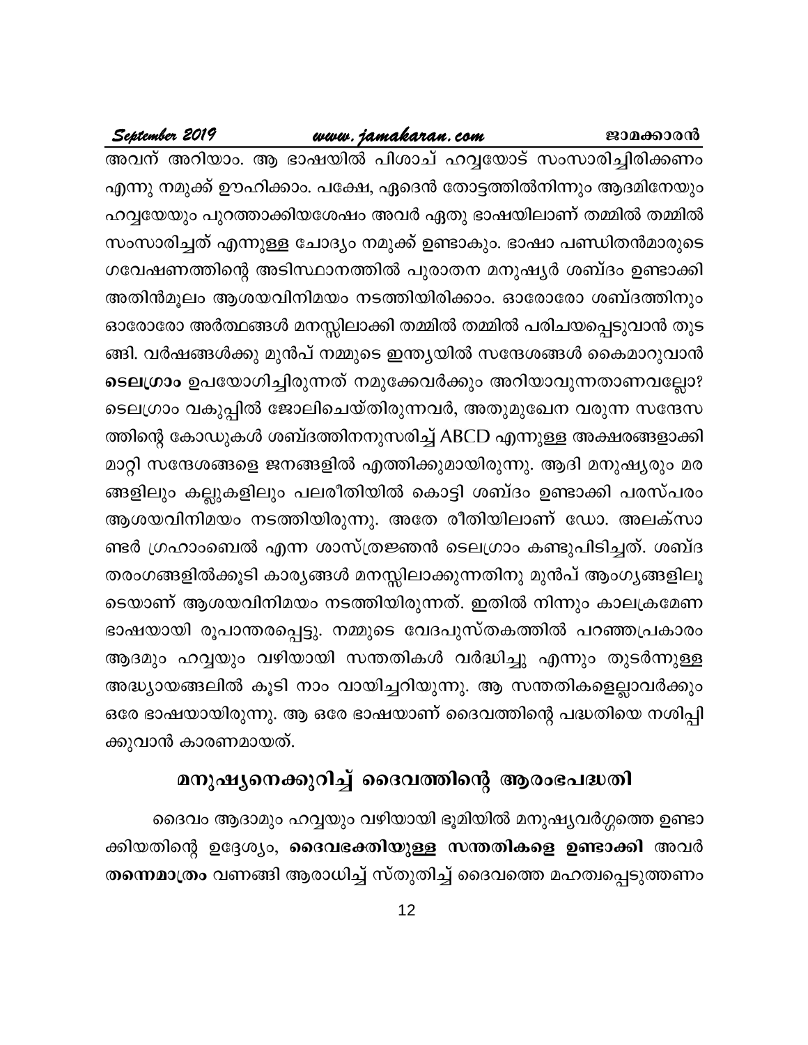അവന് അറിയാം. ആ ഭാഷയിൽ പിശാച് ഹവ്വയോട് സംസാരിച്ചിരിക്കണം എന്നു നമുക്ക് ഊഹിക്കാം. പക്ഷേ, ഏദെൻ തോട്ടത്തിൽനിന്നും ആദമിനേയും ഹവ്വയേയും പുറത്താക്കിയശേഷം അവർ ഏതു ഭാഷയിലാണ് തമ്മിൽ തമ്മിൽ സംസാരിച്ചത് എന്നുള്ള ചോദ്യം നമുക്ക് ഉണ്ടാകും. ഭാഷാ പണ്ഡിതൻമാരുടെ ഗവേഷണത്തിന്റെ അടിസ്ഥാനത്തിൽ പുരാതന മനുഷ്യർ ശബ്ദം ഉണ്ടാക്കി അതിൻമൂലം ആശയവിനിമയം നടത്തിയിരിക്കാം. ഓരോരോ ശബ്ദത്തിനും ഓരോരോ അർത്ഥങ്ങൾ മനസ്സിലാക്കി തമ്മിൽ തമ്മിൽ പരിചയപ്പെടുവാൻ തുടങ്ങി. വർഷങ്ങൾക്കു മുൻപ് നമ്മുടെ ഇന്ത്യയിൽ സന്ദേശങ്ങൾ കൈമാറുവാൻ **ടെലഗ്രാം** ഉപയോഗിച്ചിരുന്നത് നമുക്കേവർക്കും അറിയാവുന്നതാണവല്ലോ? ടെലഗ്രാം വകുപ്പിൽ ജോലിചെയ്തിരുന്നവർ, അതുമുഖേന വരുന്ന സന്ദേസത്തിന്റെ കോഡുകൾ ശബ്ദത്തിനനുസരിച്ച് ABCD എന്നുള്ള അക്ഷരങ്ങളാക്കി മാറ്റി സന്ദേശങ്ങളെ ജനങ്ങളിൽ എത്തിക്കുമായിരുന്നു. ആദി മനുഷ്യരും മരങ്ങളിലും കല്ലുകളിലും പലരീതിയിൽ കൊട്ടി ശബ്ദം ഉണ്ടാക്കി പരസ്പരം ആശയവിനിമയം നടത്തിയിരുന്നു. അതേ രീതിയിലാണ് ഡോ. അലക്സാണ്ടർ ഗ്രഹാംബെൽ എന്ന ശാസ്ത്രജ്ഞൻ ടെലഗ്രാം കണ്ടുപിടിച്ചത്. ശബ്ദതരംഗങ്ങളിൽക്കൂടി കാര്യങ്ങൾ മനസ്സിലാക്കുന്നതിനു മുൻപ് ആംഗ്യങ്ങളിലൂടെയാണ് ആശയവിനിമയം നടത്തിയിരുന്നത്. ഇതിൽ നിന്നും കാലക്രമേണ ഭാഷയായി രൂപാന്തരപ്പെട്ടു. നമ്മുടെ വേദപുസ്തകത്തിൽ പറഞ്ഞപ്രകാരം ആദമും ഹവ്വയും വഴിയായി സന്തതികൾ വർദ്ധിച്ചു എന്നും തുടർന്നുള്ള അദ്ധ്യായങ്ങലിൽ കൂടി നാം വായിച്ചറിയുന്നു. ആ സന്തതികളെല്ലാവർക്കും ഒരേ ഭാഷയായിരുന്നു. ആ ഒരേ ഭാഷയാണ് ദൈവത്തിന്റെ പദ്ധതിയെ നശിപ്പിക്കുവാൻ കാരണമായത്.

## മനുഷ്യനെക്കുറിച്ച് ദൈവത്തിന്റെ ആരംഭപദ്ധതി

ദൈവം ആദാമും ഹവ്വയും വഴിയായി ഭൂമിയിൽ മനുഷ്യവർഗ്ഗത്തെ ഉണ്ടാക്കിയതിന്റെ ഉദ്ദേശ്യം, **ദൈവഭക്തിയുള്ള സന്തതികളെ ഉണ്ടാക്കി** അവർ **തന്നെമാത്രം** വണങ്ങി ആരാധിച്ച് സ്തുതിച്ച് ദൈവത്തെ മഹത്വപ്പെടുത്തണം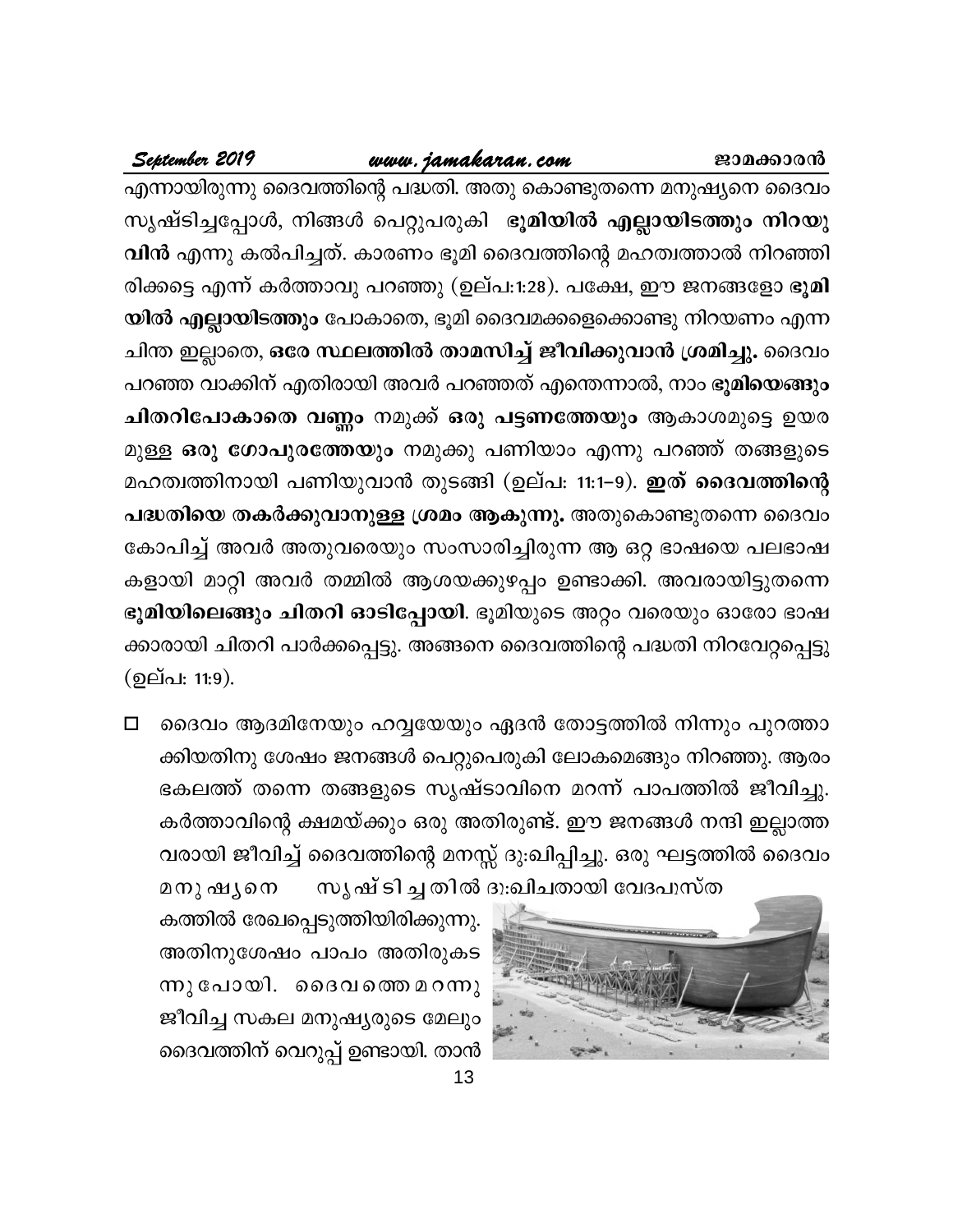എന്നായിരുന്നു ദൈവത്തിന്റെ പദ്ധതി. അതു കൊണ്ടുതന്നെ മനുഷ്യനെ ദൈവം സൃഷ്ടിച്ചപ്പോൾ, നിങ്ങൾ പെറ്റുപെരുകി **ഭൂമിയിൽ എല്ലായിടത്തും നിറയുവിൻ** എന്നു കൽപിച്ചത്. കാരണം ഭൂമി ദൈവത്തിന്റെ മഹത്വത്താൽ നിറഞ്ഞിരിക്കട്ടെ എന്ന് കർത്താവു പറഞ്ഞു (ഉല്പ:1:28). പക്ഷേ, ഈ ജനങ്ങളോ **ഭൂമിയിൽ എല്ലായിടത്തും** പോകാതെ, ഭൂമി ദൈവമക്കളെക്കൊണ്ടു നിറയണം എന്ന ചിന്ത ഇല്ലാതെ, **ഒരേ സ്ഥലത്തിൽ താമസിച്ച് ജീവിക്കുവാൻ ശ്രമിച്ചു.** ദൈവം പറഞ്ഞ വാക്കിന് എതിരായി അവർ പറഞ്ഞത് എന്തെന്നാൽ, നാം **ഭൂമിയെങ്ങും ചിതറിപോകാതെ വണ്ണം** നമുക്ക് **ഒരു പട്ടണത്തേയും** ആകാശമുട്ടെ ഉയരമുള്ള **ഒരു ഗോപുരത്തേയും** നമുക്കു പണിയാം എന്നു പറഞ്ഞ് തങ്ങളുടെ മഹത്വത്തിനായി പണിയുവാൻ തുടങ്ങി (ഉല്പ: 11:1–9). **ഇത് ദൈവത്തിന്റെ പദ്ധതിയെ തകർക്കുവാനുള്ള ശ്രമം ആകുന്നു.** അതുകൊണ്ടുതന്നെ ദൈവം കോപിച്ച് അവർ അതുവരെയും സംസാരിച്ചിരുന്ന ആ ഒറ്റ ഭാഷയെ പലഭാഷകളായി മാറ്റി അവർ തമ്മിൽ ആശയക്കുഴപ്പം ഉണ്ടാക്കി. അവരായിട്ടുതന്നെ **ഭൂമിയിലെങ്ങും ചിതറി ഓടിപ്പോയി**. ഭൂമിയുടെ അറ്റം വരെയും ഓരോ ഭാഷക്കാരായി ചിതറി പാർക്കപ്പെട്ടു. അങ്ങനെ ദൈവത്തിന്റെ പദ്ധതി നിറവേറ്റപ്പെട്ടു (ഉല്പ: 11:9).

- ദൈവം ആദമിനേയും ഹവ്വയേയും ഏദൻ തോട്ടത്തിൽ നിന്നും പുറത്താക്കിയതിനു ശേഷം ജനങ്ങൾ പെറ്റുപെരുകി ലോകമെങ്ങും നിറഞ്ഞു. ആരംഭകലത്ത് തന്നെ തങ്ങളുടെ സൃഷ്ടാവിനെ മറന്ന് പാപത്തിൽ ജീവിച്ചു. കർത്താവിന്റെ ക്ഷമയ്ക്കും ഒരു അതിരുണ്ട്. ഈ ജനങ്ങൾ നന്ദി ഇല്ലാത്തവരായി ജീവിച്ച് ദൈവത്തിന്റെ മനസ്സ് ദു:ഖിപ്പിച്ചു. ഒരു ഘട്ടത്തിൽ ദൈവം മനുഷ്യനെ സൃഷ്ടിച്ചതിൽ ദു:ഖിചതായി വേദപുസ്തകത്തിൽ രേഖപ്പെടുത്തിയിരിക്കുന്നു. അതിനുശേഷം പാപം അതിരുകടന്നുപോയി. ദൈവത്തെ മറന്നു ജീവിച്ച സകല മനുഷ്യരുടെ മേലും ദൈവത്തിന് വെറുപ്പ് ഉണ്ടായി. താൻ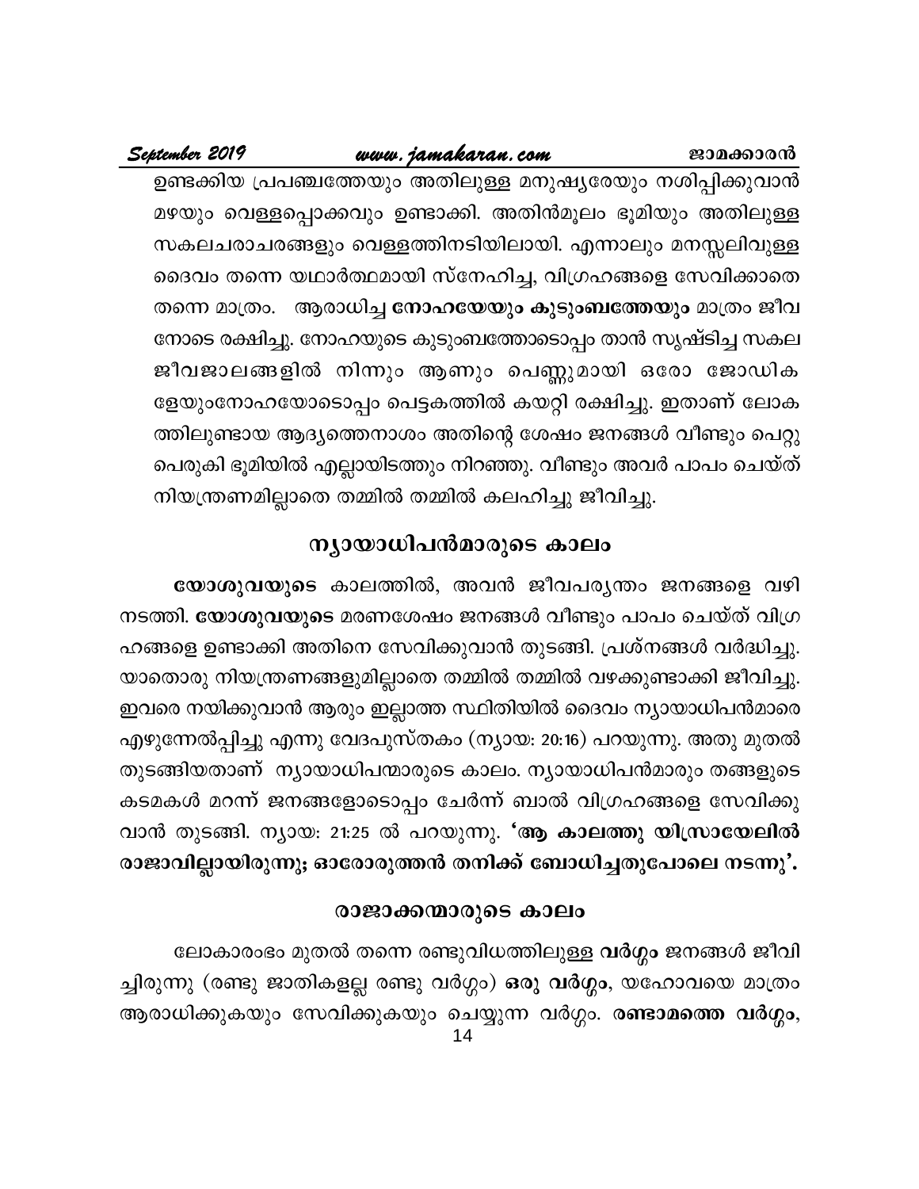ഉണ്ടക്കിയ പ്രപഞ്ചത്തേയും അതിലുള്ള മനുഷ്യരേയും നശിപ്പിക്കുവാൻ മഴയും വെള്ളപ്പൊക്കവും ഉണ്ടാക്കി. അതിൻമൂലം ഭൂമിയും അതിലുള്ള സകലചരാചരങ്ങളും വെള്ളത്തിനടിയിലായി. എന്നാലും മനസ്സലിവുള്ള ദൈവം തന്നെ യഥാർത്ഥമായി സ്നേഹിച്ച, വിഗ്രഹങ്ങളെ സേവിക്കാതെ തന്നെ മാത്രം. ആരാധിച്ച **നോഹയേയും കുടുംബത്തേയും** മാത്രം ജീവനോടെ രക്ഷിച്ചു. നോഹയുടെ കുടുംബത്തോടൊപ്പം താൻ സൃഷ്ടിച്ച സകല ജീവജാലങ്ങളിൽ നിന്നും ആണും പെണ്ണുമായി ഒരോ ജോഡികളേയുംനോഹയോടൊപ്പം പെട്ടകത്തിൽ കയറ്റി രക്ഷിച്ചു. ഇതാണ് ലോകത്തിലുണ്ടായ ആദ്യത്തെനാശം അതിന്റെ ശേഷം ജനങ്ങൾ വീണ്ടും പെറ്റു പെരുകി ഭൂമിയിൽ എല്ലായിടത്തും നിറഞ്ഞു. വീണ്ടും അവർ പാപം ചെയ്ത് നിയന്ത്രണമില്ലാതെ തമ്മിൽ തമ്മിൽ കലഹിച്ചു ജീവിച്ചു.

## ന്യായാധിപൻമാരുടെ കാലം

**യോശുവയുടെ** കാലത്തിൽ, അവൻ ജീവപര്യന്തം ജനങ്ങളെ വഴി നടത്തി. **യോശുവയുടെ** മരണശേഷം ജനങ്ങൾ വീണ്ടും പാപം ചെയ്ത് വിഗ്രഹങ്ങളെ ഉണ്ടാക്കി അതിനെ സേവിക്കുവാൻ തുടങ്ങി. പ്രശ്നങ്ങൾ വർദ്ധിച്ചു. യാതൊരു നിയന്ത്രണങ്ങളുമില്ലാതെ തമ്മിൽ തമ്മിൽ വഴക്കുണ്ടാക്കി ജീവിച്ചു. ഇവരെ നയിക്കുവാൻ ആരും ഇല്ലാത്ത സ്ഥിതിയിൽ ദൈവം ന്യായാധിപൻമാരെ എഴുന്നേൽപ്പിച്ചു എന്നു വേദപുസ്തകം (ന്യായ: 20:16) പറയുന്നു. അതു മുതൽ തുടങ്ങിയതാണ് ന്യായാധിപന്മാരുടെ കാലം. ന്യായാധിപൻമാരും തങ്ങളുടെ കടമകൾ മറന്ന് ജനങ്ങളോടൊപ്പം ചേർന്ന് ബാൽ വിഗ്രഹങ്ങളെ സേവിക്കുവാൻ തുടങ്ങി. ന്യായ: 21:25 ൽ പറയുന്നു. **'ആ കാലത്തു യിസ്രായേലിൽ രാജാവില്ലായിരുന്നു; ഓരോരുത്തൻ തനിക്ക് ബോധിച്ചതുപോലെ നടന്നു'.**

## രാജാക്കന്മാരുടെ കാലം

ലോകാരംഭം മുതൽ തന്നെ രണ്ടുവിധത്തിലുള്ള **വർഗ്ഗം** ജനങ്ങൾ ജീവിച്ചിരുന്നു (രണ്ടു ജാതികളല്ല രണ്ടു വർഗ്ഗം) **ഒരു വർഗ്ഗം**, യഹോവയെ മാത്രം ആരാധിക്കുകയും സേവിക്കുകയും ചെയ്യുന്ന വർഗ്ഗം. **രണ്ടാമത്തെ വർഗ്ഗം,**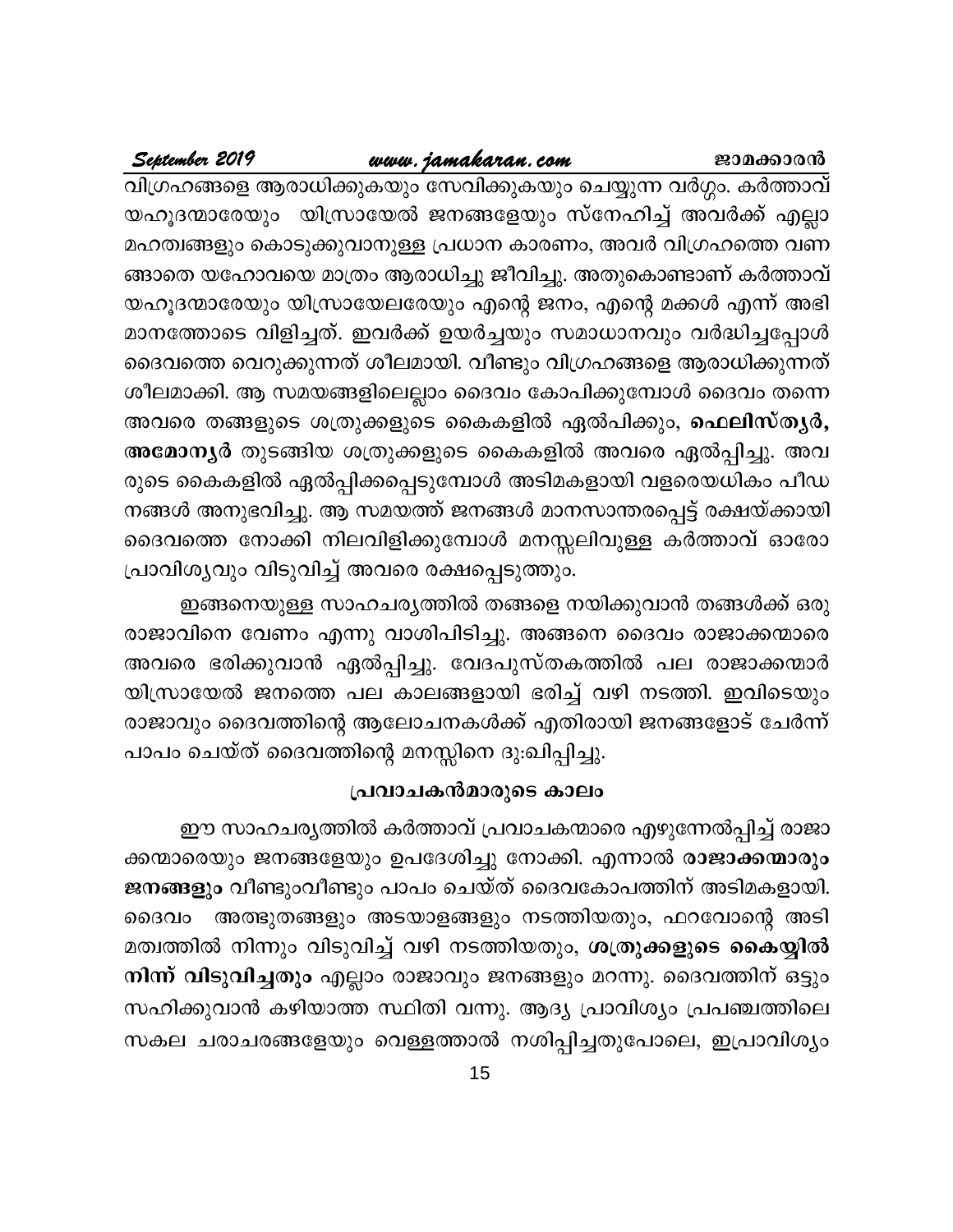വിഗ്രഹങ്ങളെ ആരാധിക്കുകയും സേവിക്കുകയും ചെയ്യുന്ന വർഗ്ഗം. കർത്താവ് യഹൂദന്മാരേയും യിസ്രായേൽ ജനങ്ങളേയും സ്നേഹിച്ച് അവർക്ക് എല്ലാ മഹത്വങ്ങളും കൊടുക്കുവാനുള്ള പ്രധാന കാരണം, അവർ വിഗ്രഹത്തെ വണങ്ങാതെ യഹോവയെ മാത്രം ആരാധിച്ചു ജീവിച്ചു. അതുകൊണ്ടാണ് കർത്താവ് യഹൂദന്മാരേയും യിസ്രായേലരേയും എന്റെ ജനം, എന്റെ മക്കൾ എന്ന് അഭിമാനത്തോടെ വിളിച്ചത്. ഇവർക്ക് ഉയർച്ചയും സമാധാനവും വർദ്ധിച്ചപ്പോൾ ദൈവത്തെ വെറുക്കുന്നത് ശീലമായി. വീണ്ടും വിഗ്രഹങ്ങളെ ആരാധിക്കുന്നത് ശീലമാക്കി. ആ സമയങ്ങളിലെല്ലാം ദൈവം കോപിക്കുമ്പോൾ ദൈവം തന്നെ അവരെ തങ്ങളുടെ ശത്രുക്കളുടെ കൈകളിൽ ഏൽപിക്കും, **ഫെലിസ്ത്യർ, അമോന്യർ** തുടങ്ങിയ ശത്രുക്കളുടെ കൈകളിൽ അവരെ ഏൽപ്പിച്ചു. അവരുടെ കൈകളിൽ ഏൽപ്പിക്കപ്പെടുമ്പോൾ അടിമകളായി വളരെയധികം പീഡനങ്ങൾ അനുഭവിച്ചു. ആ സമയത്ത് ജനങ്ങൾ മാനസാന്തരപ്പെട്ട് രക്ഷയ്ക്കായി ദൈവത്തെ നോക്കി നിലവിളിക്കുമ്പോൾ മനസ്സലിവുള്ള കർത്താവ് ഓരോ പ്രാവിശ്യവും വിടുവിച്ച് അവരെ രക്ഷപ്പെടുത്തും.

ഇങ്ങനെയുള്ള സാഹചര്യത്തിൽ തങ്ങളെ നയിക്കുവാൻ തങ്ങൾക്ക് ഒരു രാജാവിനെ വേണം എന്നു വാശിപിടിച്ചു. അങ്ങനെ ദൈവം രാജാക്കന്മാരെ അവരെ ഭരിക്കുവാൻ ഏൽപ്പിച്ചു. വേദപുസ്തകത്തിൽ പല രാജാക്കന്മാർ യിസ്രായേൽ ജനത്തെ പല കാലങ്ങളായി ഭരിച്ച് വഴി നടത്തി. ഇവിടെയും രാജാവും ദൈവത്തിന്റെ ആലോചനകൾക്ക് എതിരായി ജനങ്ങളോട് ചേർന്ന് പാപം ചെയ്ത് ദൈവത്തിന്റെ മനസ്സിനെ ദു:ഖിപ്പിച്ചു.

## പ്രവാചകൻമാരുടെ കാലം

ഈ സാഹചര്യത്തിൽ കർത്താവ് പ്രവാചകന്മാരെ എഴുന്നേൽപ്പിച്ച് രാജാക്കന്മാരെയും ജനങ്ങളേയും ഉപദേശിച്ചു നോക്കി. എന്നാൽ **രാജാക്കന്മാരും ജനങ്ങളും** വീണ്ടുംവീണ്ടും പാപം ചെയ്ത് ദൈവകോപത്തിന് അടിമകളായി. ദൈവം അത്ഭുതങ്ങളും അടയാളങ്ങളും നടത്തിയതും, ഫറവോന്റെ അടിമത്വത്തിൽ നിന്നും വിടുവിച്ച് വഴി നടത്തിയതും, **ശത്രുക്കളുടെ കൈയ്യിൽ നിന്ന് വിടുവിച്ചതും** എല്ലാം രാജാവും ജനങ്ങളും മറന്നു. ദൈവത്തിന് ഒട്ടും സഹിക്കുവാൻ കഴിയാത്ത സ്ഥിതി വന്നു. ആദ്യ പ്രാവിശ്യം പ്രപഞ്ചത്തിലെ സകല ചരാചരങ്ങളേയും വെള്ളത്താൽ നശിപ്പിച്ചതുപോലെ, ഇപ്രാവിശ്യം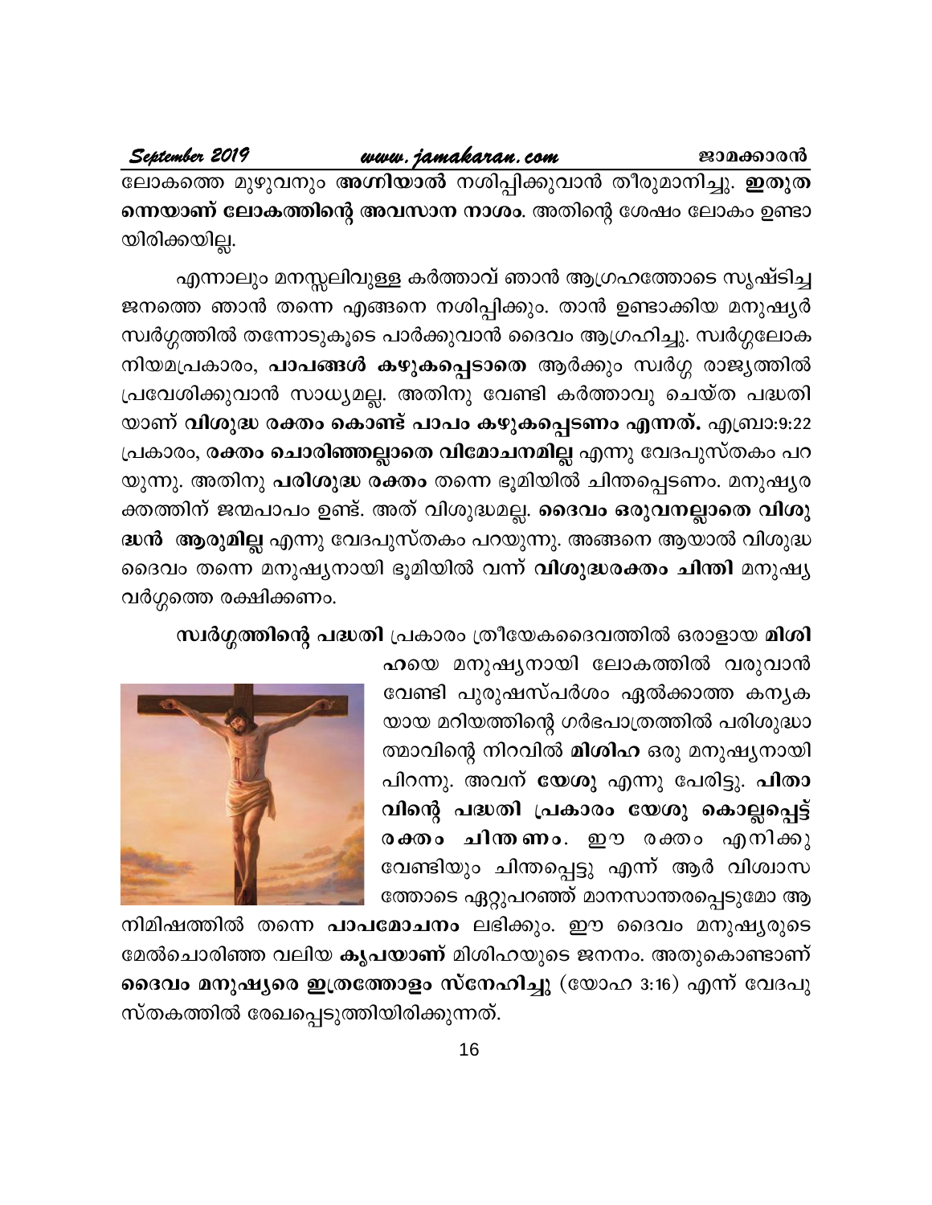ലോകത്തെ മുഴുവനും **അഗ്നിയാൽ** നശിപ്പിക്കുവാൻ തീരുമാനിച്ചു. **ഇതുതന്നെയാണ് ലോകത്തിന്റെ അവസാന നാശം**. അതിന്റെ ശേഷം ലോകം ഉണ്ടായിരിക്കയില്ല.

എന്നാലും മനസ്സലിവുള്ള കർത്താവ് ഞാൻ ആഗ്രഹത്തോടെ സൃഷ്ടിച്ച ജനത്തെ ഞാൻ തന്നെ എങ്ങനെ നശിപ്പിക്കും. താൻ ഉണ്ടാക്കിയ മനുഷ്യർ സ്വർഗ്ഗത്തിൽ തന്നോടുകൂടെ പാർക്കുവാൻ ദൈവം ആഗ്രഹിച്ചു. സ്വർഗ്ഗലോക നിയമപ്രകാരം, **പാപങ്ങൾ കഴുകപ്പെടാതെ** ആർക്കും സ്വർഗ്ഗ രാജ്യത്തിൽ പ്രവേശിക്കുവാൻ സാധ്യമല്ല. അതിനു വേണ്ടി കർത്താവു ചെയ്ത പദ്ധതിയാണ് **വിശുദ്ധ രക്തം കൊണ്ട് പാപം കഴുകപ്പെടണം എന്നത്.** എബ്രാ:9:22 പ്രകാരം, **രക്തം ചൊരിഞ്ഞല്ലാതെ വിമോചനമില്ല** എന്നു വേദപുസ്തകം പറയുന്നു. അതിനു **പരിശുദ്ധ രക്തം** തന്നെ ഭൂമിയിൽ ചിന്തപ്പെടണം. മനുഷ്യരക്തത്തിന് ജന്മപാപം ഉണ്ട്. അത് വിശുദ്ധമല്ല. **ദൈവം ഒരുവനല്ലാതെ വിശുദ്ധൻ ആരുമില്ല** എന്നു വേദപുസ്തകം പറയുന്നു. അങ്ങനെ ആയാൽ വിശുദ്ധ ദൈവം തന്നെ മനുഷ്യനായി ഭൂമിയിൽ വന്ന് **വിശുദ്ധരക്തം ചിന്തി** മനുഷ്യവർഗ്ഗത്തെ രക്ഷിക്കണം.

**സ്വർഗ്ഗത്തിന്റെ പദ്ധതി** പ്രകാരം ത്രീയേകദൈവത്തിൽ ഒരാളായ **മിശിഹയെ** മനുഷ്യനായി ലോകത്തിൽ വരുവാൻ വേണ്ടി പുരുഷസ്പർശം ഏൽക്കാത്ത കന്യകയായ മറിയത്തിന്റെ ഗർഭപാത്രത്തിൽ പരിശുദ്ധാത്മാവിന്റെ നിറവിൽ **മിശിഹ** ഒരു മനുഷ്യനായി പിറന്നു. അവന് **യേശു** എന്നു പേരിട്ടു. **പിതാവിന്റെ പദ്ധതി പ്രകാരം യേശു കൊല്ലപ്പെട്ട് രക്തം ചിന്തണം**. ഈ രക്തം എനിക്കു വേണ്ടിയും ചിന്തപ്പെട്ടു എന്ന് ആർ വിശ്വാസത്തോടെ ഏറ്റുപറഞ്ഞ് മാനസാന്തരപ്പെടുമോ ആ നിമിഷത്തിൽ തന്നെ **പാപമോചനം** ലഭിക്കും. ഈ ദൈവം മനുഷ്യരുടെ മേൽചൊരിഞ്ഞ വലിയ **കൃപയാണ്** മിശിഹയുടെ ജനനം. അതുകൊണ്ടാണ് **ദൈവം മനുഷ്യരെ ഇത്രത്തോളം സ്നേഹിച്ചു** (യോഹ 3:16) എന്ന് വേദപുസ്തകത്തിൽ രേഖപ്പെടുത്തിയിരിക്കുന്നത്.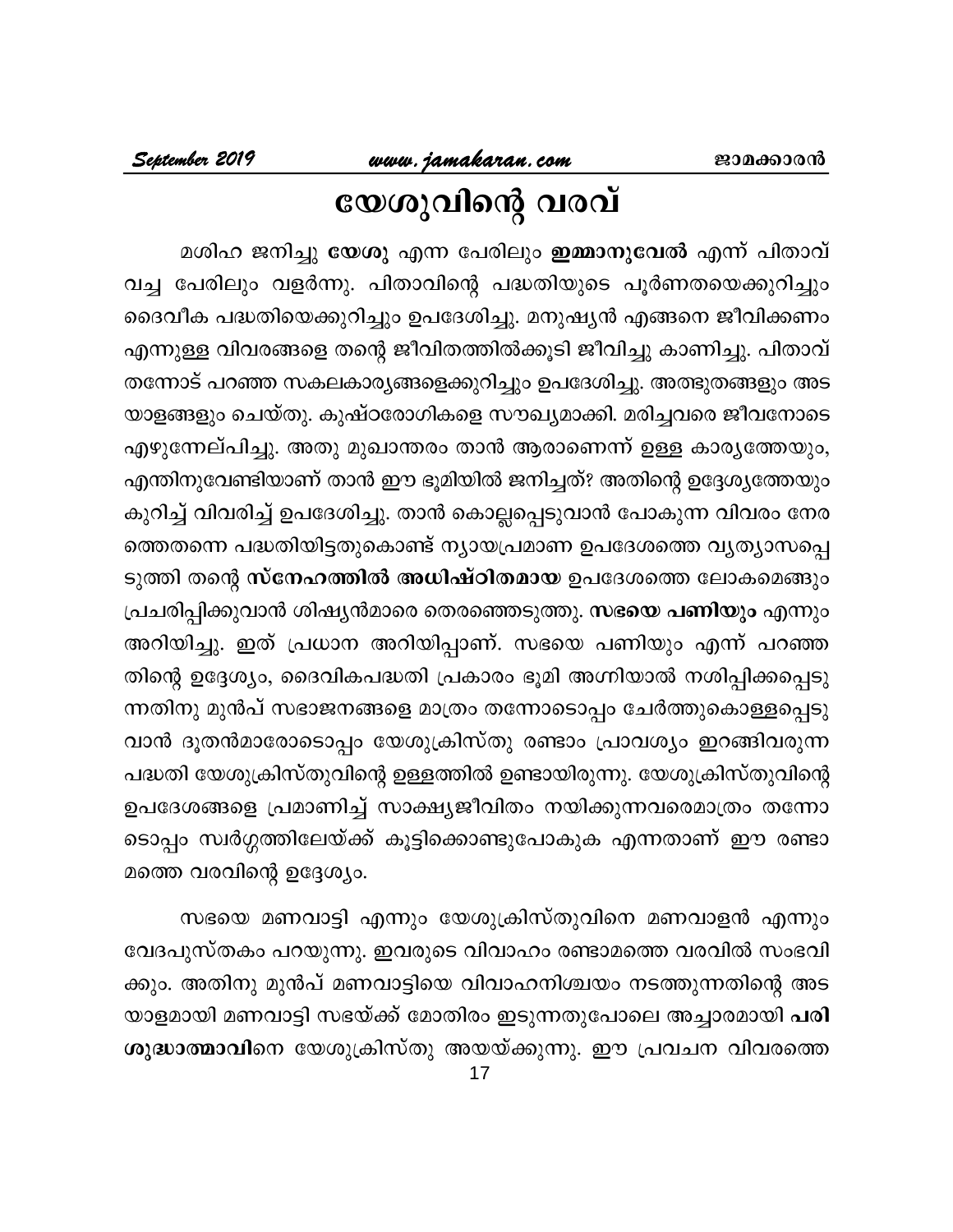# യേശുവിന്റെ വരവ്

മശിഹ ജനിച്ചു **യേശു** എന്ന പേരിലും **ഇമ്മാനുവേൽ** എന്ന് പിതാവ് വച്ച പേരിലും വളർന്നു. പിതാവിന്റെ പദ്ധതിയുടെ പൂർണതയെക്കുറിച്ചും ദൈവീക പദ്ധതിയെക്കുറിച്ചും ഉപദേശിച്ചു. മനുഷ്യൻ എങ്ങനെ ജീവിക്കണം എന്നുള്ള വിവരങ്ങളെ തന്റെ ജീവിതത്തിൽക്കൂടി ജീവിച്ചു കാണിച്ചു. പിതാവ് തന്നോട് പറഞ്ഞ സകലകാര്യങ്ങളെക്കുറിച്ചും ഉപദേശിച്ചു. അത്ഭുതങ്ങളും അടയാളങ്ങളും ചെയ്തു. കുഷ്ഠരോഗികളെ സൗഖ്യമാക്കി. മരിച്ചവരെ ജീവനോടെ എഴുന്നേല്പിച്ചു. അതു മുഖാന്തരം താൻ ആരാണെന്ന് ഉള്ള കാര്യത്തേയും, എന്തിനുവേണ്ടിയാണ് താൻ ഈ ഭൂമിയിൽ ജനിച്ചത്? അതിന്റെ ഉദ്ദേശ്യത്തേയും കുറിച്ച് വിവരിച്ച് ഉപദേശിച്ചു. താൻ കൊല്ലപ്പെടുവാൻ പോകുന്ന വിവരം നേരത്തെതന്നെ പദ്ധതിയിട്ടതുകൊണ്ട് ന്യായപ്രമാണ ഉപദേശത്തെ വ്യത്യാസപ്പെടുത്തി തന്റെ **സ്നേഹത്തിൽ അധിഷ്ഠിതമായ** ഉപദേശത്തെ ലോകമെങ്ങും പ്രചരിപ്പിക്കുവാൻ ശിഷ്യൻമാരെ തെരഞ്ഞെടുത്തു. **സഭയെ പണിയും** എന്നും അറിയിച്ചു. ഇത് പ്രധാന അറിയിപ്പാണ്. സഭയെ പണിയും എന്ന് പറഞ്ഞതിന്റെ ഉദ്ദേശ്യം, ദൈവികപദ്ധതി പ്രകാരം ഭൂമി അഗ്നിയാൽ നശിപ്പിക്കപ്പെടുന്നതിനു മുൻപ് സഭാജനങ്ങളെ മാത്രം തന്നോടൊപ്പം ചേർത്തുകൊള്ളപ്പെടുവാൻ ദൂതൻമാരോടൊപ്പം യേശുക്രിസ്തു രണ്ടാം പ്രാവശ്യം ഇറങ്ങിവരുന്ന പദ്ധതി യേശുക്രിസ്തുവിന്റെ ഉള്ളത്തിൽ ഉണ്ടായിരുന്നു. യേശുക്രിസ്തുവിന്റെ ഉപദേശങ്ങളെ പ്രമാണിച്ച് സാക്ഷ്യജീവിതം നയിക്കുന്നവരെമാത്രം തന്നോടൊപ്പം സ്വർഗ്ഗത്തിലേയ്ക്ക് കൂട്ടിക്കൊണ്ടുപോകുക എന്നതാണ് ഈ രണ്ടാമത്തെ വരവിന്റെ ഉദ്ദേശ്യം.

സഭയെ മണവാട്ടി എന്നും യേശുക്രിസ്തുവിനെ മണവാളൻ എന്നും വേദപുസ്തകം പറയുന്നു. ഇവരുടെ വിവാഹം രണ്ടാമത്തെ വരവിൽ സംഭവിക്കും. അതിനു മുൻപ് മണവാട്ടിയെ വിവാഹനിശ്ചയം നടത്തുന്നതിന്റെ അടയാളമായി മണവാട്ടി സഭയ്ക്ക് മോതിരം ഇടുന്നതുപോലെ അച്ചാരമായി **പരിശുദ്ധാത്മാവി**നെ യേശുക്രിസ്തു അയയ്ക്കുന്നു. ഈ പ്രവചന വിവരത്തെ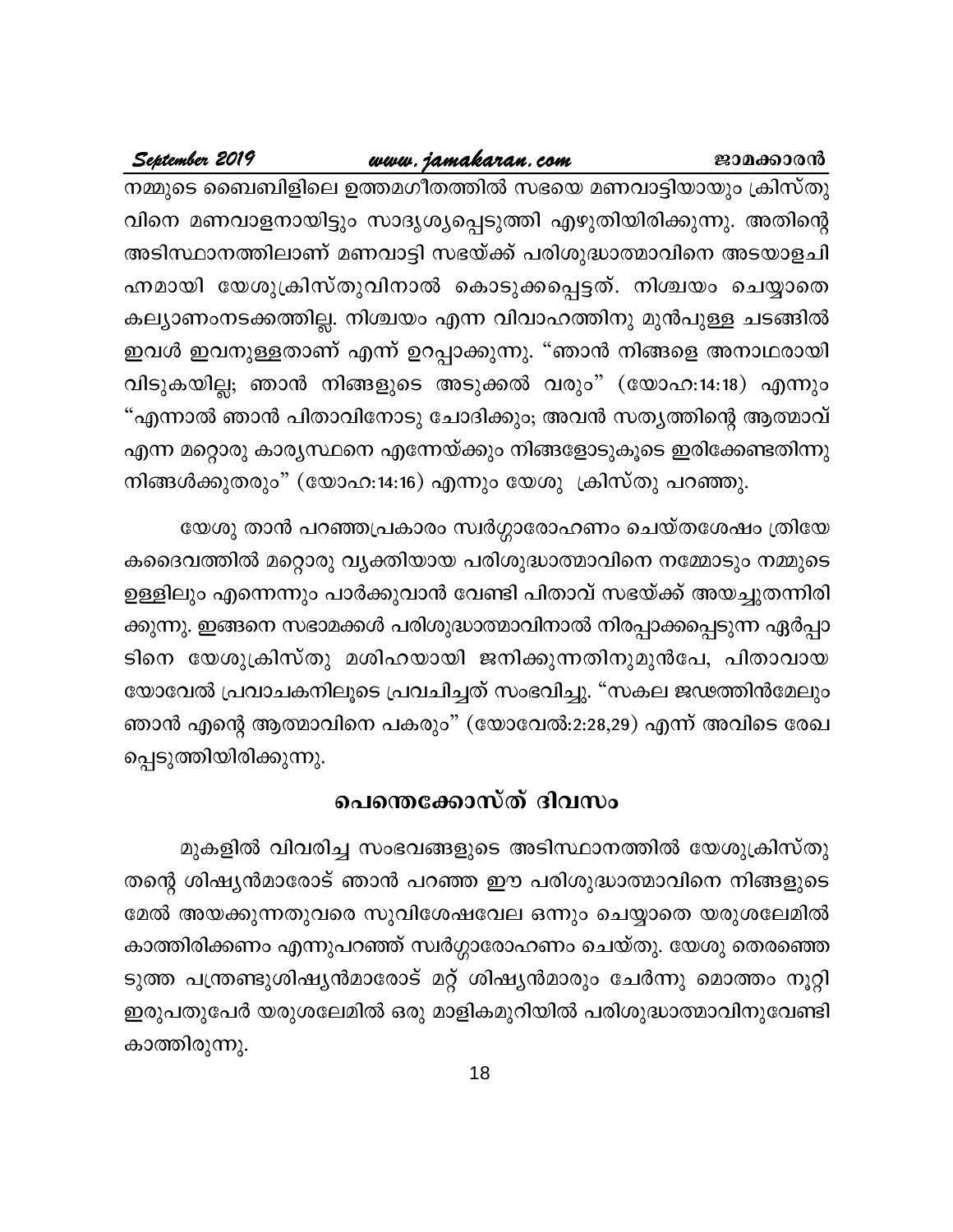നമ്മുടെ ബൈബിളിലെ ഉത്തമഗീതത്തിൽ സഭയെ മണവാട്ടിയായും ക്രിസ്തുവിനെ മണവാളനായിട്ടും സാദൃശ്യപ്പെടുത്തി എഴുതിയിരിക്കുന്നു. അതിന്റെ അടിസ്ഥാനത്തിലാണ് മണവാട്ടി സഭയ്ക്ക് പരിശുദ്ധാത്മാവിനെ അടയാളചിഹ്നമായി യേശുക്രിസ്തുവിനാൽ കൊടുക്കപ്പെട്ടത്. നിശ്ചയം ചെയ്യാതെ കല്യാണംനടക്കത്തില്ല. നിശ്ചയം എന്ന വിവാഹത്തിനു മുൻപുള്ള ചടങ്ങിൽ ഇവൾ ഇവനുള്ളതാണ് എന്ന് ഉറപ്പാക്കുന്നു. "ഞാൻ നിങ്ങളെ അനാഥരായി വിടുകയില്ല; ഞാൻ നിങ്ങളുടെ അടുക്കൽ വരും" (യോഹ:14:18) എന്നും "എന്നാൽ ഞാൻ പിതാവിനോടു ചോദിക്കും; അവൻ സത്യത്തിന്റെ ആത്മാവ് എന്ന മറ്റൊരു കാര്യസ്ഥനെ എന്നേയ്ക്കും നിങ്ങളോടുകൂടെ ഇരിക്കേണ്ടതിന്നു നിങ്ങൾക്കുതരും" (യോഹ:14:16) എന്നും യേശു ക്രിസ്തു പറഞ്ഞു.

യേശു താൻ പറഞ്ഞപ്രകാരം സ്വർഗ്ഗാരോഹണം ചെയ്തശേഷം ത്രിയേകദൈവത്തിൽ മറ്റൊരു വ്യക്തിയായ പരിശുദ്ധാത്മാവിനെ നമ്മോടും നമ്മുടെ ഉള്ളിലും എന്നെന്നും പാർക്കുവാൻ വേണ്ടി പിതാവ് സഭയ്ക്ക് അയച്ചുതന്നിരിക്കുന്നു. ഇങ്ങനെ സഭാമക്കൾ പരിശുദ്ധാത്മാവിനാൽ നിറപ്പാക്കപ്പെടുന്ന ഏർപ്പാടിനെ യേശുക്രിസ്തു മശിഹയായി ജനിക്കുന്നതിനുമുൻപേ, പിതാവായ യോവേൽ പ്രവാചകനിലൂടെ പ്രവചിച്ചത് സംഭവിച്ചു. "സകല ജഢത്തിൻമേലും ഞാൻ എന്റെ ആത്മാവിനെ പകരും" (യോവേൽ:2:28,29) എന്ന് അവിടെ രേഖപ്പെടുത്തിയിരിക്കുന്നു.

## പെന്തെക്കോസ്ത് ദിവസം

മുകളിൽ വിവരിച്ച സംഭവങ്ങളുടെ അടിസ്ഥാനത്തിൽ യേശുക്രിസ്തു തന്റെ ശിഷ്യൻമാരോട് ഞാൻ പറഞ്ഞ ഈ പരിശുദ്ധാത്മാവിനെ നിങ്ങളുടെ മേൽ അയക്കുന്നതുവരെ സുവിശേഷവേല ഒന്നും ചെയ്യാതെ യരുശലേമിൽ കാത്തിരിക്കണം എന്നുപറഞ്ഞ് സ്വർഗ്ഗാരോഹണം ചെയ്തു. യേശു തെരഞ്ഞെടുത്ത പന്ത്രണ്ടുശിഷ്യൻമാരോട് മറ്റ് ശിഷ്യൻമാരും ചേർന്നു മൊത്തം നൂറ്റി ഇരുപതുപേർ യരുശലേമിൽ ഒരു മാളികമുറിയിൽ പരിശുദ്ധാത്മാവിനുവേണ്ടി കാത്തിരുന്നു.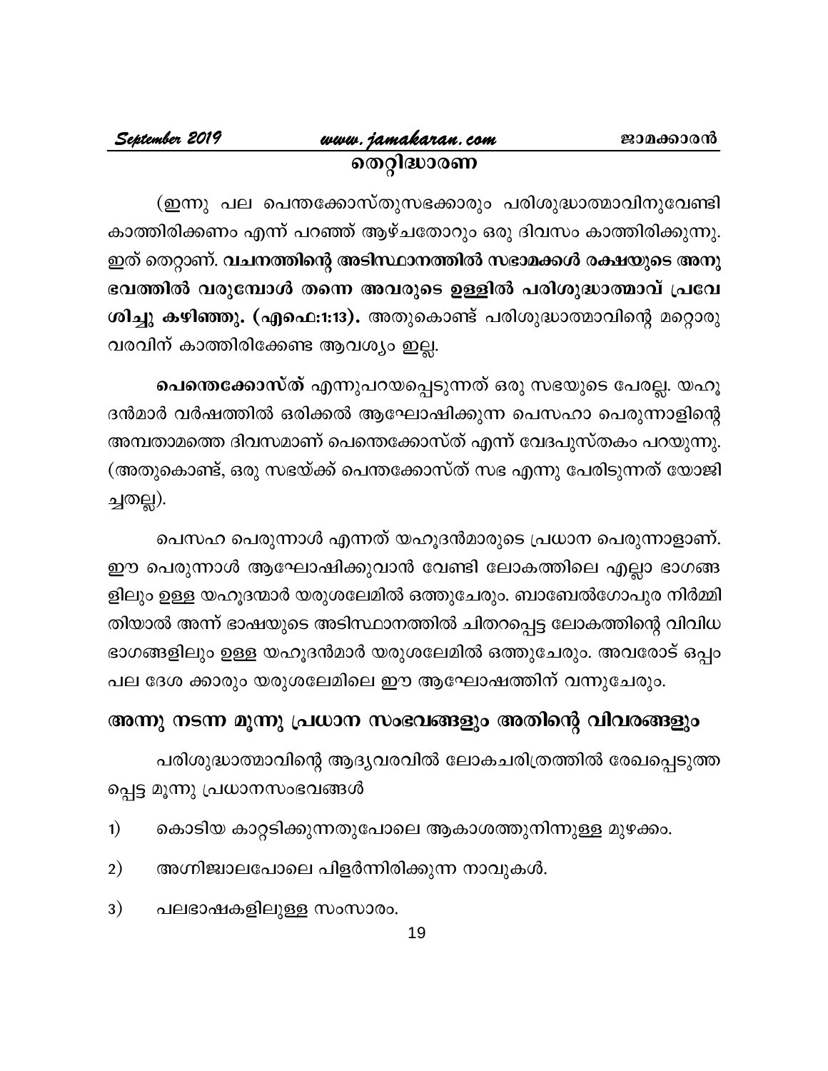## തെറ്റിദ്ധാരണ

(ഇന്നു പല പെന്തക്കോസ്തുസഭക്കാരും പരിശുദ്ധാത്മാവിനുവേണ്ടി കാത്തിരിക്കണം എന്ന് പറഞ്ഞ് ആഴ്ചതോറും ഒരു ദിവസം കാത്തിരിക്കുന്നു. ഇത് തെറ്റാണ്. **വചനത്തിന്റെ അടിസ്ഥാനത്തിൽ സഭാമക്കൾ രക്ഷയുടെ അനുഭവത്തിൽ വരുമ്പോൾ തന്നെ അവരുടെ ഉള്ളിൽ പരിശുദ്ധാത്മാവ് പ്രവേശിച്ചു കഴിഞ്ഞു. (എഫെ:1:13).** അതുകൊണ്ട് പരിശുദ്ധാത്മാവിന്റെ മറ്റൊരു വരവിന് കാത്തിരിക്കേണ്ട ആവശ്യം ഇല്ല.

**പെന്തെക്കോസ്ത്** എന്നുപറയപ്പെടുന്നത് ഒരു സഭയുടെ പേരല്ല. യഹൂദൻമാർ വർഷത്തിൽ ഒരിക്കൽ ആഘോഷിക്കുന്ന പെസഹാ പെരുന്നാളിന്റെ അമ്പതാമത്തെ ദിവസമാണ് പെന്തെക്കോസ്ത് എന്ന് വേദപുസ്തകം പറയുന്നു. (അതുകൊണ്ട്, ഒരു സഭയ്ക്ക് പെന്തക്കോസ്ത് സഭ എന്നു പേരിടുന്നത് യോജിച്ചതല്ല).

പെസഹ പെരുന്നാൾ എന്നത് യഹൂദൻമാരുടെ പ്രധാന പെരുന്നാളാണ്. ഈ പെരുന്നാൾ ആഘോഷിക്കുവാൻ വേണ്ടി ലോകത്തിലെ എല്ലാ ഭാഗങ്ങളിലും ഉള്ള യഹൂദന്മാർ യരുശലേമിൽ ഒത്തുചേരും. ബാബേൽഗോപുര നിർമ്മിതിയാൽ അന്ന് ഭാഷയുടെ അടിസ്ഥാനത്തിൽ ചിതറപ്പെട്ട ലോകത്തിന്റെ വിവിധ ഭാഗങ്ങളിലും ഉള്ള യഹൂദൻമാർ യരുശലേമിൽ ഒത്തുചേരും. അവരോട് ഒപ്പം പല ദേശ ക്കാരും യരുശലേമിലെ ഈ ആഘോഷത്തിന് വന്നുചേരും.

## അന്നു നടന്ന മൂന്നു പ്രധാന സംഭവങ്ങളും അതിന്റെ വിവരങ്ങളും

പരിശുദ്ധാത്മാവിന്റെ ആദ്യവരവിൽ ലോകചരിത്രത്തിൽ രേഖപ്പെടുത്തപ്പെട്ട മൂന്നു പ്രധാനസംഭവങ്ങൾ

1) കൊടിയ കാറ്റടിക്കുന്നതുപോലെ ആകാശത്തുനിന്നുള്ള മുഴക്കം.
2) അഗ്നിജ്വാലപോലെ പിളർന്നിരിക്കുന്ന നാവുകൾ.
3) പലഭാഷകളിലുള്ള സംസാരം.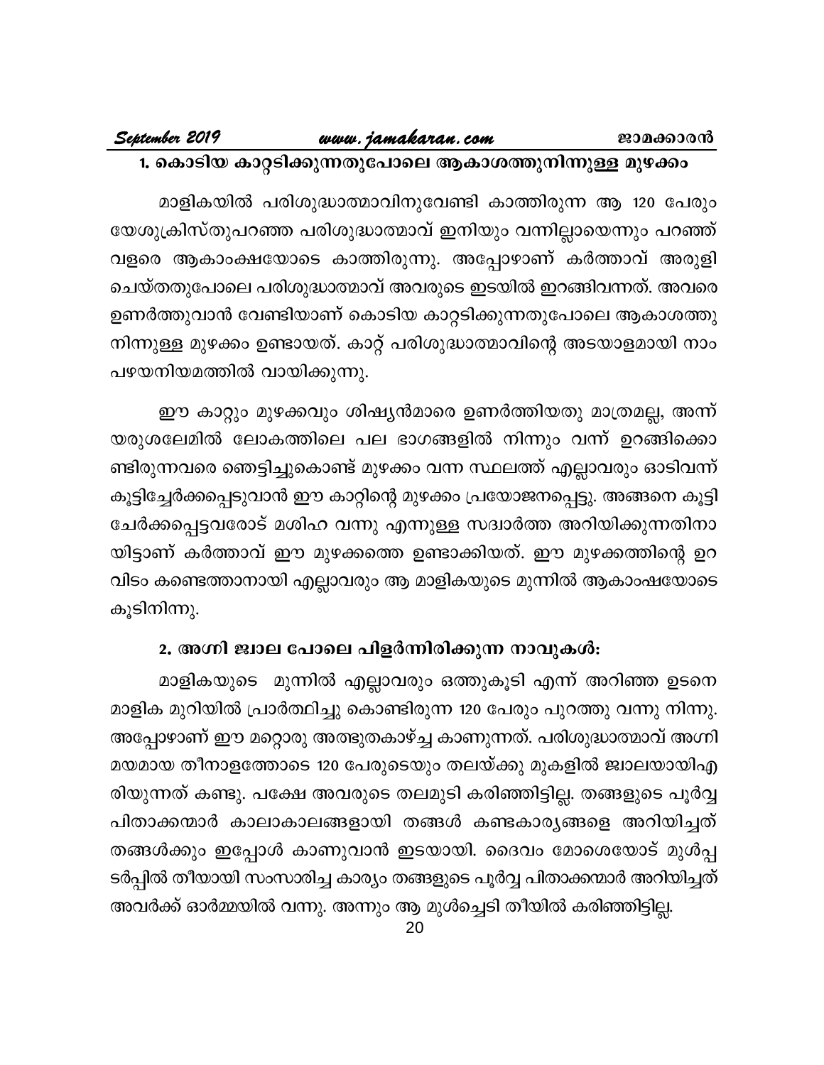### 1. കൊടിയ കാറ്റടിക്കുന്നതുപോലെ ആകാശത്തുനിന്നുള്ള മുഴക്കം

മാളികയിൽ പരിശുദ്ധാത്മാവിനുവേണ്ടി കാത്തിരുന്ന ആ 120 പേരും യേശുക്രിസ്തുപറഞ്ഞ പരിശുദ്ധാത്മാവ് ഇനിയും വന്നില്ലായെന്നും പറഞ്ഞ് വളരെ ആകാംക്ഷയോടെ കാത്തിരുന്നു. അപ്പോഴാണ് കർത്താവ് അരുളി ചെയ്തതുപോലെ പരിശുദ്ധാത്മാവ് അവരുടെ ഇടയിൽ ഇറങ്ങിവന്നത്. അവരെ ഉണർത്തുവാൻ വേണ്ടിയാണ് കൊടിയ കാറ്റടിക്കുന്നതുപോലെ ആകാശത്തു നിന്നുള്ള മുഴക്കം ഉണ്ടായത്. കാറ്റ് പരിശുദ്ധാത്മാവിന്റെ അടയാളമായി നാം പഴയനിയമത്തിൽ വായിക്കുന്നു.

ഈ കാറ്റും മുഴക്കവും ശിഷ്യൻമാരെ ഉണർത്തിയതു മാത്രമല്ല, അന്ന് യരുശലേമിൽ ലോകത്തിലെ പല ഭാഗങ്ങളിൽ നിന്നും വന്ന് ഉറങ്ങിക്കൊണ്ടിരുന്നവരെ ഞെട്ടിച്ചുകൊണ്ട് മുഴക്കം വന്ന സ്ഥലത്ത് എല്ലാവരും ഓടിവന്ന് കൂട്ടിച്ചേർക്കപ്പെടുവാൻ ഈ കാറ്റിന്റെ മുഴക്കം പ്രയോജനപ്പെട്ടു. അങ്ങനെ കൂട്ടിച്ചേർക്കപ്പെട്ടവരോട് മശിഹ വന്നു എന്നുള്ള സദ്വാർത്ത അറിയിക്കുന്നതിനായിട്ടാണ് കർത്താവ് ഈ മുഴക്കത്തെ ഉണ്ടാക്കിയത്. ഈ മുഴക്കത്തിന്റെ ഉറവിടം കണ്ടെത്താനായി എല്ലാവരും ആ മാളികയുടെ മുന്നിൽ ആകാംക്ഷയോടെ കൂടിനിന്നു.

### 2. അഗ്നി ജ്വാല പോലെ പിളർന്നിരിക്കുന്ന നാവുകൾ:

മാളികയുടെ മുന്നിൽ എല്ലാവരും ഒത്തുകൂടി എന്ന് അറിഞ്ഞ ഉടനെ മാളിക മുറിയിൽ പ്രാർത്ഥിച്ചു കൊണ്ടിരുന്ന 120 പേരും പുറത്തു വന്നു നിന്നു. അപ്പോഴാണ് ഈ മറ്റൊരു അത്ഭുതകാഴ്ച്ച കാണുന്നത്. പരിശുദ്ധാത്മാവ് അഗ്നിമയമായ തീനാളത്തോടെ 120 പേരുടെയും തലയ്ക്കു മുകളിൽ ജ്വാലയായിഎരിയുന്നത് കണ്ടു. പക്ഷേ അവരുടെ തലമുടി കരിഞ്ഞിട്ടില്ല. തങ്ങളുടെ പൂർവ്വ പിതാക്കന്മാർ കാലാകാലങ്ങളായി തങ്ങൾ കണ്ടകാര്യങ്ങളെ അറിയിച്ചത് തങ്ങൾക്കും ഇപ്പോൾ കാണുവാൻ ഇടയായി. ദൈവം മോശെയോട് മുൾപ്പടർപ്പിൽ തീയായി സംസാരിച്ച കാര്യം തങ്ങളുടെ പൂർവ്വ പിതാക്കന്മാർ അറിയിച്ചത് അവർക്ക് ഓർമ്മയിൽ വന്നു. അന്നും ആ മുൾച്ചെടി തീയിൽ കരിഞ്ഞിട്ടില്ല.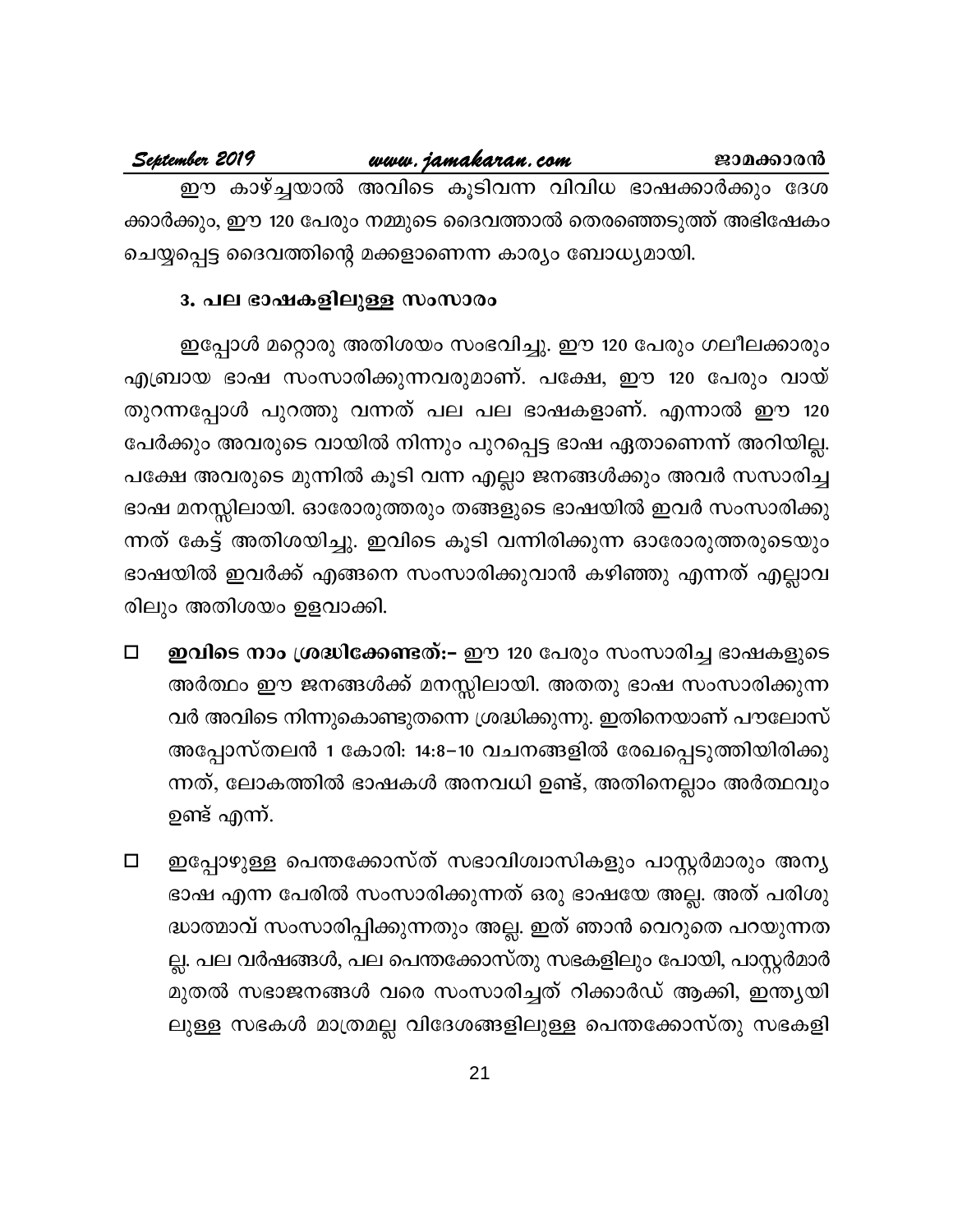ഈ കാഴ്ച്ചയാൽ അവിടെ കൂടിവന്ന വിവിധ ഭാഷക്കാർക്കും ദേശക്കാർക്കും, ഈ 120 പേരും നമ്മുടെ ദൈവത്താൽ തെരഞ്ഞെടുത്ത് അഭിഷേകം ചെയ്യപ്പെട്ട ദൈവത്തിന്റെ മക്കളാണെന്ന കാര്യം ബോധ്യമായി.

### 3. പല ഭാഷകളിലുള്ള സംസാരം

ഇപ്പോൾ മറ്റൊരു അതിശയം സംഭവിച്ചു. ഈ 120 പേരും ഗലീലക്കാരും എബ്രായ ഭാഷ സംസാരിക്കുന്നവരുമാണ്. പക്ഷേ, ഈ 120 പേരും വായ് തുറന്നപ്പോൾ പുറത്തു വന്നത് പല പല ഭാഷകളാണ്. എന്നാൽ ഈ 120 പേർക്കും അവരുടെ വായിൽ നിന്നും പുറപ്പെട്ട ഭാഷ ഏതാണെന്ന് അറിയില്ല. പക്ഷേ അവരുടെ മുന്നിൽ കൂടി വന്ന എല്ലാ ജനങ്ങൾക്കും അവർ സസാരിച്ച ഭാഷ മനസ്സിലായി. ഓരോരുത്തരും തങ്ങളുടെ ഭാഷയിൽ ഇവർ സംസാരിക്കുന്നത് കേട്ട് അതിശയിച്ചു. ഇവിടെ കൂടി വന്നിരിക്കുന്ന ഓരോരുത്തരുടെയും ഭാഷയിൽ ഇവർക്ക് എങ്ങനെ സംസാരിക്കുവാൻ കഴിഞ്ഞു എന്നത് എല്ലാവരിലും അതിശയം ഉളവാക്കി.

- **ഇവിടെ നാം ശ്രദ്ധിക്കേണ്ടത്:-** ഈ 120 പേരും സംസാരിച്ച ഭാഷകളുടെ അർത്ഥം ഈ ജനങ്ങൾക്ക് മനസ്സിലായി. അതതു ഭാഷ സംസാരിക്കുന്നവർ അവിടെ നിന്നുകൊണ്ടുതന്നെ ശ്രദ്ധിക്കുന്നു. ഇതിനെയാണ് പൗലോസ് അപ്പോസ്തലൻ 1 കോരി: 14:8-10 വചനങ്ങളിൽ രേഖപ്പെടുത്തിയിരിക്കുന്നത്, ലോകത്തിൽ ഭാഷകൾ അനവധി ഉണ്ട്, അതിനെല്ലാം അർത്ഥവും ഉണ്ട് എന്ന്.

- ഇപ്പോഴുള്ള പെന്തക്കോസ്ത് സഭാവിശ്വാസികളും പാസ്റ്റർമാരും അന്യ ഭാഷ എന്ന പേരിൽ സംസാരിക്കുന്നത് ഒരു ഭാഷയേ അല്ല. അത് പരിശുദ്ധാത്മാവ് സംസാരിപ്പിക്കുന്നതും അല്ല. ഇത് ഞാൻ വെറുതെ പറയുന്നതല്ല. പല വർഷങ്ങൾ, പല പെന്തക്കോസ്തു സഭകളിലും പോയി, പാസ്റ്റർമാർ മുതൽ സഭാജനങ്ങൾ വരെ സംസാരിച്ചത് റിക്കാർഡ് ആക്കി, ഇന്ത്യയിലുള്ള സഭകൾ മാത്രമല്ല വിദേശങ്ങളിലുള്ള പെന്തക്കോസ്തു സഭകളി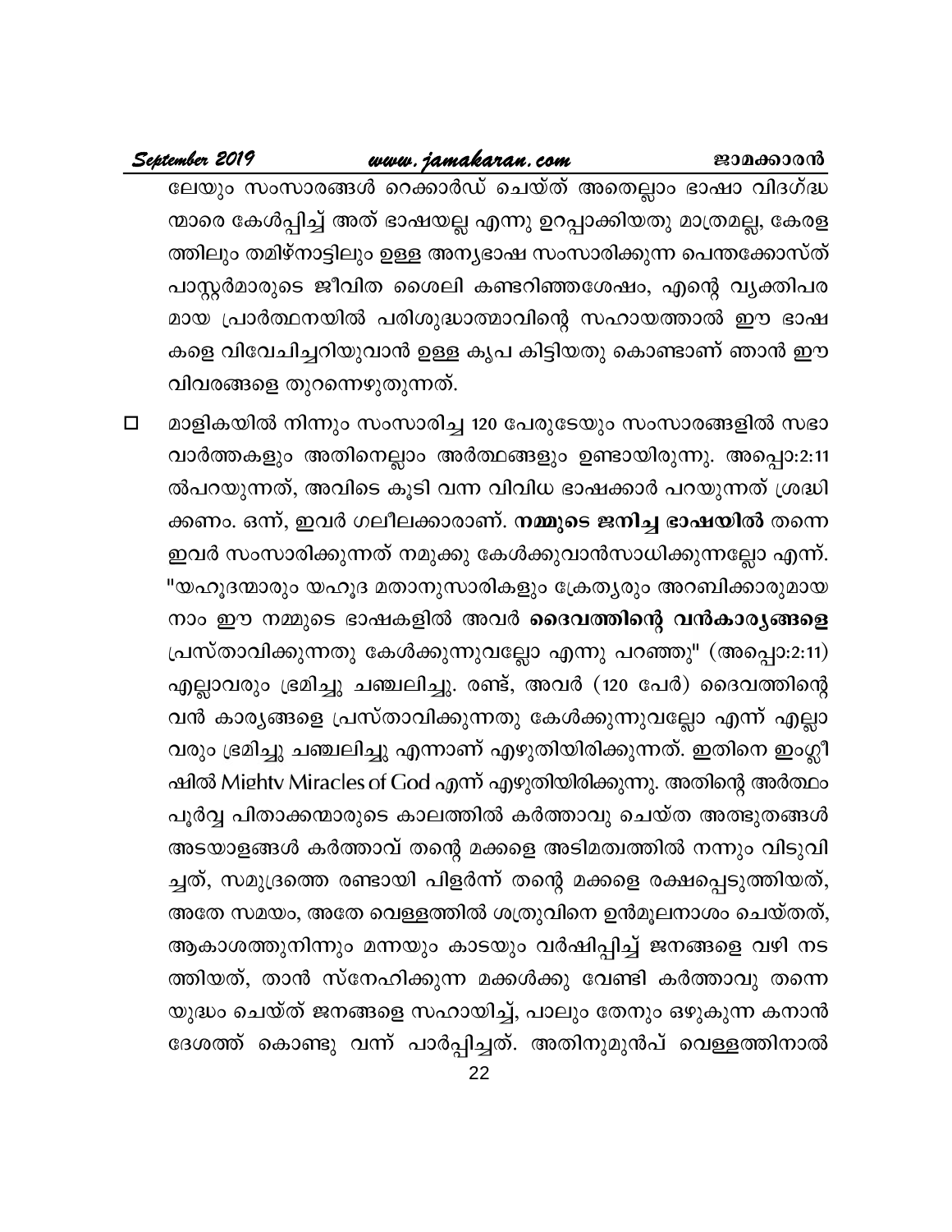ലേയും സംസാരങ്ങൾ റെക്കാർഡ് ചെയ്ത് അതെല്ലാം ഭാഷാ വിദഗ്ദ്ധ ന്മാരെ കേൾപ്പിച്ച് അത് ഭാഷയല്ല എന്നു ഉറപ്പാക്കിയതു മാത്രമല്ല, കേരള ത്തിലും തമിഴ്നാട്ടിലും ഉള്ള അന്യഭാഷ സംസാരിക്കുന്ന പെന്തക്കോസ്ത് പാസ്റ്റർമാരുടെ ജീവിത ശൈലി കണ്ടറിഞ്ഞശേഷം, എന്റെ വ്യക്തിപര മായ പ്രാർത്ഥനയിൽ പരിശുദ്ധാത്മാവിന്റെ സഹായത്താൽ ഈ ഭാഷ കളെ വിവേചിച്ചറിയുവാൻ ഉള്ള കൃപ കിട്ടിയതു കൊണ്ടാണ് ഞാൻ ഈ വിവരങ്ങളെ തുറന്നെഴുതുന്നത്.

- മാളികയിൽ നിന്നും സംസാരിച്ച 120 പേരുടേയും സംസാരങ്ങളിൽ സഭാ വാർത്തകളും അതിനെല്ലാം അർത്ഥങ്ങളും ഉണ്ടായിരുന്നു. അപ്പൊ:2:11 ൽപറയുന്നത്, അവിടെ കൂടി വന്ന വിവിധ ഭാഷക്കാർ പറയുന്നത് ശ്രദ്ധി ക്കണം. ഒന്ന്, ഇവർ ഗലീലക്കാരാണ്. **നമ്മുടെ ജനിച്ച ഭാഷയിൽ** തന്നെ ഇവർ സംസാരിക്കുന്നത് നമുക്കു കേൾക്കുവാൻസാധിക്കുന്നല്ലോ എന്ന്. "യഹൂദന്മാരും യഹൂദ മതാനുസാരികളും ക്രേത്യരും അറബിക്കാരുമായ നാം ഈ നമ്മുടെ ഭാഷകളിൽ അവർ **ദൈവത്തിന്റെ വൻകാര്യങ്ങളെ** പ്രസ്താവിക്കുന്നതു കേൾക്കുന്നുവല്ലോ എന്നു പറഞ്ഞു" (അപ്പൊ:2:11) എല്ലാവരും ഭ്രമിച്ചു ചഞ്ചലിച്ചു. രണ്ട്, അവർ (120 പേർ) ദൈവത്തിന്റെ വൻ കാര്യങ്ങളെ പ്രസ്താവിക്കുന്നതു കേൾക്കുന്നുവല്ലോ എന്ന് എല്ലാ വരും ഭ്രമിച്ചു ചഞ്ചലിച്ചു എന്നാണ് എഴുതിയിരിക്കുന്നത്. ഇതിനെ ഇംഗ്ലീ ഷിൽ Mighty Miracles of God എന്ന് എഴുതിയിരിക്കുന്നു. അതിന്റെ അർത്ഥം പൂർവ്വ പിതാക്കന്മാരുടെ കാലത്തിൽ കർത്താവു ചെയ്ത അത്ഭുതങ്ങൾ അടയാളങ്ങൾ കർത്താവ് തന്റെ മക്കളെ അടിമത്വത്തിൽ നന്നും വിടുവി ച്ചത്, സമുദ്രത്തെ രണ്ടായി പിളർന്ന് തന്റെ മക്കളെ രക്ഷപ്പെടുത്തിയത്, അതേ സമയം, അതേ വെള്ളത്തിൽ ശത്രുവിനെ ഉൻമൂലനാശം ചെയ്തത്, ആകാശത്തുനിന്നും മന്നയും കാടയും വർഷിപ്പിച്ച് ജനങ്ങളെ വഴി നട ത്തിയത്, താൻ സ്നേഹിക്കുന്ന മക്കൾക്കു വേണ്ടി കർത്താവു തന്നെ യുദ്ധം ചെയ്ത് ജനങ്ങളെ സഹായിച്ച്, പാലും തേനും ഒഴുകുന്ന കനാൻ ദേശത്ത് കൊണ്ടു വന്ന് പാർപ്പിച്ചത്. അതിനുമുൻപ് വെള്ളത്തിനാൽ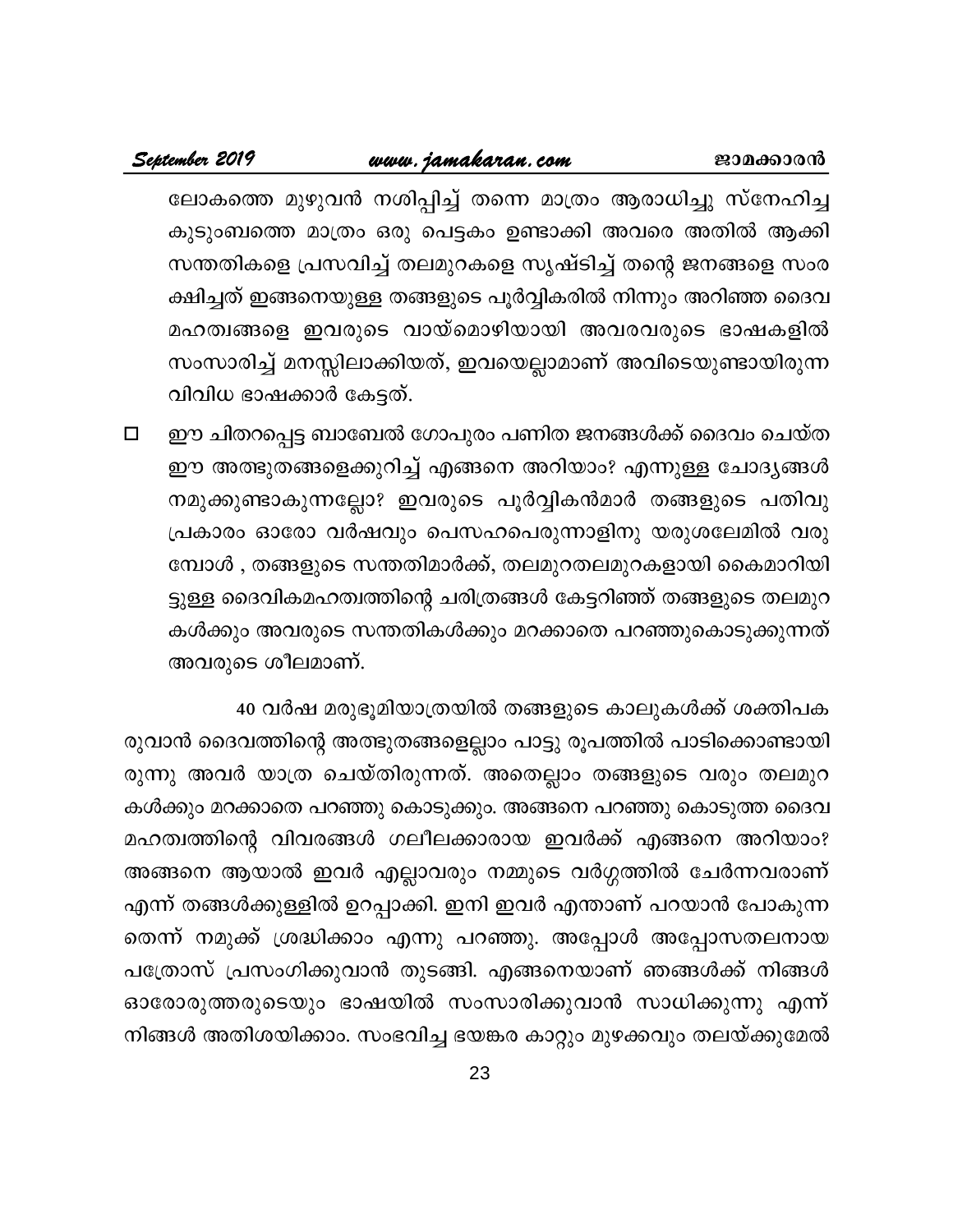ലോകത്തെ മുഴുവൻ നശിപ്പിച്ച് തന്നെ മാത്രം ആരാധിച്ചു സ്നേഹിച്ച കുടുംബത്തെ മാത്രം ഒരു പെട്ടകം ഉണ്ടാക്കി അവരെ അതിൽ ആക്കി സന്തതികളെ പ്രസവിച്ച് തലമുറകളെ സൃഷ്ടിച്ച് തന്റെ ജനങ്ങളെ സംരക്ഷിച്ചത് ഇങ്ങനെയുള്ള തങ്ങളുടെ പൂർവ്വികരിൽ നിന്നും അറിഞ്ഞ ദൈവമഹത്വങ്ങളെ ഇവരുടെ വായ്മൊഴിയായി അവരവരുടെ ഭാഷകളിൽ സംസാരിച്ച് മനസ്സിലാക്കിയത്, ഇവയെല്ലാമാണ് അവിടെയുണ്ടായിരുന്ന വിവിധ ഭാഷക്കാർ കേട്ടത്.

- ഈ ചിതറപ്പെട്ട ബാബേൽ ഗോപുരം പണിത ജനങ്ങൾക്ക് ദൈവം ചെയ്ത ഈ അത്ഭുതങ്ങളെക്കുറിച്ച് എങ്ങനെ അറിയാം? എന്നുള്ള ചോദ്യങ്ങൾ നമുക്കുണ്ടാകുന്നല്ലോ? ഇവരുടെ പൂർവ്വികന്മാർ തങ്ങളുടെ പതിവു പ്രകാരം ഓരോ വർഷവും പെസഹപെരുന്നാളിനു യരുശലേമിൽ വരുമ്പോൾ , തങ്ങളുടെ സന്തതിമാർക്ക്, തലമുറതലമുറകളായി കൈമാറിയിട്ടുള്ള ദൈവികമഹത്വത്തിന്റെ ചരിത്രങ്ങൾ കേട്ടറിഞ്ഞ് തങ്ങളുടെ തലമുറകൾക്കും അവരുടെ സന്തതികൾക്കും മറക്കാതെ പറഞ്ഞുകൊടുക്കുന്നത് അവരുടെ ശീലമാണ്.

40 വർഷ മരുഭൂമിയാത്രയിൽ തങ്ങളുടെ കാലുകൾക്ക് ശക്തിപകരുവാൻ ദൈവത്തിന്റെ അത്ഭുതങ്ങളെല്ലാം പാട്ടു രൂപത്തിൽ പാടിക്കൊണ്ടായിരുന്നു അവർ യാത്ര ചെയ്തിരുന്നത്. അതെല്ലാം തങ്ങളുടെ വരും തലമുറകൾക്കും മറക്കാതെ പറഞ്ഞു കൊടുക്കും. അങ്ങനെ പറഞ്ഞു കൊടുത്ത ദൈവമഹത്വത്തിന്റെ വിവരങ്ങൾ ഗലീലക്കാരായ ഇവർക്ക് എങ്ങനെ അറിയാം? അങ്ങനെ ആയാൽ ഇവർ എല്ലാവരും നമ്മുടെ വർഗ്ഗത്തിൽ ചേർന്നവരാണ് എന്ന് തങ്ങൾക്കുള്ളിൽ ഉറപ്പാക്കി. ഇനി ഇവർ എന്താണ് പറയാൻ പോകുന്നതെന്ന് നമുക്ക് ശ്രദ്ധിക്കാം എന്നു പറഞ്ഞു. അപ്പോൾ അപ്പോസതലനായ പത്രോസ് പ്രസംഗിക്കുവാൻ തുടങ്ങി. എങ്ങനെയാണ് ഞങ്ങൾക്ക് നിങ്ങൾ ഓരോരുത്തരുടെയും ഭാഷയിൽ സംസാരിക്കുവാൻ സാധിക്കുന്നു എന്ന് നിങ്ങൾ അതിശയിക്കാം. സംഭവിച്ച ഭയങ്കര കാറ്റും മുഴക്കവും തലയ്ക്കുമേൽ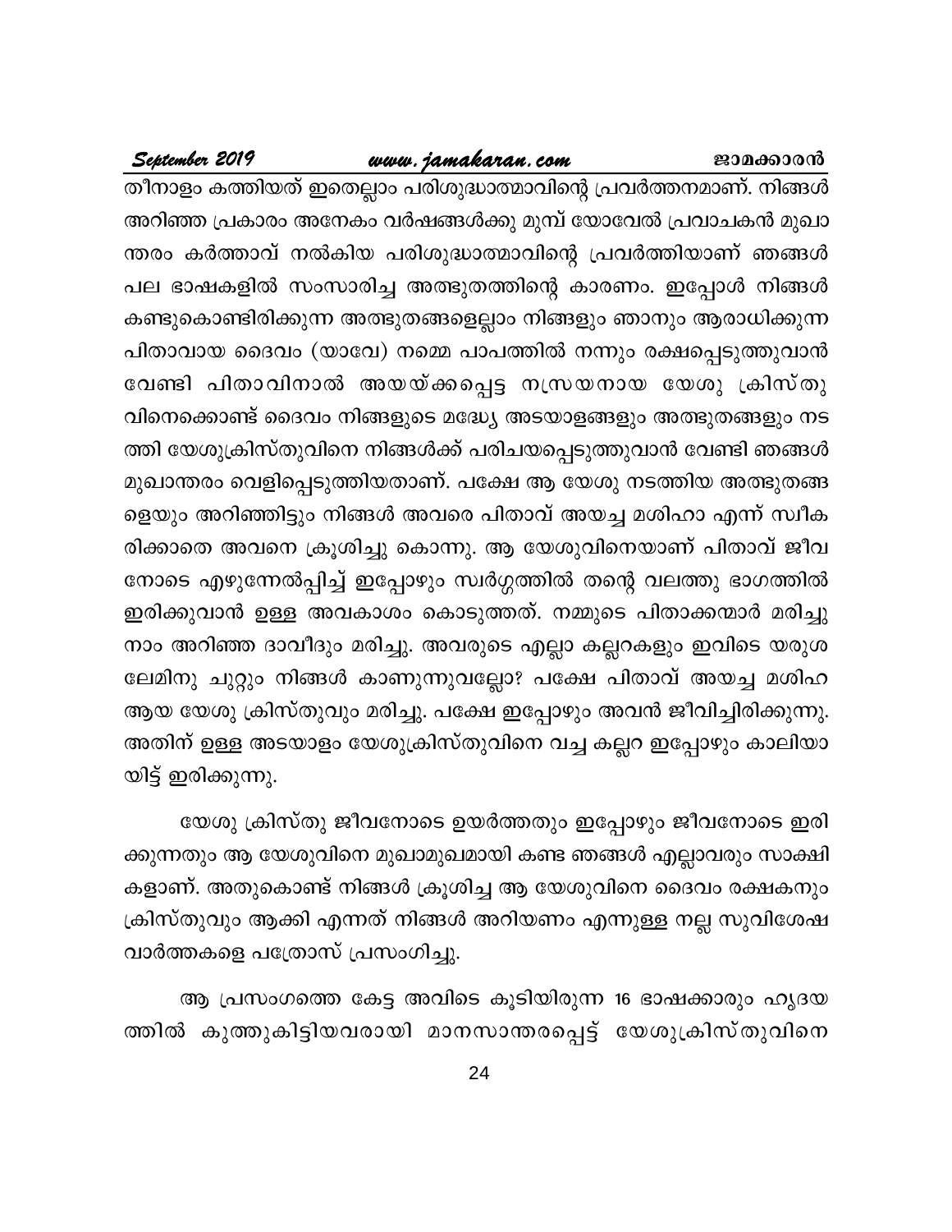തീനാളം കത്തിയത് ഇതെല്ലാം പരിശുദ്ധാത്മാവിന്റെ പ്രവർത്തനമാണ്. നിങ്ങൾ അറിഞ്ഞ പ്രകാരം അനേകം വർഷങ്ങൾക്കു മുമ്പ് യോവേൽ പ്രവാചകൻ മുഖാന്തരം കർത്താവ് നൽകിയ പരിശുദ്ധാത്മാവിന്റെ പ്രവർത്തിയാണ് ഞങ്ങൾ പല ഭാഷകളിൽ സംസാരിച്ച അത്ഭുതത്തിന്റെ കാരണം. ഇപ്പോൾ നിങ്ങൾ കണ്ടുകൊണ്ടിരിക്കുന്ന അത്ഭുതങ്ങളെല്ലാം നിങ്ങളും ഞാനും ആരാധിക്കുന്ന പിതാവായ ദൈവം (യാവേ) നമ്മെ പാപത്തിൽ നന്നും രക്ഷപ്പെടുത്തുവാൻ വേണ്ടി പിതാവിനാൽ അയയ്ക്കപ്പെട്ട നസ്രയനായ യേശു ക്രിസ്തുവിനെക്കൊണ്ട് ദൈവം നിങ്ങളുടെ മദ്ധ്യേ അടയാളങ്ങളും അത്ഭുതങ്ങളും നടത്തി യേശുക്രിസ്തുവിനെ നിങ്ങൾക്ക് പരിചയപ്പെടുത്തുവാൻ വേണ്ടി ഞങ്ങൾ മുഖാന്തരം വെളിപ്പെടുത്തിയതാണ്. പക്ഷേ ആ യേശു നടത്തിയ അത്ഭുതങ്ങളെയും അറിഞ്ഞിട്ടും നിങ്ങൾ അവരെ പിതാവ് അയച്ച മശിഹാ എന്ന് സ്വീകരിക്കാതെ അവനെ ക്രൂശിച്ചു കൊന്നു. ആ യേശുവിനെയാണ് പിതാവ് ജീവനോടെ എഴുന്നേൽപ്പിച്ച് ഇപ്പോഴും സ്വർഗ്ഗത്തിൽ തന്റെ വലത്തു ഭാഗത്തിൽ ഇരിക്കുവാൻ ഉള്ള അവകാശം കൊടുത്തത്. നമ്മുടെ പിതാക്കന്മാർ മരിച്ചു നാം അറിഞ്ഞ ദാവീദും മരിച്ചു. അവരുടെ എല്ലാ കല്ലറകളും ഇവിടെ യരുശലേമിനു ചുറ്റും നിങ്ങൾ കാണുന്നുവല്ലോ? പക്ഷേ പിതാവ് അയച്ച മശിഹ ആയ യേശു ക്രിസ്തുവും മരിച്ചു. പക്ഷേ ഇപ്പോഴും അവൻ ജീവിച്ചിരിക്കുന്നു. അതിന് ഉള്ള അടയാളം യേശുക്രിസ്തുവിനെ വച്ച കല്ലറ ഇപ്പോഴും കാലിയായിട്ട് ഇരിക്കുന്നു.

യേശു ക്രിസ്തു ജീവനോടെ ഉയർത്തതും ഇപ്പോഴും ജീവനോടെ ഇരിക്കുന്നതും ആ യേശുവിനെ മുഖാമുഖമായി കണ്ട ഞങ്ങൾ എല്ലാവരും സാക്ഷികളാണ്. അതുകൊണ്ട് നിങ്ങൾ ക്രൂശിച്ച ആ യേശുവിനെ ദൈവം രക്ഷകനും ക്രിസ്തുവും ആക്കി എന്നത് നിങ്ങൾ അറിയണം എന്നുള്ള നല്ല സുവിശേഷ വാർത്തകളെ പത്രോസ് പ്രസംഗിച്ചു.

ആ പ്രസംഗത്തെ കേട്ട അവിടെ കൂടിയിരുന്ന 16 ഭാഷക്കാരും ഹൃദയത്തിൽ കുത്തുകിട്ടിയവരായി മാനസാന്തരപ്പെട്ട് യേശുക്രിസ്തുവിനെ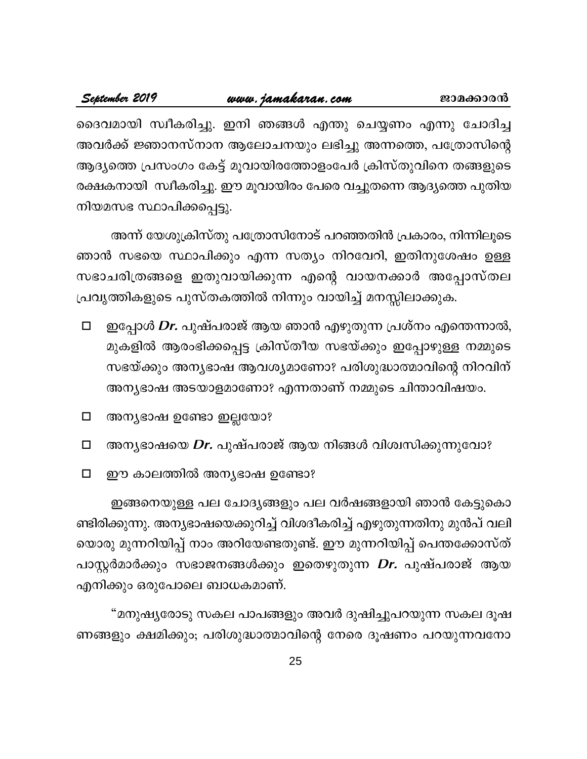ദൈവമായി സ്വീകരിച്ചു. ഇനി ഞങ്ങൾ എന്തു ചെയ്യണം എന്നു ചോദിച്ച അവർക്ക് ജ്ഞാനസ്നാന ആലോചനയും ലഭിച്ചു അന്നത്തെ, പത്രോസിന്റെ ആദ്യത്തെ പ്രസംഗം കേട്ട് മൂവായിരത്തോളംപേർ ക്രിസ്തുവിനെ തങ്ങളുടെ രക്ഷകനായി സ്വീകരിച്ചു. ഈ മൂവായിരം പേരെ വച്ചുതന്നെ ആദ്യത്തെ പുതിയ നിയമസഭ സ്ഥാപിക്കപ്പെട്ടു.

അന്ന് യേശുക്രിസ്തു പത്രോസിനോട് പറഞ്ഞതിൻ പ്രകാരം, നിന്നിലൂടെ ഞാൻ സഭയെ സ്ഥാപിക്കും എന്ന സത്യം നിറവേറി, ഇതിനുശേഷം ഉള്ള സഭാചരിത്രങ്ങളെ ഇതുവായിക്കുന്ന എന്റെ വായനക്കാർ അപ്പോസ്തല പ്രവൃത്തികളുടെ പുസ്തകത്തിൽ നിന്നും വായിച്ച് മനസ്സിലാക്കുക.

- ഇപ്പോൾ ***Dr.*** പുഷ്പരാജ് ആയ ഞാൻ എഴുതുന്ന പ്രശ്നം എന്തെന്നാൽ, മുകളിൽ ആരംഭിക്കപ്പെട്ട ക്രിസ്തീയ സഭയ്ക്കും ഇപ്പോഴുള്ള നമ്മുടെ സഭയ്ക്കും അന്യഭാഷ ആവശ്യമാണോ? പരിശുദ്ധാത്മാവിന്റെ നിറവിന് അന്യഭാഷ അടയാളമാണോ? എന്നതാണ് നമ്മുടെ ചിന്താവിഷയം.
- അന്യഭാഷ ഉണ്ടോ ഇല്ലയോ?
- അന്യഭാഷയെ ***Dr.*** പുഷ്പരാജ് ആയ നിങ്ങൾ വിശ്വസിക്കുന്നുവോ?
- ഈ കാലത്തിൽ അന്യഭാഷ ഉണ്ടോ?

ഇങ്ങനെയുള്ള പല ചോദ്യങ്ങളും പല വർഷങ്ങളായി ഞാൻ കേട്ടുകൊണ്ടിരിക്കുന്നു. അന്യഭാഷയെക്കുറിച്ച് വിശദീകരിച്ച് എഴുതുന്നതിനു മുൻപ് വലിയൊരു മുന്നറിയിപ്പ് നാം അറിയേണ്ടതുണ്ട്. ഈ മുന്നറിയിപ്പ് പെന്തക്കോസ്ത് പാസ്റ്റർമാർക്കും സഭാജനങ്ങൾക്കും ഇതെഴുതുന്ന ***Dr.*** പുഷ്പരാജ് ആയ എനിക്കും ഒരുപോലെ ബാധകമാണ്.

“മനുഷ്യരോടു സകല പാപങ്ങളും അവർ ദുഷിച്ചുപറയുന്ന സകല ദൂഷണങ്ങളും ക്ഷമിക്കും; പരിശുദ്ധാത്മാവിന്റെ നേരെ ദൂഷണം പറയുന്നവനോ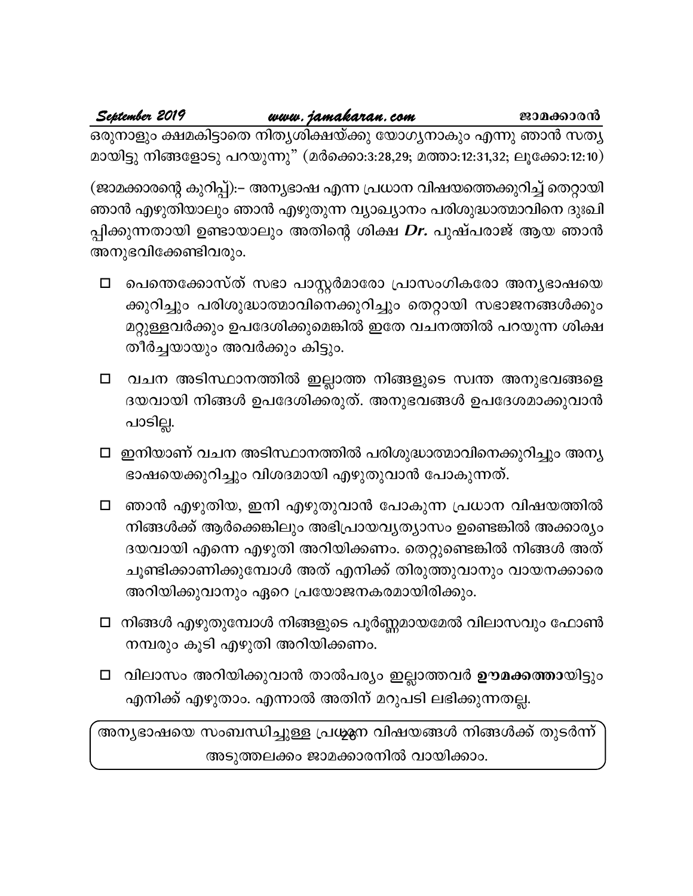ഒരുനാളും ക്ഷമകിട്ടാതെ നിത്യശിക്ഷയ്ക്കു യോഗ്യനാകും എന്നു ഞാൻ സത്യമായിട്ടു നിങ്ങളോടു പറയുന്നു" (മർക്കൊ:3:28,29; മത്താ:12:31,32; ലൂക്കോ:12:10)

(ജാമക്കാരന്റെ കുറിപ്പ്):– അന്യഭാഷ എന്ന പ്രധാന വിഷയത്തെക്കുറിച്ച് തെറ്റായി ഞാൻ എഴുതിയാലും ഞാൻ എഴുതുന്ന വ്യാഖ്യാനം പരിശുദ്ധാത്മാവിനെ ദുഃഖിപ്പിക്കുന്നതായി ഉണ്ടായാലും അതിന്റെ ശിക്ഷ ***Dr.*** പുഷ്പരാജ് ആയ ഞാൻ അനുഭവിക്കേണ്ടിവരും.

- ☐ പെന്തെക്കോസ്ത് സഭാ പാസ്റ്റർമാരോ പ്രാസംഗികരോ അന്യഭാഷയെക്കുറിച്ചും പരിശുദ്ധാത്മാവിനെക്കുറിച്ചും തെറ്റായി സഭാജനങ്ങൾക്കും മറ്റുള്ളവർക്കും ഉപദേശിക്കുമെങ്കിൽ ഇതേ വചനത്തിൽ പറയുന്ന ശിക്ഷ തീർച്ചയായും അവർക്കും കിട്ടും.
- ☐ വചന അടിസ്ഥാനത്തിൽ ഇല്ലാത്ത നിങ്ങളുടെ സ്വന്ത അനുഭവങ്ങളെ ദയവായി നിങ്ങൾ ഉപദേശിക്കരുത്. അനുഭവങ്ങൾ ഉപദേശമാക്കുവാൻ പാടില്ല.
- ☐ ഇനിയാണ് വചന അടിസ്ഥാനത്തിൽ പരിശുദ്ധാത്മാവിനെക്കുറിച്ചും അന്യഭാഷയെക്കുറിച്ചും വിശദമായി എഴുതുവാൻ പോകുന്നത്.
- ☐ ഞാൻ എഴുതിയ, ഇനി എഴുതുവാൻ പോകുന്ന പ്രധാന വിഷയത്തിൽ നിങ്ങൾക്ക് ആർക്കെങ്കിലും അഭിപ്രായവ്യത്യാസം ഉണ്ടെങ്കിൽ അക്കാര്യം ദയവായി എന്നെ എഴുതി അറിയിക്കണം. തെറ്റുണ്ടെങ്കിൽ നിങ്ങൾ അത് ചൂണ്ടിക്കാണിക്കുമ്പോൾ അത് എനിക്ക് തിരുത്തുവാനും വായനക്കാരെ അറിയിക്കുവാനും ഏറെ പ്രയോജനകരമായിരിക്കും.
- ☐ നിങ്ങൾ എഴുതുമ്പോൾ നിങ്ങളുടെ പൂർണ്ണമായമേൽ വിലാസവും ഫോൺ നമ്പരും കൂടി എഴുതി അറിയിക്കണം.
- ☐ വിലാസം അറിയിക്കുവാൻ താൽപര്യം ഇല്ലാത്തവർ **ഊമക്കത്തായി**ട്ടും എനിക്ക് എഴുതാം. എന്നാൽ അതിന് മറുപടി ലഭിക്കുന്നതല്ല.

അന്യഭാഷയെ സംബന്ധിച്ചുള്ള പ്രധാന വിഷയങ്ങൾ നിങ്ങൾക്ക് തുടർന്ന് അടുത്തലക്കം ജാമക്കാരനിൽ വായിക്കാം.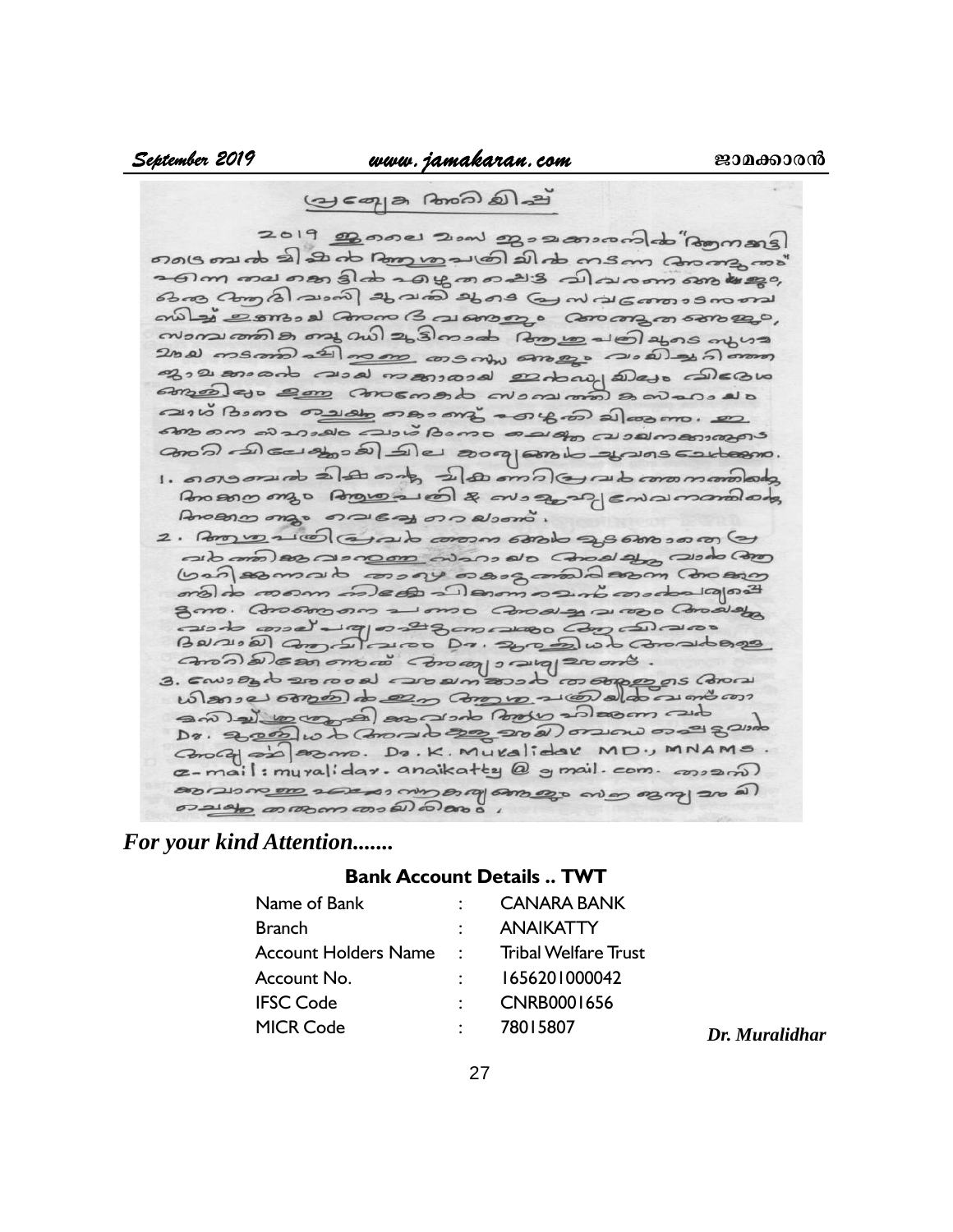## പ്രത്യേക അറിയിപ്പ്

2019 ജൂലൈ വാല്യം ജാമക്കാരനിൽ "ആനക്കട്ടി ട്രൈബൽ മിഷൻ ആശുപത്രിയിൽ നടന്ന അത്ഭുതം" എന്ന തലക്കെട്ടിൽ എഴുതപ്പെട്ട വിവരണങ്ങളും, ഒരു ആദിവാസി യുവതിയുടെ പ്രസവത്തോടനുബന്ധിച്ച് ഉണ്ടായ അനുഭവങ്ങളും അത്ഭുതങ്ങളും, സാമ്പത്തിക ബുദ്ധിമുട്ടിനാൽ ആശുപത്രിയുടെ പുരോഗമന നടത്തിപ്പിന്റെ തടസ്സങ്ങളും വായിച്ചറിഞ്ഞ ജാമക്കാരൻ വായനക്കാരായ ഇന്ത്യയിലും വിദേശങ്ങളിലും ഉള്ള അനേകർ സാമ്പത്തിക സഹായം വാഗ്ദാനം ചെയ്തുകൊണ്ട് എഴുതിയിരുന്നു. ഇങ്ങനെ സഹായം വാഗ്ദാനം ചെയ്ത വായനക്കാരുടെ അറിവിലേക്കായി ചില കാര്യങ്ങൾ ചുവടെ ചേർക്കുന്നു.

1. ട്രൈബൽ മിഷന്റെ ചികിത്സാ പ്രവർത്തനത്തിന്റെ അക്കൗണ്ടും ആശുപത്രി & സാമൂഹ്യസേവനത്തിന്റെ അക്കൗണ്ടും വെവ്വേറെയാണ്.
2. ആശുപത്രി പ്രവർത്തനങ്ങൾക്കുള്ള പ്രവർത്തനങ്ങൾക്കുവേണ്ടി സഹായം ചെയ്യുവാൻ ആഗ്രഹിക്കുന്നവർ താഴെ കൊടുത്തിരിക്കുന്ന അക്കൗണ്ടിൽ തന്നെ നിക്ഷേപിക്കണമെന്ന് താല്പര്യപ്പെടുന്നു. അങ്ങനെ പണം അയച്ചവരും അയയ്ക്കുവാൻ താല്പര്യപ്പെടുന്നവരും ആ വിവരം ദയവായി ആ വിവരം Dr. മുരളീധർ അവർകളെ അറിയിക്കേണ്ടതാണ്.
3. ലോകമെമ്പാടുമുള്ള വായനക്കാർ തങ്ങളുടെ അവധിക്കാലങ്ങളിൽ ഈ ആശുപത്രിയിൽ വന്ന് താമസിച്ച് ശുശ്രൂഷിക്കുവാൻ ആഗ്രഹിക്കുന്നവർ Dr. മുരളീധർ അവർകളുമായി ബന്ധപ്പെടുവാൻ അപേക്ഷിക്കുന്നു. Dr. K. Muralidar MD., MNAMS. e-mail: muralidar.anaikatty@gmail.com. ദയവായി കൊടുക്കുവാനുള്ള സഹകരണങ്ങളും എത്രയും വേഗം ചെയ്യണമെന്നു താല്പര്യപ്പെടുന്നു.

***For your kind Attention.......***

**Bank Account Details .. TWT**

| | | |
|---|---|---|
| Name of Bank | : | CANARA BANK |
| Branch | : | ANAIKATTY |
| Account Holders Name | : | Tribal Welfare Trust |
| Account No. | : | 1656201000042 |
| IFSC Code | : | CNRB0001656 |
| MICR Code | : | 78015807 |

***Dr. Muralidhar***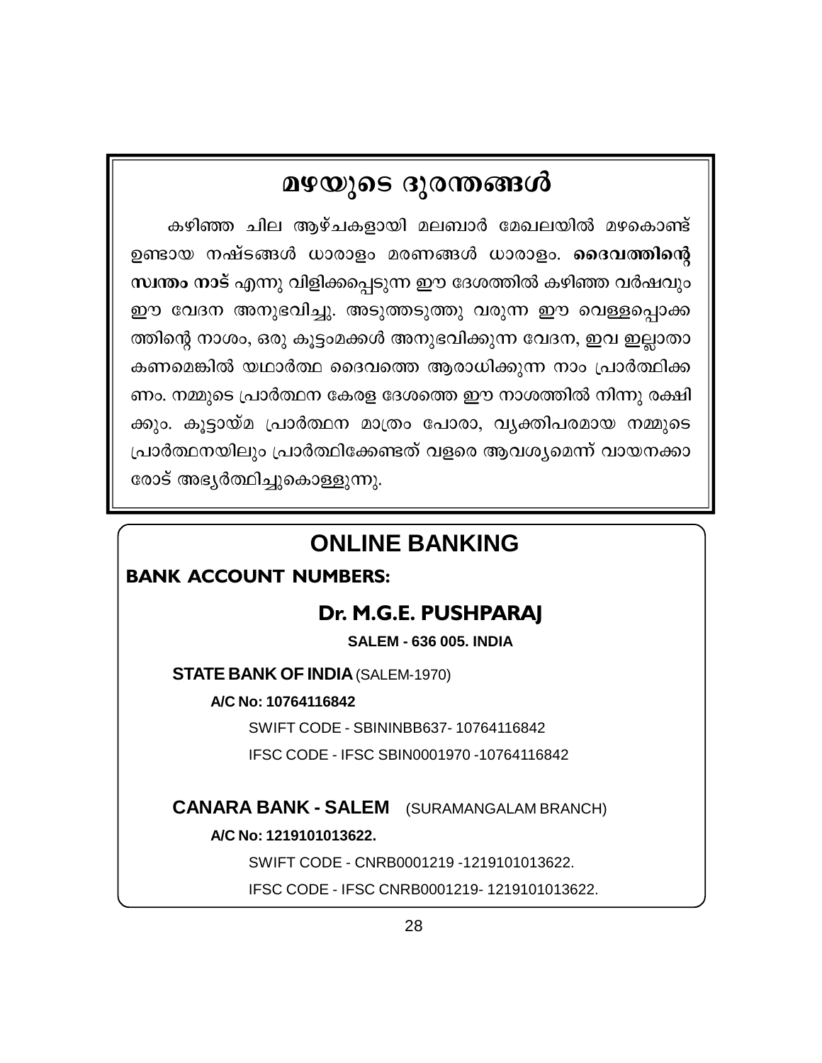# മഴയുടെ ദുരന്തങ്ങൾ

കഴിഞ്ഞ ചില ആഴ്ചകളായി മലബാർ മേഖലയിൽ മഴകൊണ്ട് ഉണ്ടായ നഷ്ടങ്ങൾ ധാരാളം മരണങ്ങൾ ധാരാളം. **ദൈവത്തിന്റെ സ്വന്തം നാട്** എന്നു വിളിക്കപ്പെടുന്ന ഈ ദേശത്തിൽ കഴിഞ്ഞ വർഷവും ഈ വേദന അനുഭവിച്ചു. അടുത്തടുത്തു വരുന്ന ഈ വെള്ളപ്പൊക്കത്തിന്റെ നാശം, ഒരു കൂട്ടംമക്കൾ അനുഭവിക്കുന്ന വേദന, ഇവ ഇല്ലാതാകണമെങ്കിൽ യഥാർത്ഥ ദൈവത്തെ ആരാധിക്കുന്ന നാം പ്രാർത്ഥിക്കണം. നമ്മുടെ പ്രാർത്ഥന കേരള ദേശത്തെ ഈ നാശത്തിൽ നിന്നു രക്ഷിക്കും. കൂട്ടായ്മ പ്രാർത്ഥന മാത്രം പോരാ, വ്യക്തിപരമായ നമ്മുടെ പ്രാർത്ഥനയിലും പ്രാർത്ഥിക്കേണ്ടത് വളരെ ആവശ്യമെന്ന് വായനക്കാരോട് അഭ്യർത്ഥിച്ചുകൊള്ളുന്നു.

## ONLINE BANKING

**BANK ACCOUNT NUMBERS:**

### Dr. M.G.E. PUSHPARAJ

**SALEM - 636 005. INDIA**

**STATE BANK OF INDIA** (SALEM-1970)

**A/C No: 10764116842**

SWIFT CODE - SBININBB637- 10764116842

IFSC CODE - IFSC SBIN0001970 -10764116842

**CANARA BANK - SALEM** (SURAMANGALAM BRANCH)

**A/C No: 1219101013622.**

SWIFT CODE - CNRB0001219 -1219101013622.

IFSC CODE - IFSC CNRB0001219- 1219101013622.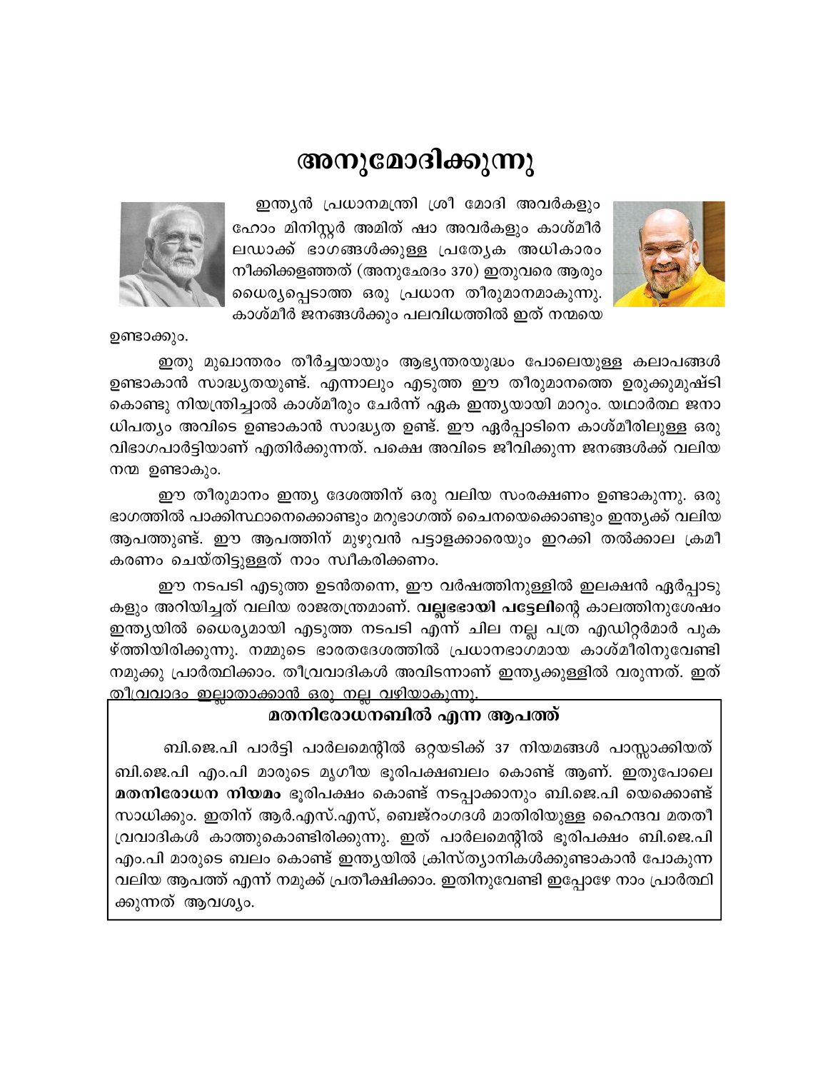# അനുമോദിക്കുന്നു

ഇന്ത്യൻ പ്രധാനമന്ത്രി ശ്രീ മോദി അവർകളും ഹോം മിനിസ്റ്റർ അമിത് ഷാ അവർകളും കാശ്മീർ ലഡാക്ക് ഭാഗങ്ങൾക്കുള്ള പ്രത്യേക അധികാരം നീക്കിക്കളഞ്ഞത് (അനുഛേദം 370) ഇതുവരെ ആരും ധൈര്യപ്പെടാത്ത ഒരു പ്രധാന തീരുമാനമാകുന്നു. കാശ്മീർ ജനങ്ങൾക്കും പലവിധത്തിൽ ഇത് നന്മയെ ഉണ്ടാക്കും.

ഇതു മുഖാന്തരം തീർച്ചയായും ആഭ്യന്തരയുദ്ധം പോലെയുള്ള കലാപങ്ങൾ ഉണ്ടാകാൻ സാദ്ധ്യതയുണ്ട്. എന്നാലും എടുത്ത ഈ തീരുമാനത്തെ ഉരുക്കുമുഷ്ടി കൊണ്ടു നിയന്ത്രിച്ചാൽ കാശ്മീരും ചേർന്ന് ഏക ഇന്ത്യയായി മാറും. യഥാർത്ഥ ജനാധിപത്യം അവിടെ ഉണ്ടാകാൻ സാദ്ധ്യത ഉണ്ട്. ഈ ഏർപ്പാടിനെ കാശ്മീരിലുള്ള ഒരു വിഭാഗപാർട്ടിയാണ് എതിർക്കുന്നത്. പക്ഷെ അവിടെ ജീവിക്കുന്ന ജനങ്ങൾക്ക് വലിയ നന്മ ഉണ്ടാകും.

ഈ തീരുമാനം ഇന്ത്യ ദേശത്തിന് ഒരു വലിയ സംരക്ഷണം ഉണ്ടാകുന്നു. ഒരു ഭാഗത്തിൽ പാക്കിസ്ഥാനെക്കൊണ്ടും മറുഭാഗത്ത് ചൈനയെക്കൊണ്ടും ഇന്ത്യക്ക് വലിയ ആപത്തുണ്ട്. ഈ ആപത്തിന് മുഴുവൻ പട്ടാളക്കാരെയും ഇറക്കി തൽക്കാല ക്രമീകരണം ചെയ്തിട്ടുള്ളത് നാം സ്വീകരിക്കണം.

ഈ നടപടി എടുത്ത ഉടൻതന്നെ, ഈ വർഷത്തിനുള്ളിൽ ഇലക്ഷൻ ഏർപ്പാടുകളും അറിയിച്ചത് വലിയ രാജതന്ത്രമാണ്. **വല്ലഭഭായി പട്ടേലി**ന്റെ കാലത്തിനുശേഷം ഇന്ത്യയിൽ ധൈര്യമായി എടുത്ത നടപടി എന്ന് ചില നല്ല പത്ര എഡിറ്റർമാർ പുകഴ്ത്തിയിരിക്കുന്നു. നമ്മുടെ ഭാരതദേശത്തിൽ പ്രധാനഭാഗമായ കാശ്മീരിനുവേണ്ടി നമുക്കു പ്രാർത്ഥിക്കാം. തീവ്രവാദികൾ അവിടന്നാണ് ഇന്ത്യക്കുള്ളിൽ വരുന്നത്. ഇത് തീവ്രവാദം ഇല്ലാതാക്കാൻ ഒരു നല്ല വഴിയാകുന്നു.

## മതനിരോധനബിൽ എന്ന ആപത്ത്

ബി.ജെ.പി പാർട്ടി പാർലമെന്റിൽ ഒറ്റയടിക്ക് 37 നിയമങ്ങൾ പാസ്സാക്കിയത് ബി.ജെ.പി എം.പി മാരുടെ മൃഗീയ ഭൂരിപക്ഷബലം കൊണ്ട് ആണ്. ഇതുപോലെ **മതനിരോധന നിയമം** ഭൂരിപക്ഷം കൊണ്ട് നടപ്പാക്കാനും ബി.ജെ.പി യെക്കൊണ്ട് സാധിക്കും. ഇതിന് ആർ.എസ്.എസ്, ബെജ്റംഗദൾ മാതിരിയുള്ള ഹൈന്ദവ മതതീവ്രവാദികൾ കാത്തുകൊണ്ടിരിക്കുന്നു. ഇത് പാർലമെന്റിൽ ഭൂരിപക്ഷം ബി.ജെ.പി എം.പി മാരുടെ ബലം കൊണ്ട് ഇന്ത്യയിൽ ക്രിസ്ത്യാനികൾക്കുണ്ടാകാൻ പോകുന്ന വലിയ ആപത്ത് എന്ന് നമുക്ക് പ്രതീക്ഷിക്കാം. ഇതിനുവേണ്ടി ഇപ്പോഴേ നാം പ്രാർത്ഥിക്കുന്നത് ആവശ്യം.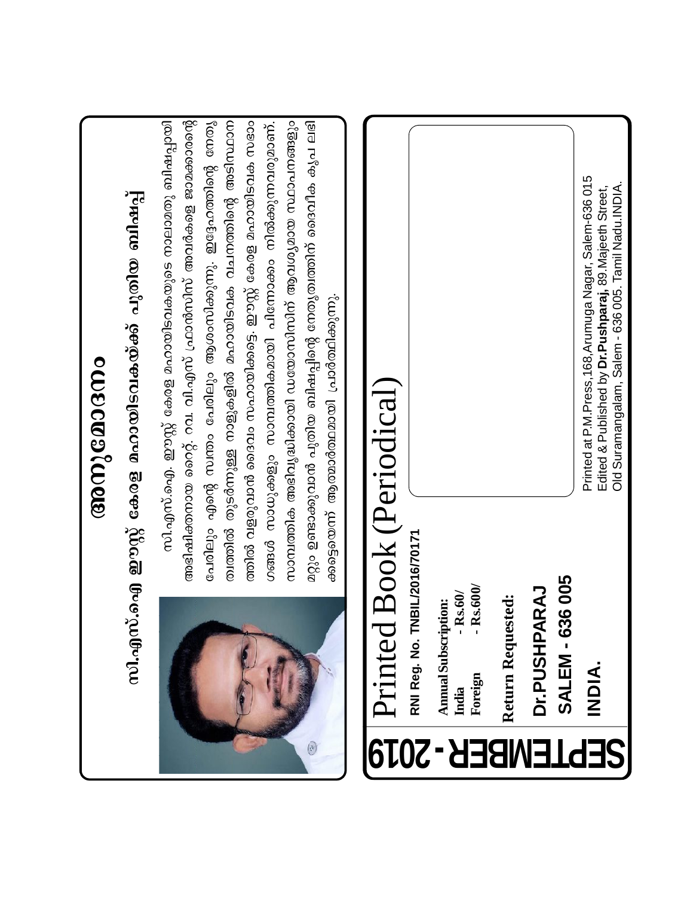# അനുമോദനം

## സി.എസ്.ഐ ഈസ്റ്റ് കേരള മഹായിടവകയ്ക്ക് പുതിയ ബിഷപ്പ്

സി.എസ്.ഐ. ഈസ്റ്റ് കേരള മഹായിടവകയുടെ നാലാമതു ബിഷപ്പായി അഭിഷിക്തനായ റൈറ്റ്. റവ. വി.എസ് ഫ്രാൻസിസ് അവർകളെ ജാമക്കാരന്റെ പേരിലും എന്റെ സ്വന്തം പേരിലും ആശംസിക്കുന്നു. ഇദ്ദേഹത്തിന്റെ നേതൃത്വത്തിൽ തുടർന്നുള്ള നാളുകളിൽ മഹായിടവക വചനത്തിന്റെ അടിസ്ഥാനത്തിൽ വളരുവാൻ ദൈവം സഹായിക്കട്ടെ. ഈസ്റ്റ് കേരള മഹായിടവക സഭാംഗങ്ങൾ സാധുക്കളും സാമ്പത്തികമായി പിന്നോക്കം നിൽക്കുന്നവരുമാണ്. സാമ്പത്തിക അഭിവൃദ്ധിക്കായി ധ്യോസിസിന് ആവശ്യമായ സ്ഥാപനങ്ങളും മറ്റും ഉണ്ടാക്കുവാൻ പുതിയ ബിഷപ്പിന്റെ നേതൃത്വത്തിന് ദൈവീക കൃപ ലഭിക്കട്ടെയെന്ന് ആത്മാർത്ഥമായി പ്രാർത്ഥിക്കുന്നു.

---

**SEPTEMBER - 2019**

# Printed Book (Periodical)

**RNI Reg. No. TNBIL/2016/70171**

**Annual Subscription:**
**India - Rs.60/**
**Foreign - Rs.600/**

**Return Requested:**

**Dr.PUSHPARAJ**
**SALEM - 636 005**
**INDIA.**

Printed at P.M.Press,168,Arumuga Nagar, Salem-636 015
Edited & Published by **Dr.Pushparaj,** 89.Majeeth Street,
Old Suramangalam, Salem - 636 005. Tamil Nadu.INDIA.